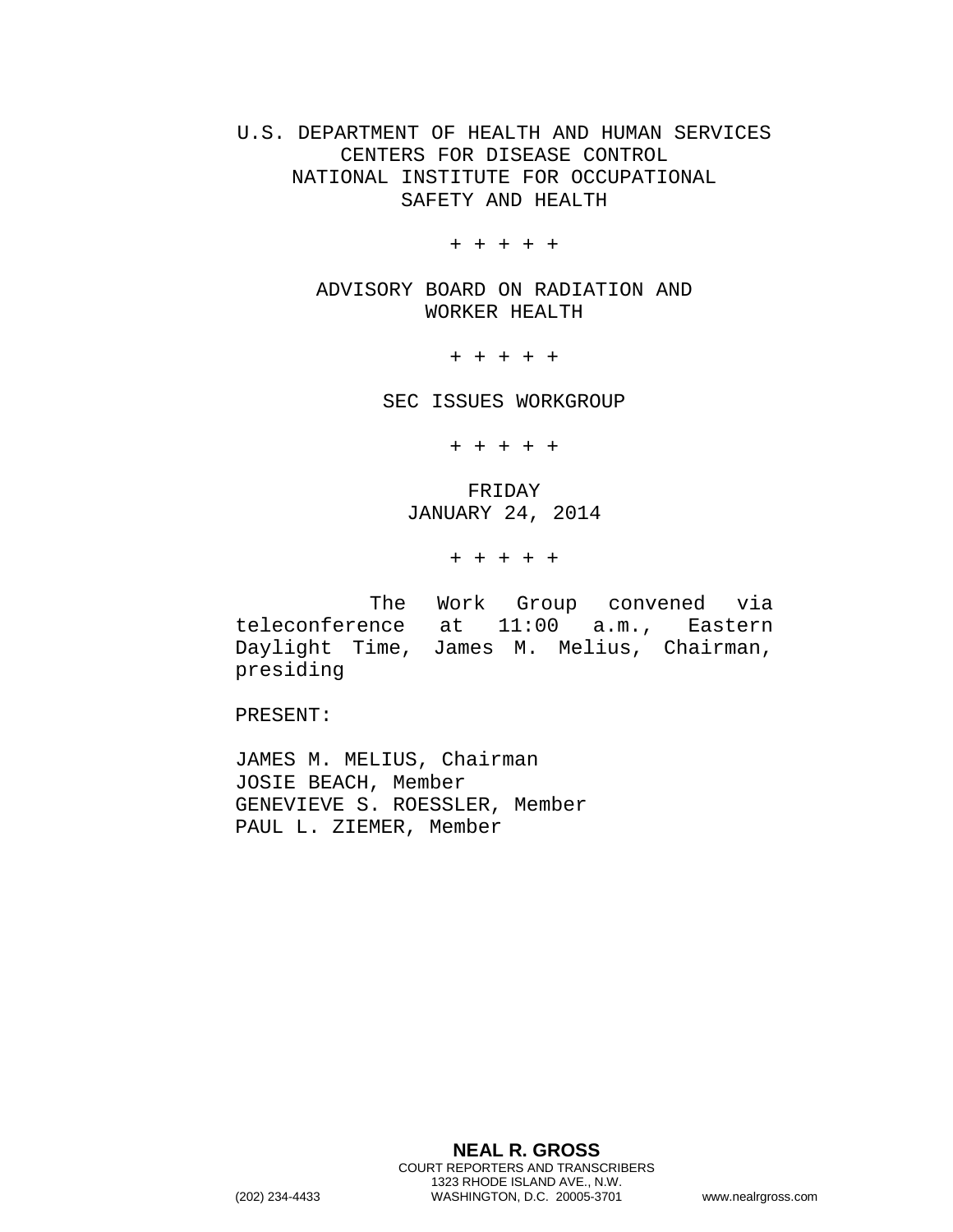U.S. DEPARTMENT OF HEALTH AND HUMAN SERVICES
CENTERS FOR DISEASE CONTROL
NATIONAL INSTITUTE FOR OCCUPATIONAL
SAFETY AND HEALTH

+ + + + +

ADVISORY BOARD ON RADIATION AND
WORKER HEALTH

+ + + + +

SEC ISSUES WORKGROUP

+ + + + +

FRIDAY
JANUARY 24, 2014

+ + + + +

The Work Group convened via teleconference at 11:00 a.m., Eastern Daylight Time, James M. Melius, Chairman, presiding

PRESENT:

JAMES M. MELIUS, Chairman
JOSIE BEACH, Member
GENEVIEVE S. ROESSLER, Member
PAUL L. ZIEMER, Member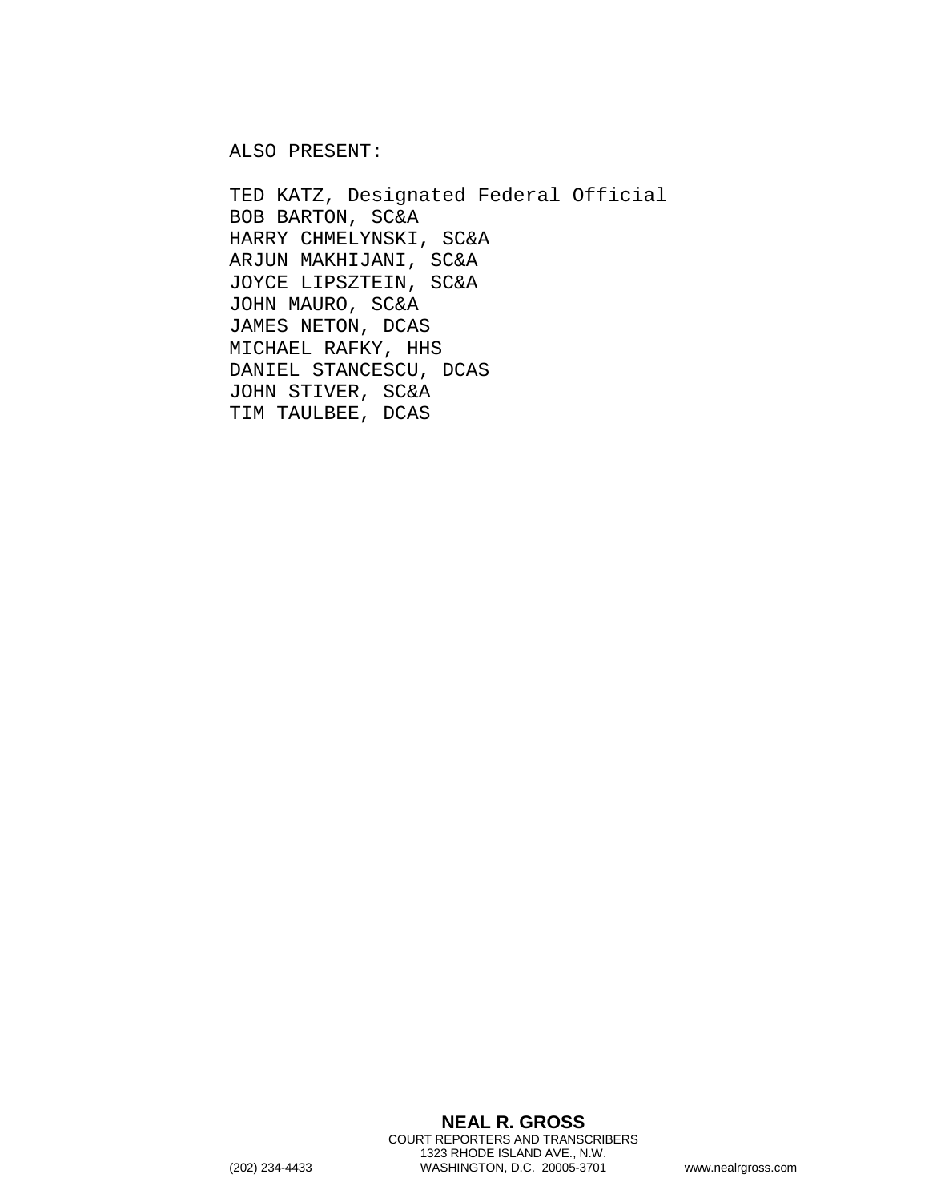ALSO PRESENT:

TED KATZ, Designated Federal Official
BOB BARTON, SC&A
HARRY CHMELYNSKI, SC&A
ARJUN MAKHIJANI, SC&A
JOYCE LIPSZTEIN, SC&A
JOHN MAURO, SC&A
JAMES NETON, DCAS
MICHAEL RAFKY, HHS
DANIEL STANCESCU, DCAS
JOHN STIVER, SC&A
TIM TAULBEE, DCAS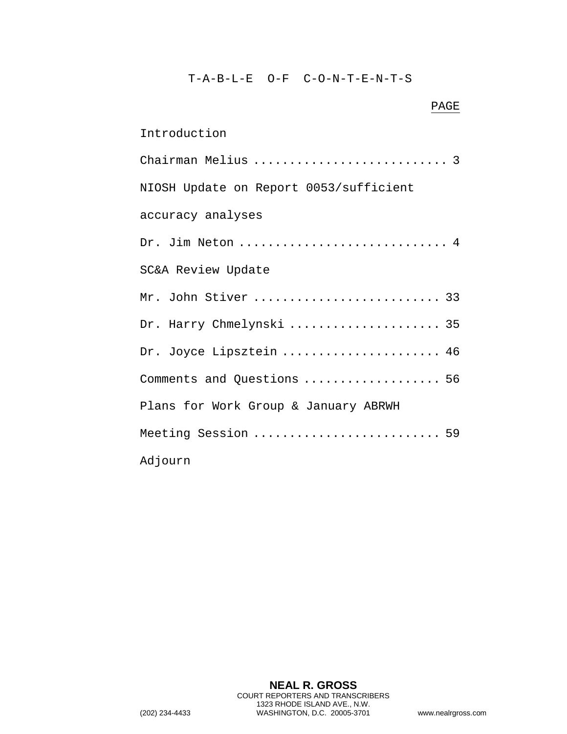# T-A-B-L-E O-F C-O-N-T-E-N-T-S

PAGE

Introduction

Chairman Melius .......................... 3

NIOSH Update on Report 0053/sufficient accuracy analyses

Dr. Jim Neton ............................ 4

SC&A Review Update

Mr. John Stiver ......................... 33

Dr. Harry Chmelynski .................... 35

Dr. Joyce Lipsztein ..................... 46

Comments and Questions .................. 56

Plans for Work Group & January ABRWH Meeting Session ......................... 59

Adjourn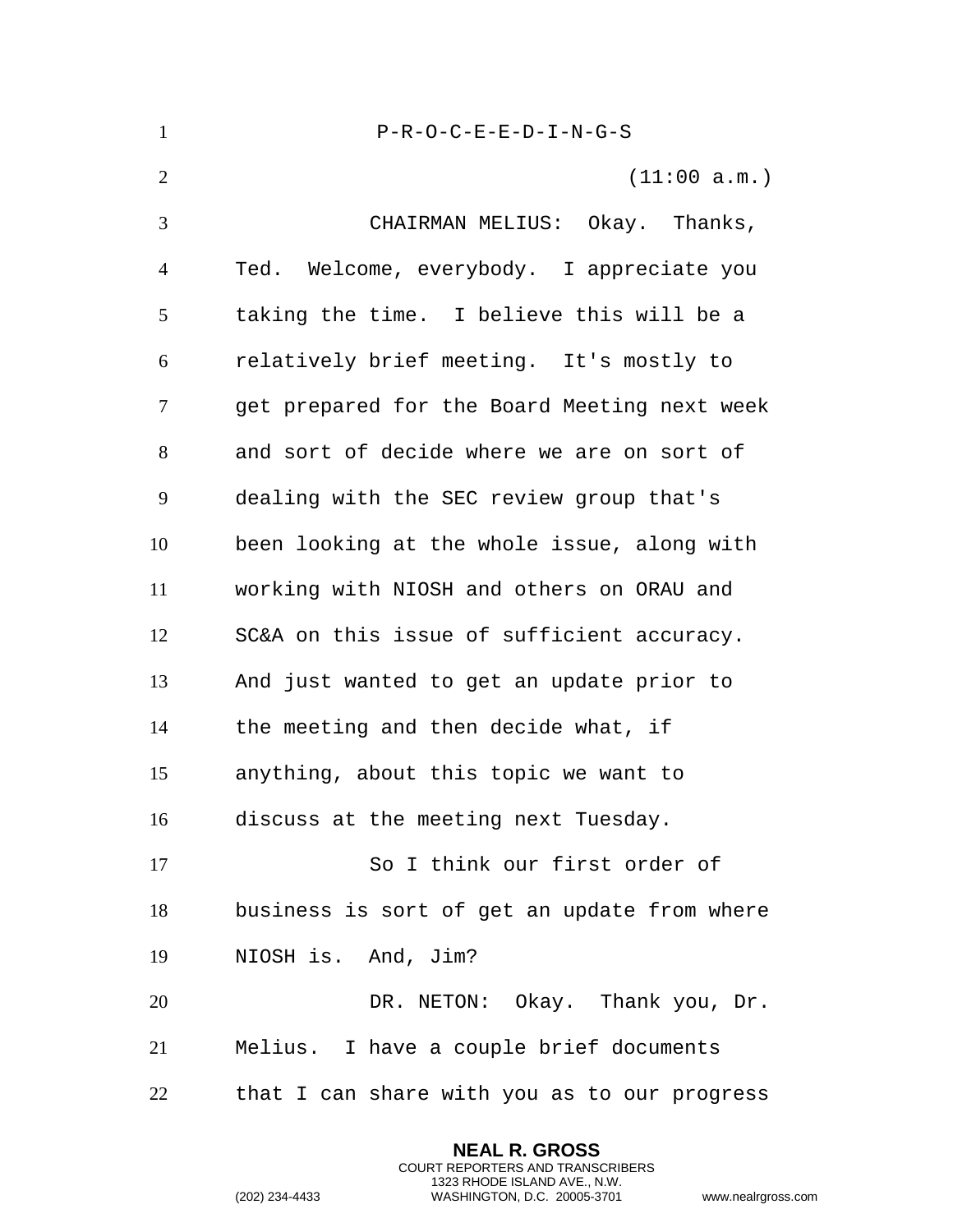P-R-O-C-E-E-D-I-N-G-S

(11:00 a.m.)

CHAIRMAN MELIUS: Okay. Thanks, Ted. Welcome, everybody. I appreciate you taking the time. I believe this will be a relatively brief meeting. It's mostly to get prepared for the Board Meeting next week and sort of decide where we are on sort of dealing with the SEC review group that's been looking at the whole issue, along with working with NIOSH and others on ORAU and SC&A on this issue of sufficient accuracy. And just wanted to get an update prior to the meeting and then decide what, if anything, about this topic we want to discuss at the meeting next Tuesday.

So I think our first order of business is sort of get an update from where NIOSH is. And, Jim?

DR. NETON: Okay. Thank you, Dr. Melius. I have a couple brief documents that I can share with you as to our progress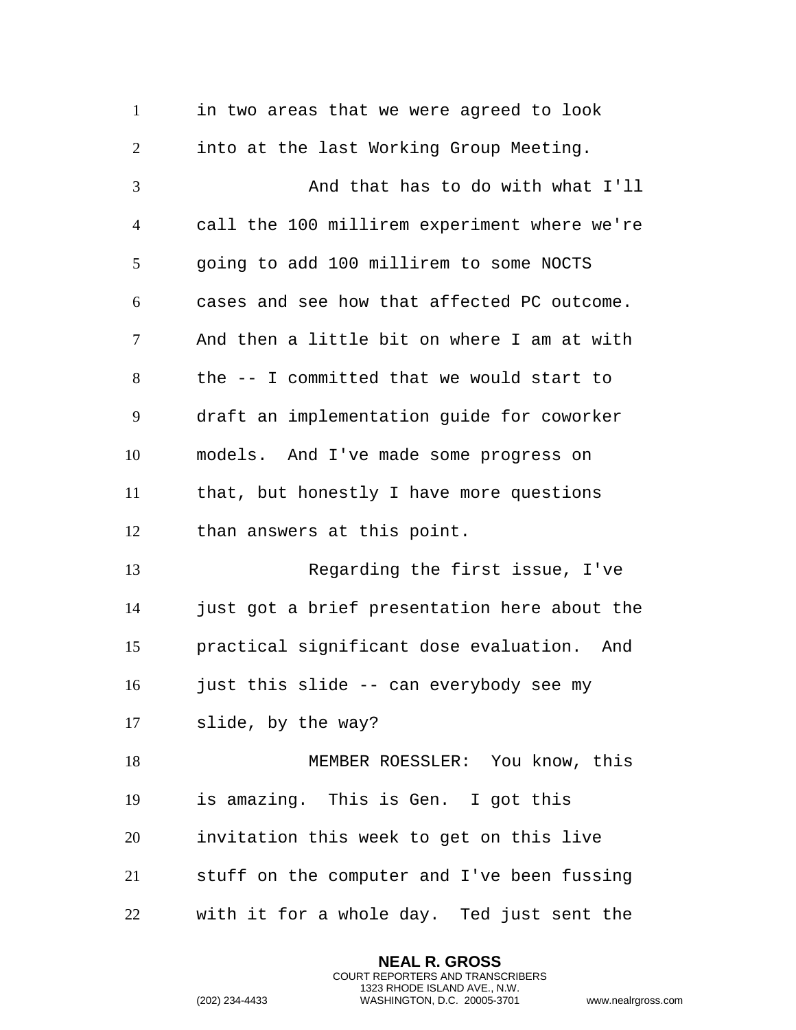in two areas that we were agreed to look into at the last Working Group Meeting.

And that has to do with what I'll call the 100 millirem experiment where we're going to add 100 millirem to some NOCTS cases and see how that affected PC outcome. And then a little bit on where I am at with the -- I committed that we would start to draft an implementation guide for coworker models. And I've made some progress on that, but honestly I have more questions than answers at this point.

Regarding the first issue, I've just got a brief presentation here about the practical significant dose evaluation. And just this slide -- can everybody see my slide, by the way?

MEMBER ROESSLER: You know, this is amazing. This is Gen. I got this invitation this week to get on this live stuff on the computer and I've been fussing with it for a whole day. Ted just sent the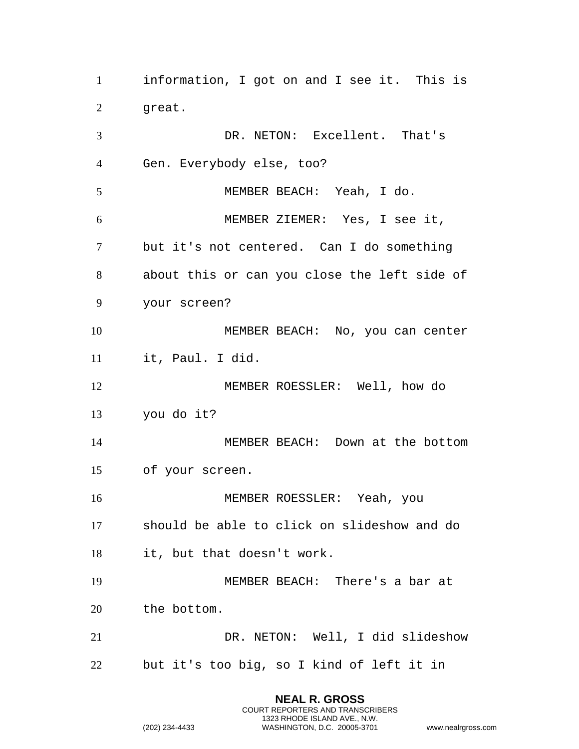information, I got on and I see it. This is great.

DR. NETON: Excellent. That's Gen. Everybody else, too?

MEMBER BEACH: Yeah, I do.

MEMBER ZIEMER: Yes, I see it, but it's not centered. Can I do something about this or can you close the left side of your screen?

MEMBER BEACH: No, you can center it, Paul. I did.

MEMBER ROESSLER: Well, how do you do it?

MEMBER BEACH: Down at the bottom of your screen.

MEMBER ROESSLER: Yeah, you should be able to click on slideshow and do it, but that doesn't work.

MEMBER BEACH: There's a bar at the bottom.

DR. NETON: Well, I did slideshow but it's too big, so I kind of left it in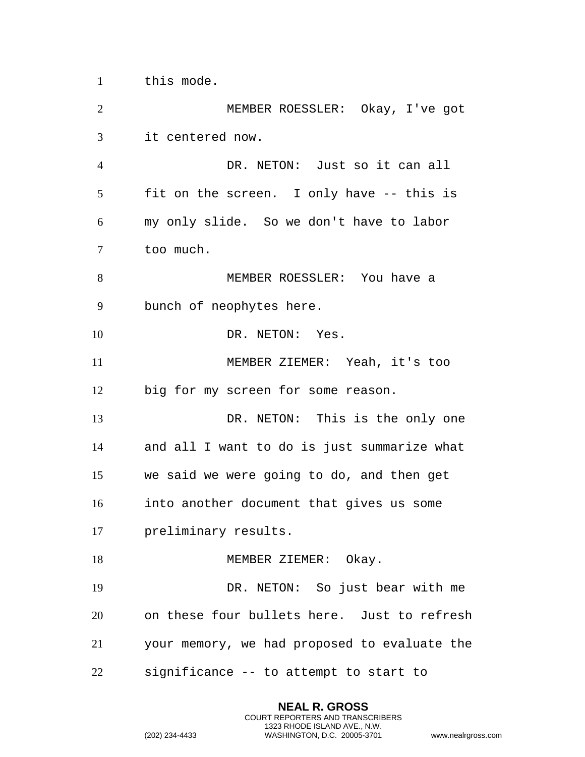this mode.

MEMBER ROESSLER: Okay, I've got it centered now.

DR. NETON: Just so it can all fit on the screen. I only have -- this is my only slide. So we don't have to labor too much.

MEMBER ROESSLER: You have a bunch of neophytes here.

DR. NETON: Yes.

MEMBER ZIEMER: Yeah, it's too big for my screen for some reason.

DR. NETON: This is the only one and all I want to do is just summarize what we said we were going to do, and then get into another document that gives us some preliminary results.

MEMBER ZIEMER: Okay.

DR. NETON: So just bear with me on these four bullets here. Just to refresh your memory, we had proposed to evaluate the significance -- to attempt to start to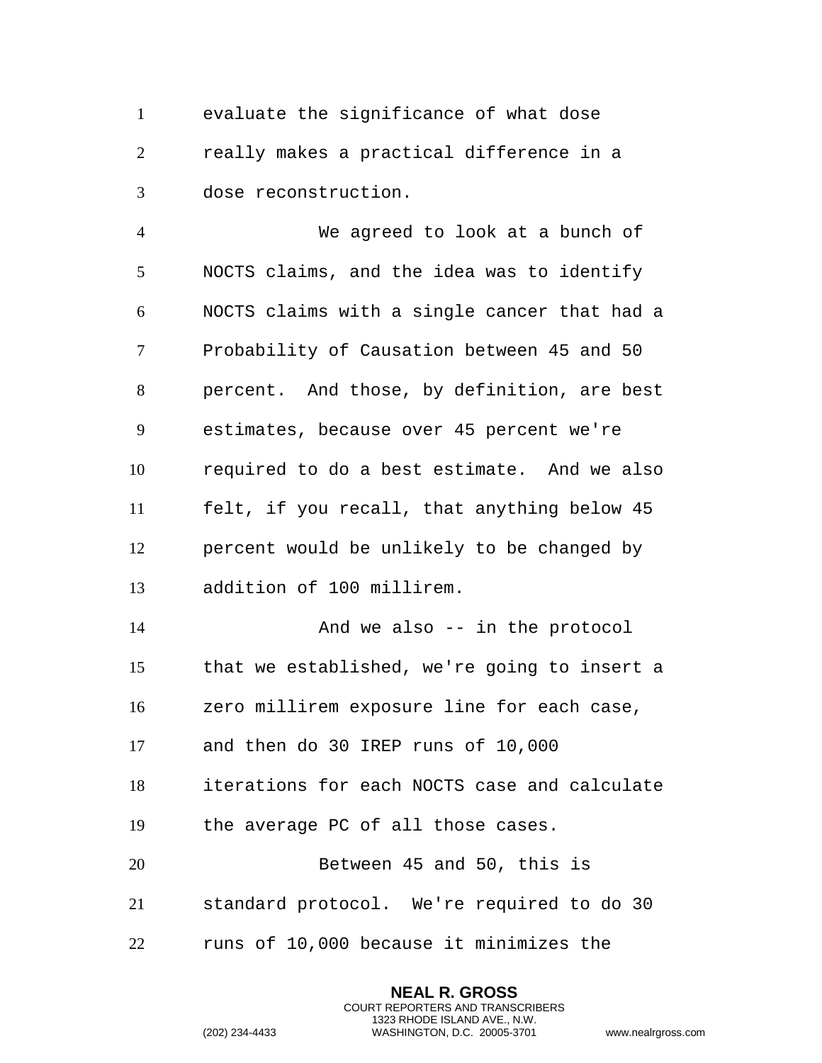evaluate the significance of what dose really makes a practical difference in a dose reconstruction.

We agreed to look at a bunch of NOCTS claims, and the idea was to identify NOCTS claims with a single cancer that had a Probability of Causation between 45 and 50 percent. And those, by definition, are best estimates, because over 45 percent we're required to do a best estimate. And we also felt, if you recall, that anything below 45 percent would be unlikely to be changed by addition of 100 millirem.

And we also -- in the protocol that we established, we're going to insert a zero millirem exposure line for each case, and then do 30 IREP runs of 10,000 iterations for each NOCTS case and calculate the average PC of all those cases.

Between 45 and 50, this is standard protocol. We're required to do 30 runs of 10,000 because it minimizes the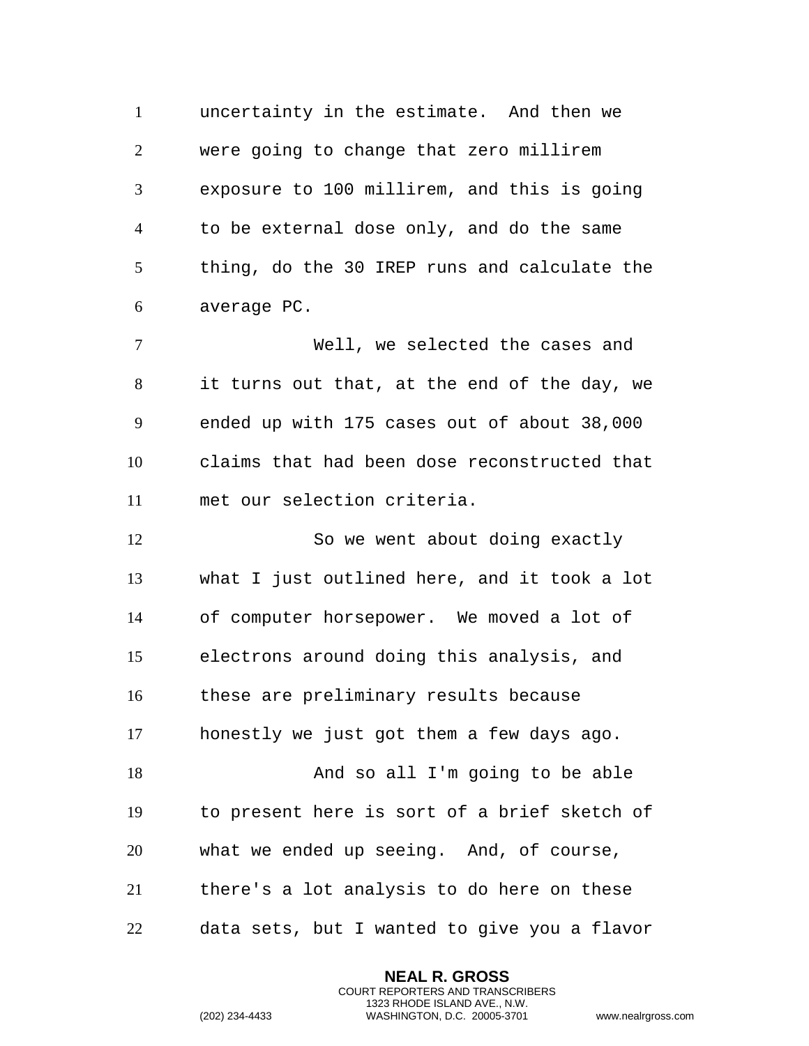uncertainty in the estimate. And then we were going to change that zero millirem exposure to 100 millirem, and this is going to be external dose only, and do the same thing, do the 30 IREP runs and calculate the average PC.

Well, we selected the cases and it turns out that, at the end of the day, we ended up with 175 cases out of about 38,000 claims that had been dose reconstructed that met our selection criteria.

So we went about doing exactly what I just outlined here, and it took a lot of computer horsepower. We moved a lot of electrons around doing this analysis, and these are preliminary results because honestly we just got them a few days ago.

And so all I'm going to be able to present here is sort of a brief sketch of what we ended up seeing. And, of course, there's a lot analysis to do here on these data sets, but I wanted to give you a flavor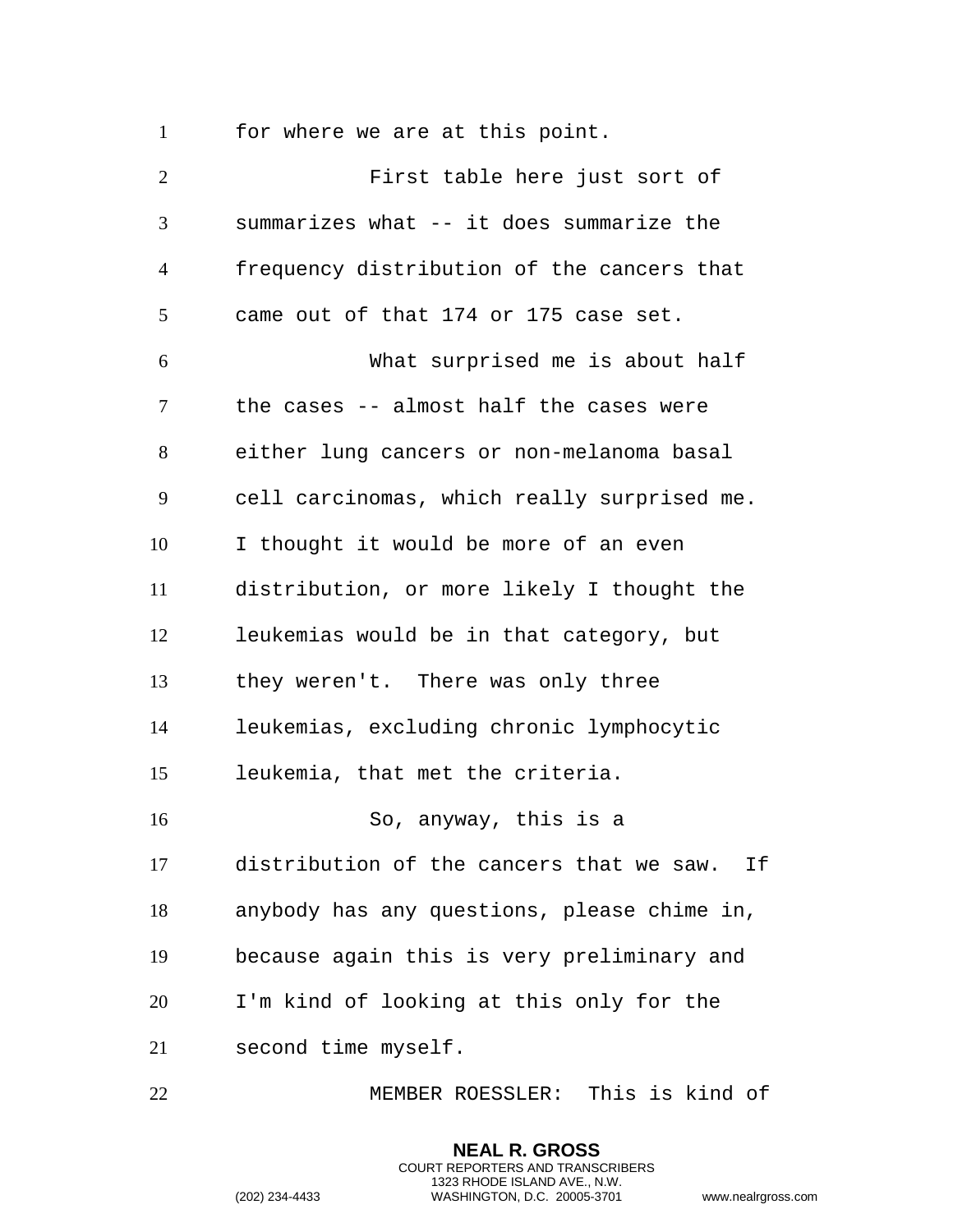for where we are at this point.

First table here just sort of summarizes what -- it does summarize the frequency distribution of the cancers that came out of that 174 or 175 case set.

What surprised me is about half the cases -- almost half the cases were either lung cancers or non-melanoma basal cell carcinomas, which really surprised me. I thought it would be more of an even distribution, or more likely I thought the leukemias would be in that category, but they weren't. There was only three leukemias, excluding chronic lymphocytic leukemia, that met the criteria.

So, anyway, this is a distribution of the cancers that we saw. If anybody has any questions, please chime in, because again this is very preliminary and I'm kind of looking at this only for the second time myself.

MEMBER ROESSLER: This is kind of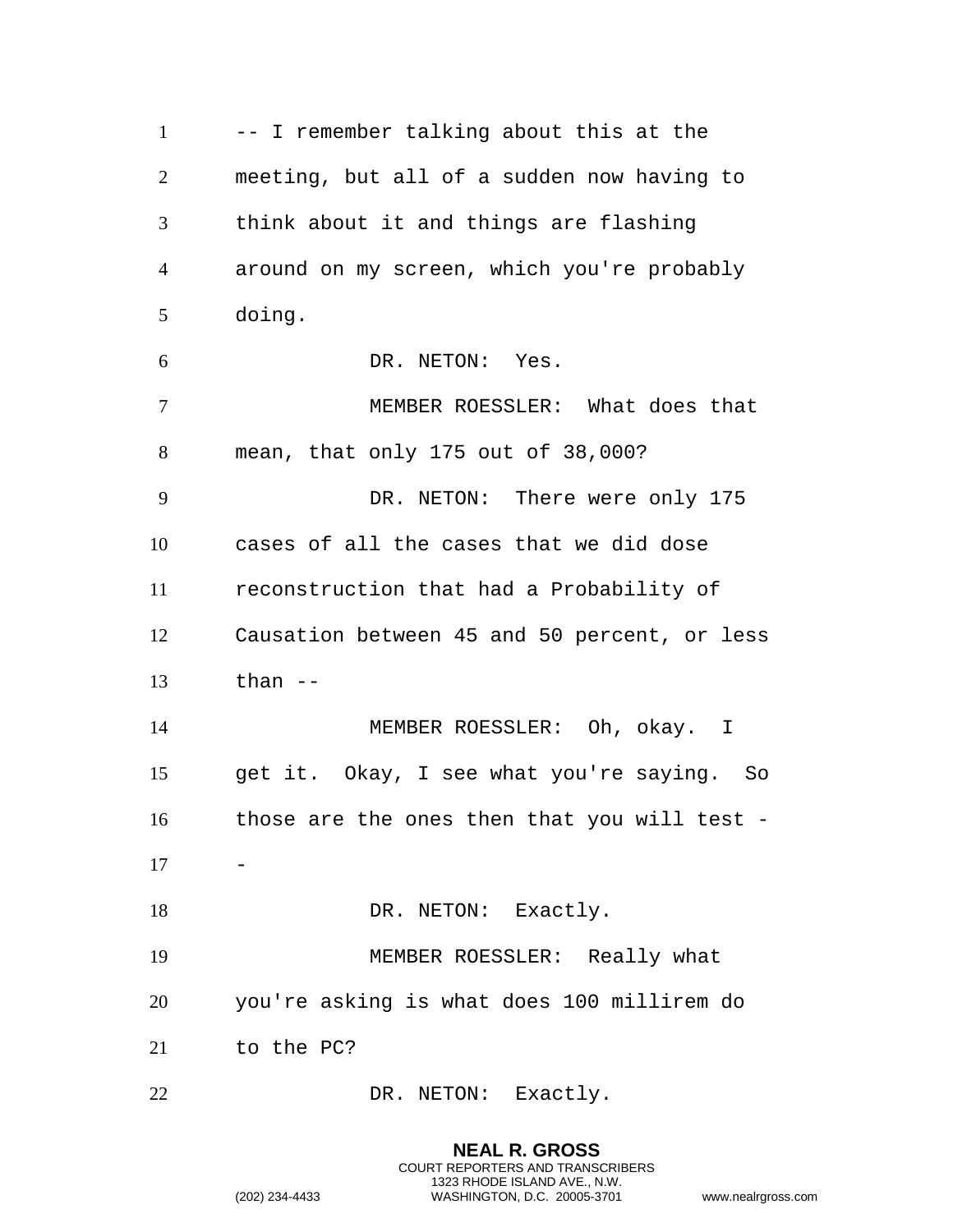-- I remember talking about this at the meeting, but all of a sudden now having to think about it and things are flashing around on my screen, which you're probably doing.

DR. NETON: Yes.

MEMBER ROESSLER: What does that mean, that only 175 out of 38,000?

DR. NETON: There were only 175 cases of all the cases that we did dose reconstruction that had a Probability of Causation between 45 and 50 percent, or less than --

MEMBER ROESSLER: Oh, okay. I get it. Okay, I see what you're saying. So those are the ones then that you will test --

DR. NETON: Exactly.

MEMBER ROESSLER: Really what you're asking is what does 100 millirem do to the PC?

DR. NETON: Exactly.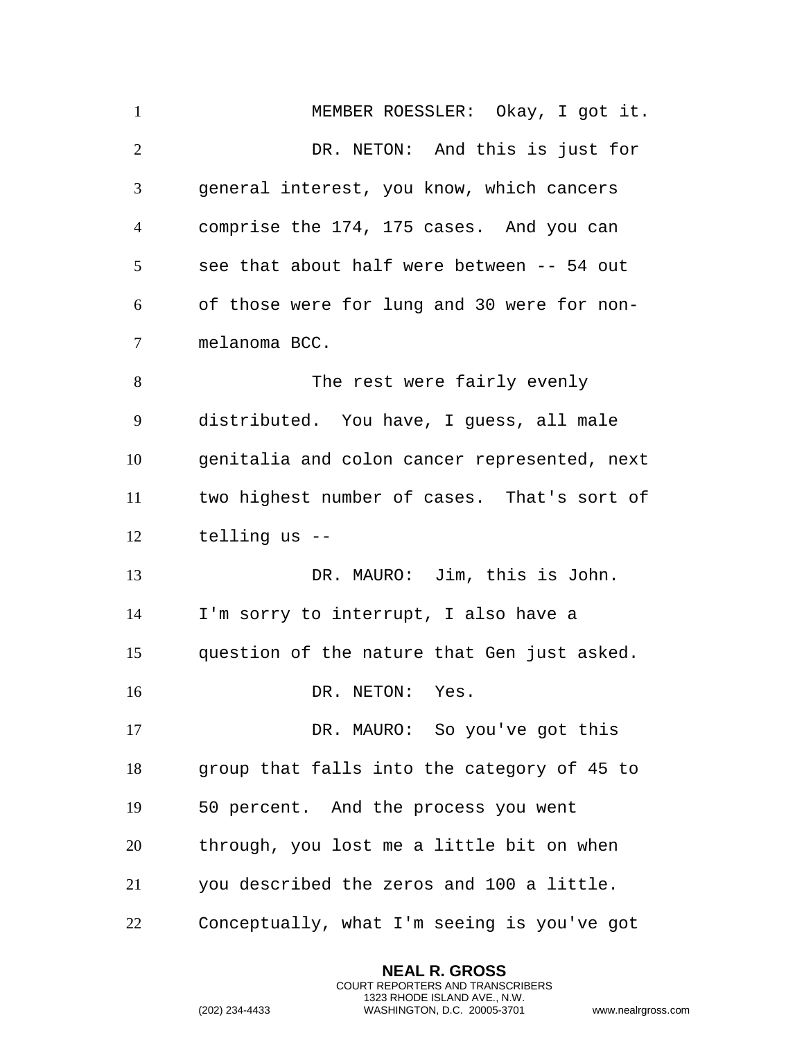MEMBER ROESSLER: Okay, I got it.

DR. NETON: And this is just for general interest, you know, which cancers comprise the 174, 175 cases. And you can see that about half were between -- 54 out of those were for lung and 30 were for non-melanoma BCC.

The rest were fairly evenly distributed. You have, I guess, all male genitalia and colon cancer represented, next two highest number of cases. That's sort of telling us --

DR. MAURO: Jim, this is John. I'm sorry to interrupt, I also have a question of the nature that Gen just asked.

DR. NETON: Yes.

DR. MAURO: So you've got this group that falls into the category of 45 to 50 percent. And the process you went through, you lost me a little bit on when you described the zeros and 100 a little. Conceptually, what I'm seeing is you've got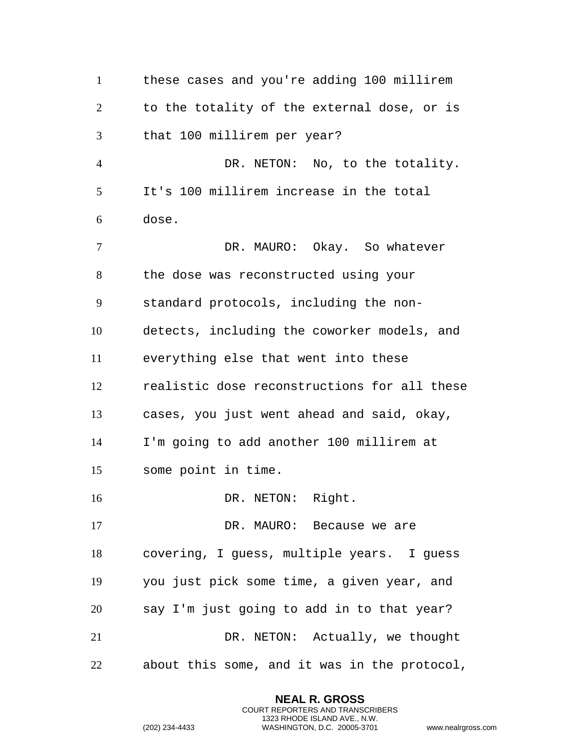these cases and you're adding 100 millirem to the totality of the external dose, or is that 100 millirem per year?

DR. NETON: No, to the totality. It's 100 millirem increase in the total dose.

DR. MAURO: Okay. So whatever the dose was reconstructed using your standard protocols, including the non-detects, including the coworker models, and everything else that went into these realistic dose reconstructions for all these cases, you just went ahead and said, okay, I'm going to add another 100 millirem at some point in time.

DR. NETON: Right.

DR. MAURO: Because we are covering, I guess, multiple years. I guess you just pick some time, a given year, and say I'm just going to add in to that year?

DR. NETON: Actually, we thought about this some, and it was in the protocol,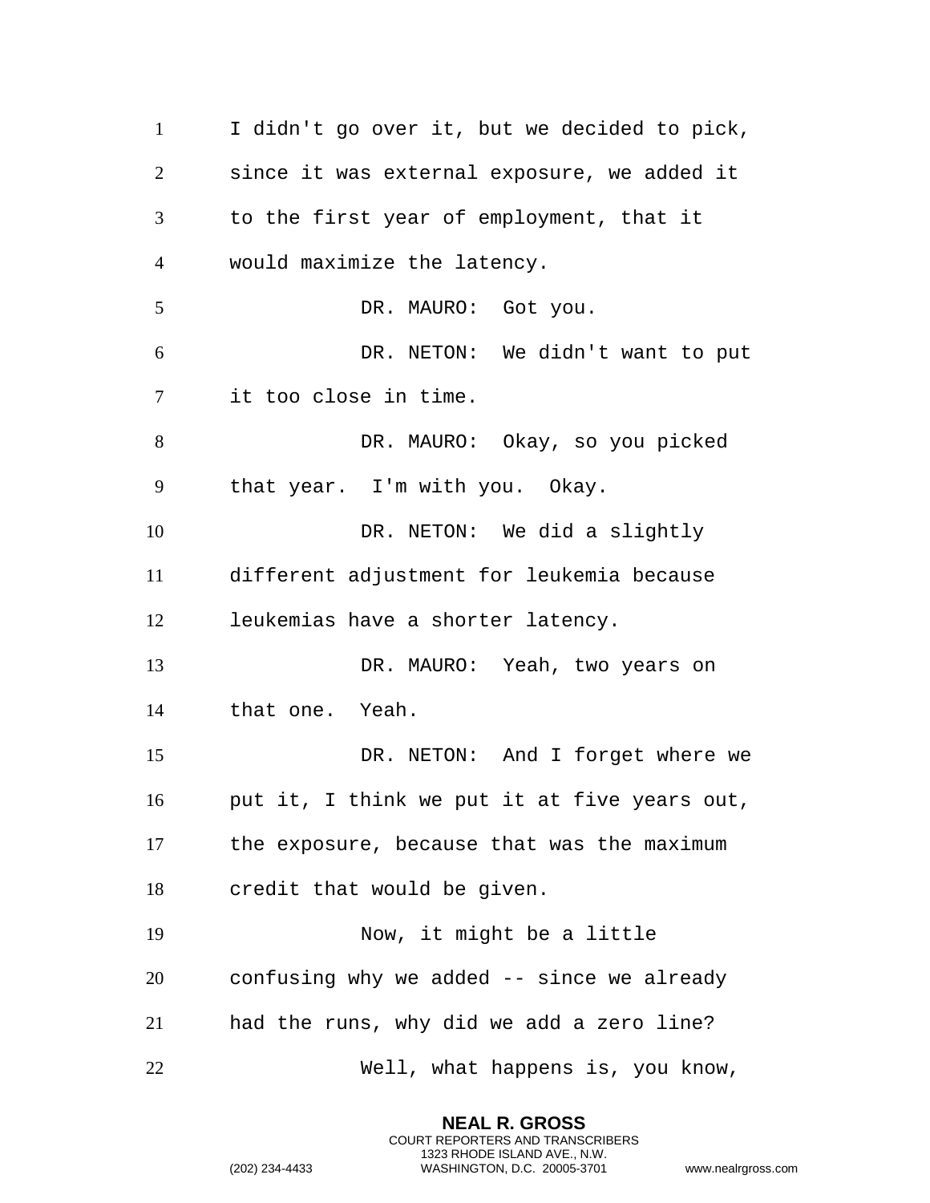I didn't go over it, but we decided to pick, since it was external exposure, we added it to the first year of employment, that it would maximize the latency.

DR. MAURO: Got you.

DR. NETON: We didn't want to put it too close in time.

DR. MAURO: Okay, so you picked that year. I'm with you. Okay.

DR. NETON: We did a slightly different adjustment for leukemia because leukemias have a shorter latency.

DR. MAURO: Yeah, two years on that one. Yeah.

DR. NETON: And I forget where we put it, I think we put it at five years out, the exposure, because that was the maximum credit that would be given.

Now, it might be a little confusing why we added -- since we already had the runs, why did we add a zero line?

Well, what happens is, you know,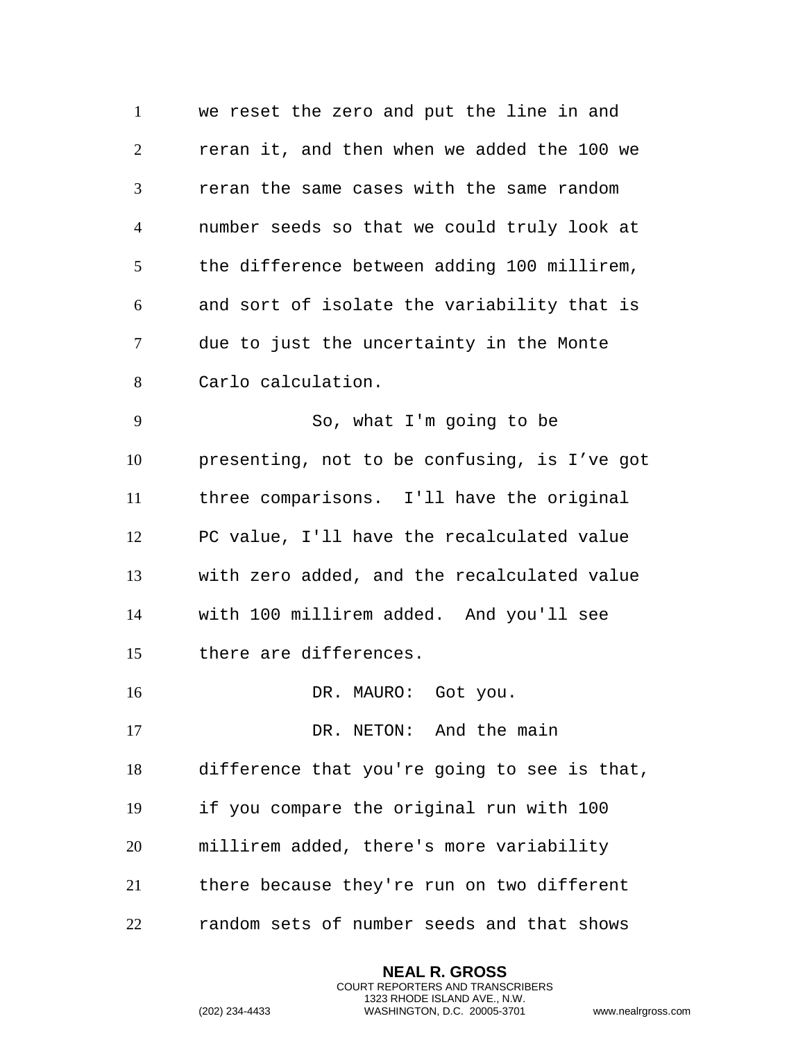we reset the zero and put the line in and reran it, and then when we added the 100 we reran the same cases with the same random number seeds so that we could truly look at the difference between adding 100 millirem, and sort of isolate the variability that is due to just the uncertainty in the Monte Carlo calculation.

So, what I'm going to be presenting, not to be confusing, is I've got three comparisons. I'll have the original PC value, I'll have the recalculated value with zero added, and the recalculated value with 100 millirem added. And you'll see there are differences.

DR. MAURO: Got you.

DR. NETON: And the main difference that you're going to see is that, if you compare the original run with 100 millirem added, there's more variability there because they're run on two different random sets of number seeds and that shows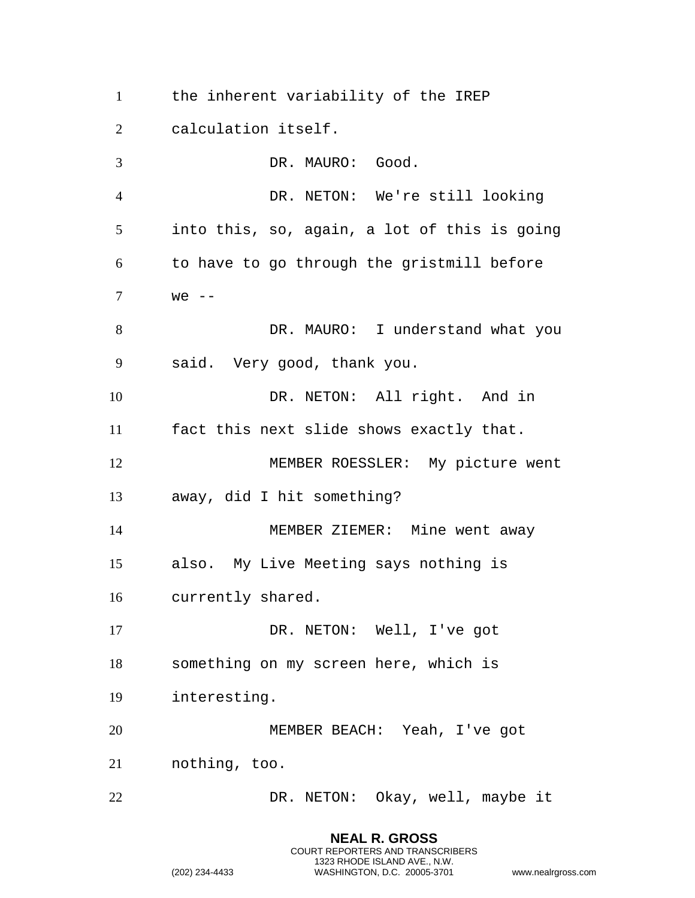the inherent variability of the IREP calculation itself.

DR. MAURO: Good.

DR. NETON: We're still looking into this, so, again, a lot of this is going to have to go through the gristmill before we --

DR. MAURO: I understand what you said. Very good, thank you.

DR. NETON: All right. And in fact this next slide shows exactly that.

MEMBER ROESSLER: My picture went away, did I hit something?

MEMBER ZIEMER: Mine went away also. My Live Meeting says nothing is currently shared.

DR. NETON: Well, I've got something on my screen here, which is interesting.

MEMBER BEACH: Yeah, I've got nothing, too.

DR. NETON: Okay, well, maybe it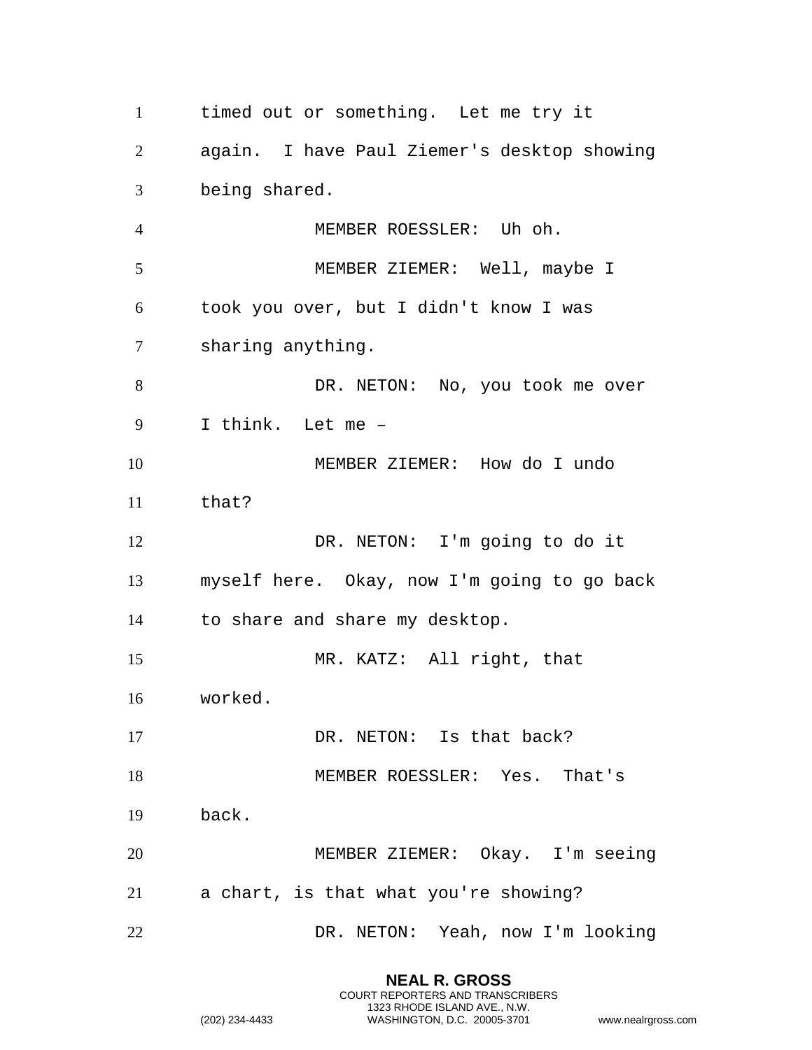timed out or something. Let me try it again. I have Paul Ziemer's desktop showing being shared.

MEMBER ROESSLER: Uh oh.

MEMBER ZIEMER: Well, maybe I took you over, but I didn't know I was sharing anything.

DR. NETON: No, you took me over I think. Let me –

MEMBER ZIEMER: How do I undo that?

DR. NETON: I'm going to do it myself here. Okay, now I'm going to go back to share and share my desktop.

MR. KATZ: All right, that worked.

DR. NETON: Is that back?

MEMBER ROESSLER: Yes. That's back.

MEMBER ZIEMER: Okay. I'm seeing a chart, is that what you're showing?

DR. NETON: Yeah, now I'm looking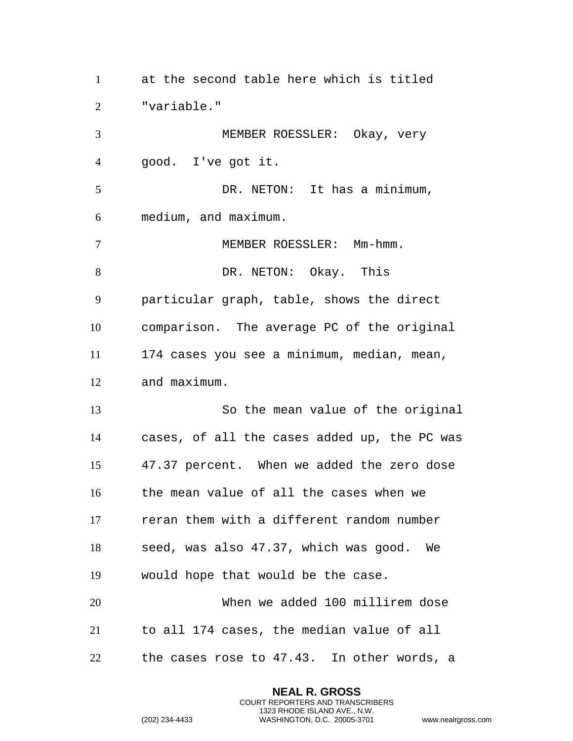at the second table here which is titled "variable."

MEMBER ROESSLER: Okay, very good. I've got it.

DR. NETON: It has a minimum, medium, and maximum.

MEMBER ROESSLER: Mm-hmm.

DR. NETON: Okay. This particular graph, table, shows the direct comparison. The average PC of the original 174 cases you see a minimum, median, mean, and maximum.

So the mean value of the original cases, of all the cases added up, the PC was 47.37 percent. When we added the zero dose the mean value of all the cases when we reran them with a different random number seed, was also 47.37, which was good. We would hope that would be the case.

When we added 100 millirem dose to all 174 cases, the median value of all the cases rose to 47.43. In other words, a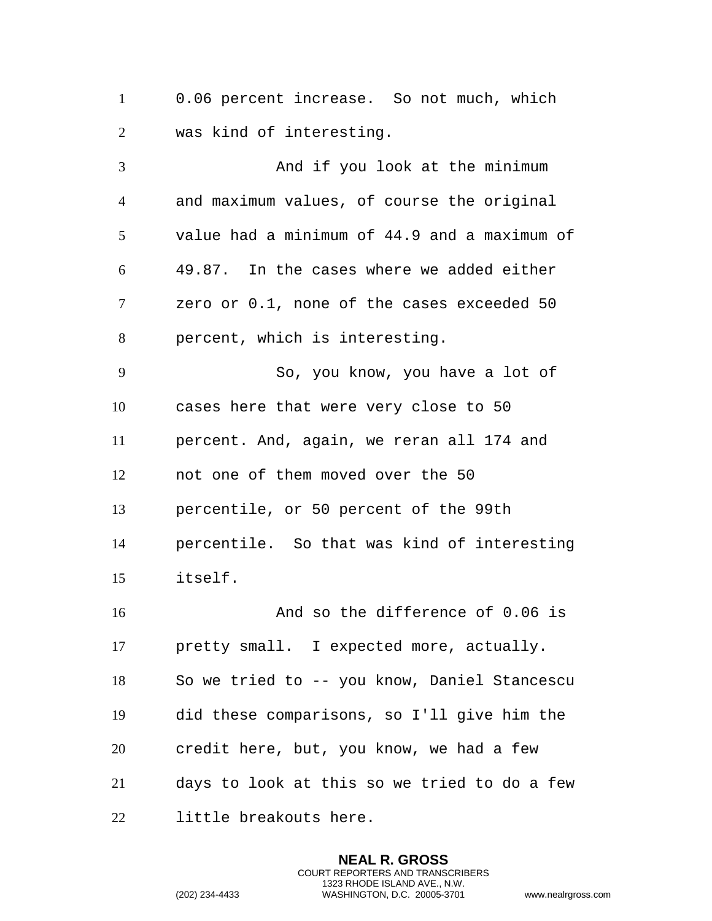0.06 percent increase. So not much, which was kind of interesting.

And if you look at the minimum and maximum values, of course the original value had a minimum of 44.9 and a maximum of 49.87. In the cases where we added either zero or 0.1, none of the cases exceeded 50 percent, which is interesting.

So, you know, you have a lot of cases here that were very close to 50 percent. And, again, we reran all 174 and not one of them moved over the 50 percentile, or 50 percent of the 99th percentile. So that was kind of interesting itself.

And so the difference of 0.06 is pretty small. I expected more, actually. So we tried to -- you know, Daniel Stancescu did these comparisons, so I'll give him the credit here, but, you know, we had a few days to look at this so we tried to do a few little breakouts here.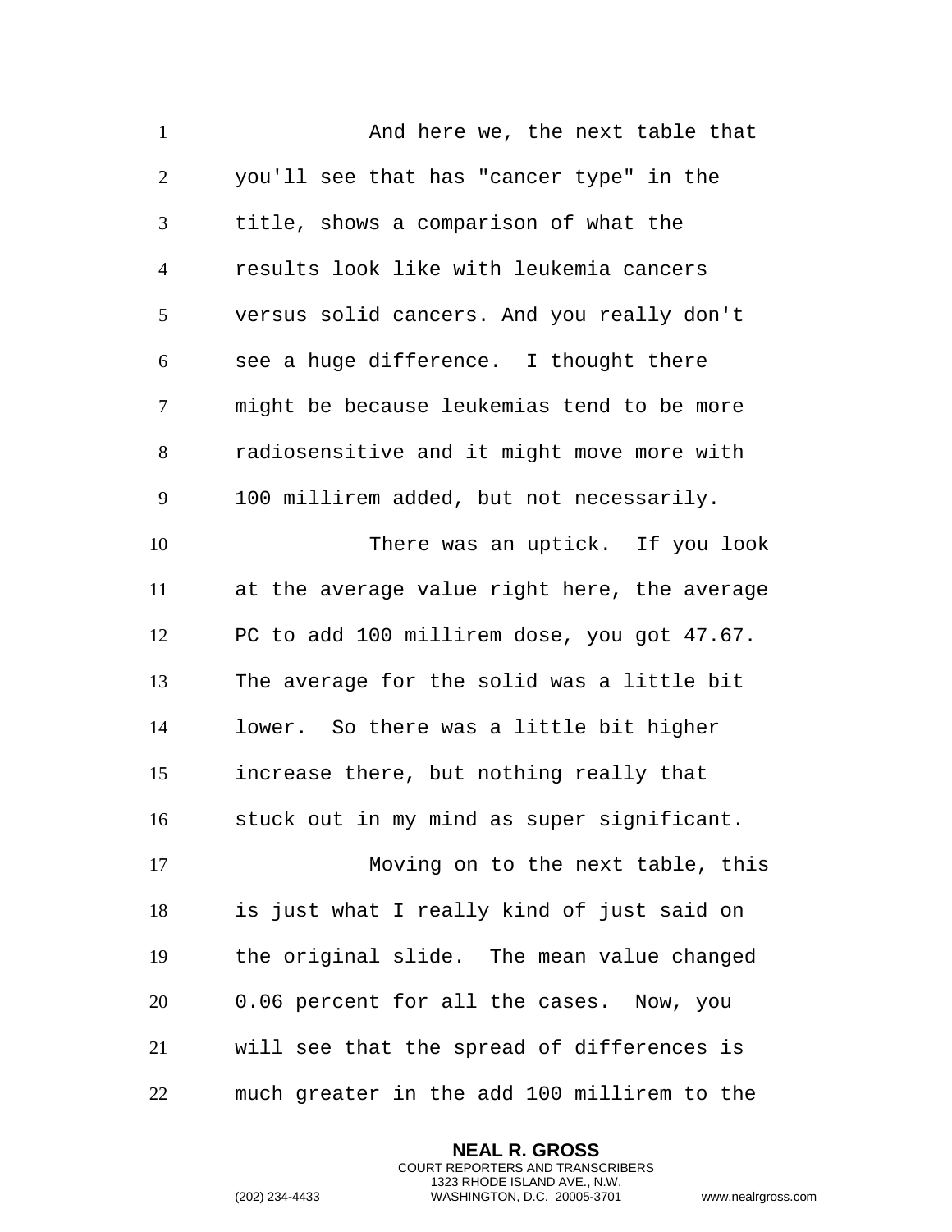And here we, the next table that you'll see that has "cancer type" in the title, shows a comparison of what the results look like with leukemia cancers versus solid cancers. And you really don't see a huge difference. I thought there might be because leukemias tend to be more radiosensitive and it might move more with 100 millirem added, but not necessarily.

There was an uptick. If you look at the average value right here, the average PC to add 100 millirem dose, you got 47.67. The average for the solid was a little bit lower. So there was a little bit higher increase there, but nothing really that stuck out in my mind as super significant.

Moving on to the next table, this is just what I really kind of just said on the original slide. The mean value changed 0.06 percent for all the cases. Now, you will see that the spread of differences is much greater in the add 100 millirem to the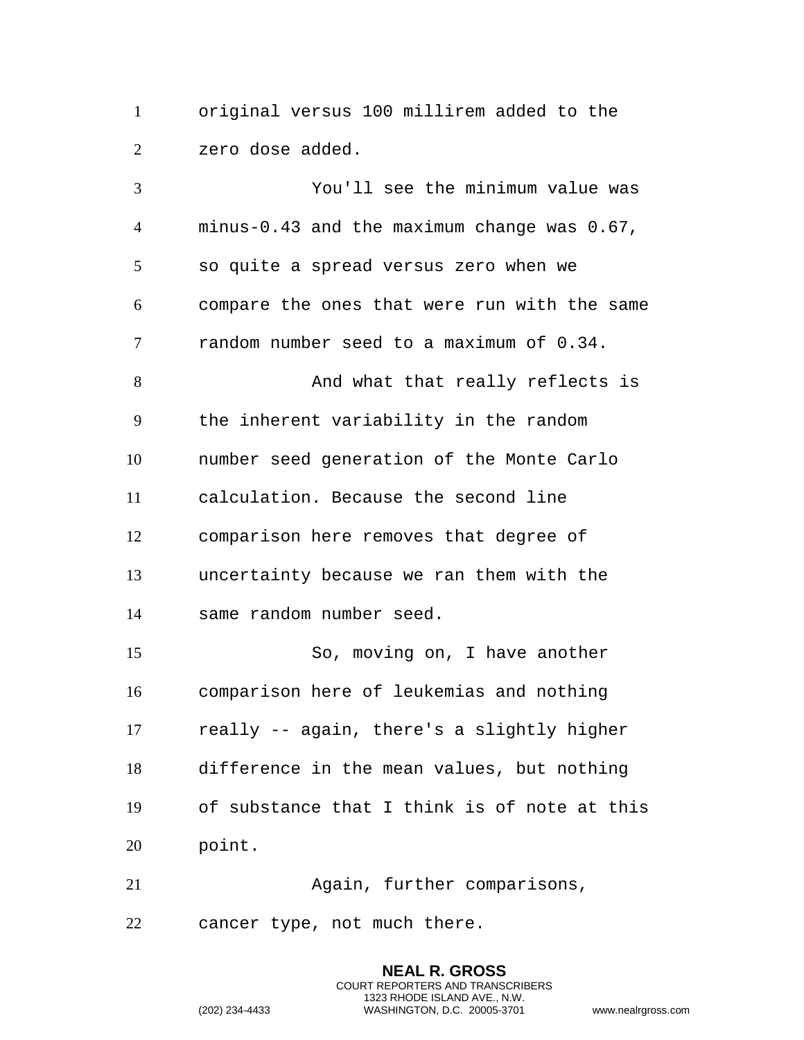original versus 100 millirem added to the zero dose added.

You'll see the minimum value was minus-0.43 and the maximum change was 0.67, so quite a spread versus zero when we compare the ones that were run with the same random number seed to a maximum of 0.34.

And what that really reflects is the inherent variability in the random number seed generation of the Monte Carlo calculation. Because the second line comparison here removes that degree of uncertainty because we ran them with the same random number seed.

So, moving on, I have another comparison here of leukemias and nothing really -- again, there's a slightly higher difference in the mean values, but nothing of substance that I think is of note at this point.

Again, further comparisons, cancer type, not much there.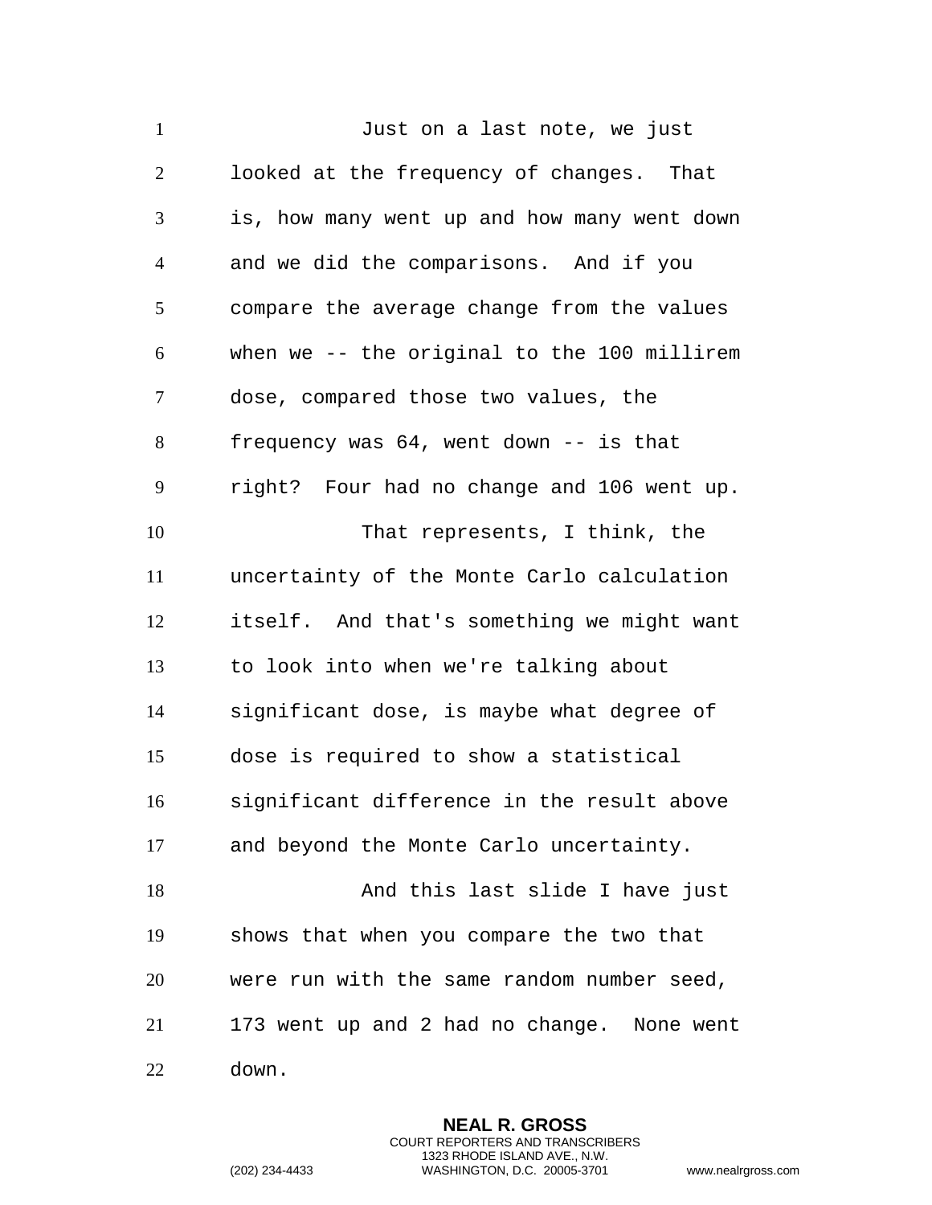Just on a last note, we just looked at the frequency of changes. That is, how many went up and how many went down and we did the comparisons. And if you compare the average change from the values when we -- the original to the 100 millirem dose, compared those two values, the frequency was 64, went down -- is that right? Four had no change and 106 went up.

That represents, I think, the uncertainty of the Monte Carlo calculation itself. And that's something we might want to look into when we're talking about significant dose, is maybe what degree of dose is required to show a statistical significant difference in the result above and beyond the Monte Carlo uncertainty.

And this last slide I have just shows that when you compare the two that were run with the same random number seed, 173 went up and 2 had no change. None went down.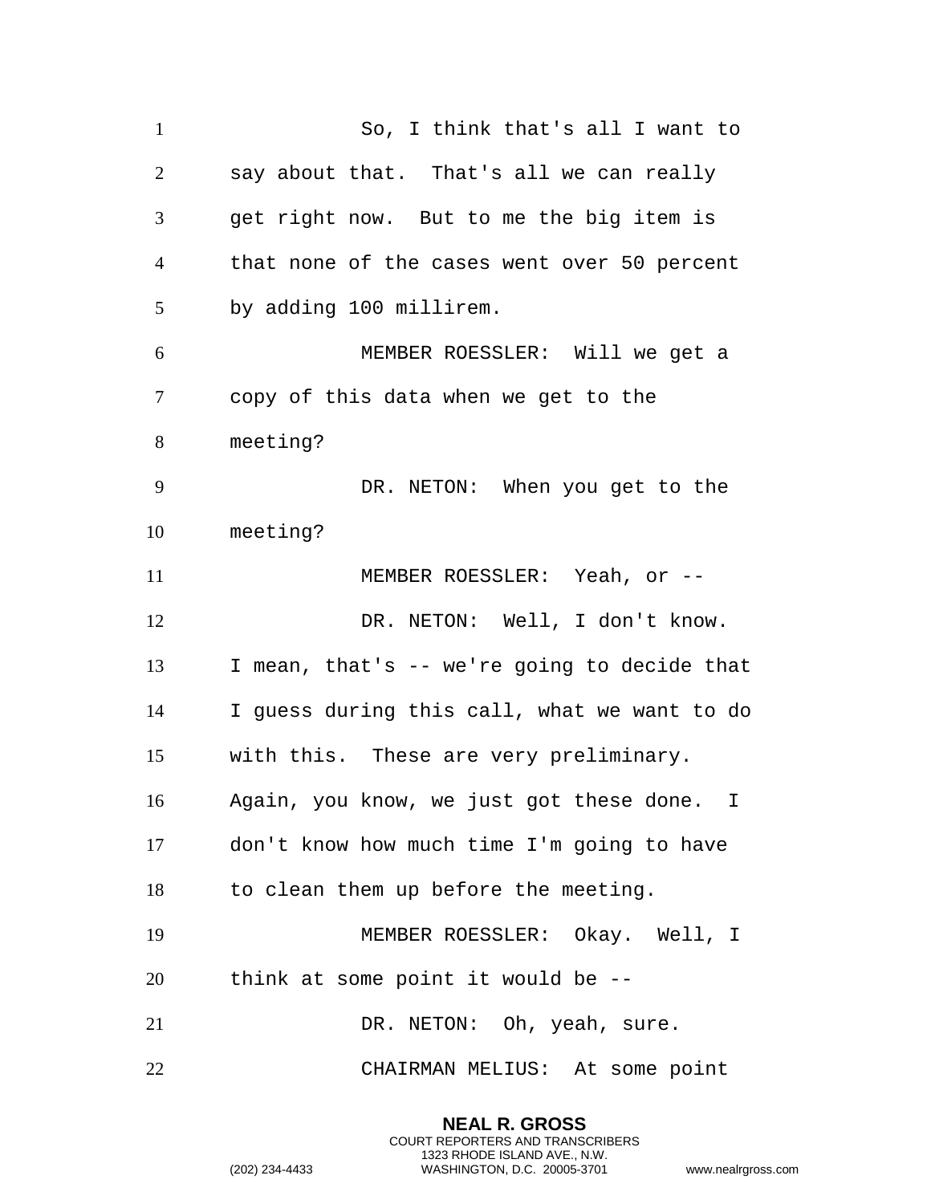So, I think that's all I want to say about that. That's all we can really get right now. But to me the big item is that none of the cases went over 50 percent by adding 100 millirem.

MEMBER ROESSLER: Will we get a copy of this data when we get to the meeting?

DR. NETON: When you get to the meeting?

MEMBER ROESSLER: Yeah, or --

DR. NETON: Well, I don't know. I mean, that's -- we're going to decide that I guess during this call, what we want to do with this. These are very preliminary. Again, you know, we just got these done. I don't know how much time I'm going to have to clean them up before the meeting.

MEMBER ROESSLER: Okay. Well, I think at some point it would be --

DR. NETON: Oh, yeah, sure.

CHAIRMAN MELIUS: At some point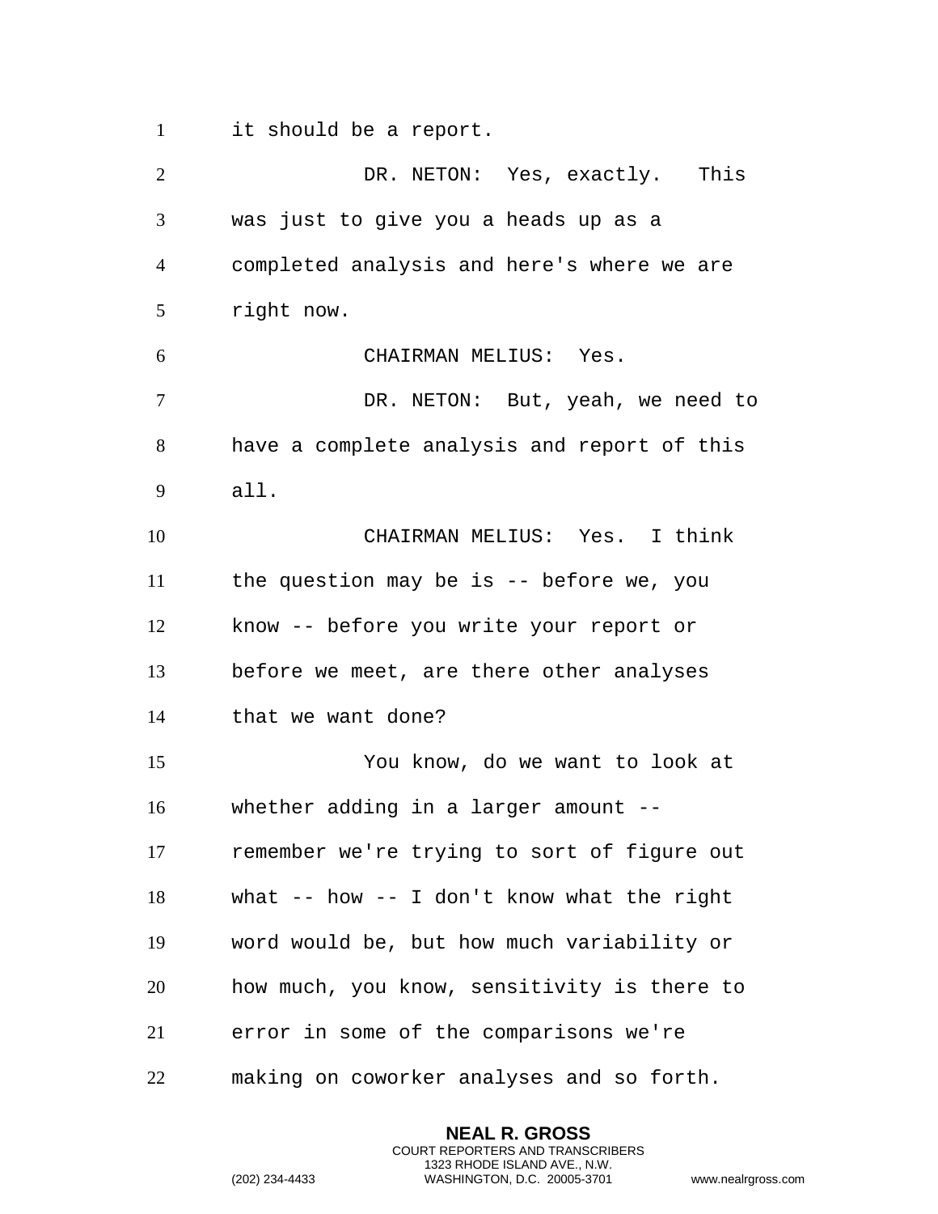it should be a report.

DR. NETON: Yes, exactly. This was just to give you a heads up as a completed analysis and here's where we are right now.

CHAIRMAN MELIUS: Yes.

DR. NETON: But, yeah, we need to have a complete analysis and report of this all.

CHAIRMAN MELIUS: Yes. I think the question may be is -- before we, you know -- before you write your report or before we meet, are there other analyses that we want done?

You know, do we want to look at whether adding in a larger amount -- remember we're trying to sort of figure out what -- how -- I don't know what the right word would be, but how much variability or how much, you know, sensitivity is there to error in some of the comparisons we're making on coworker analyses and so forth.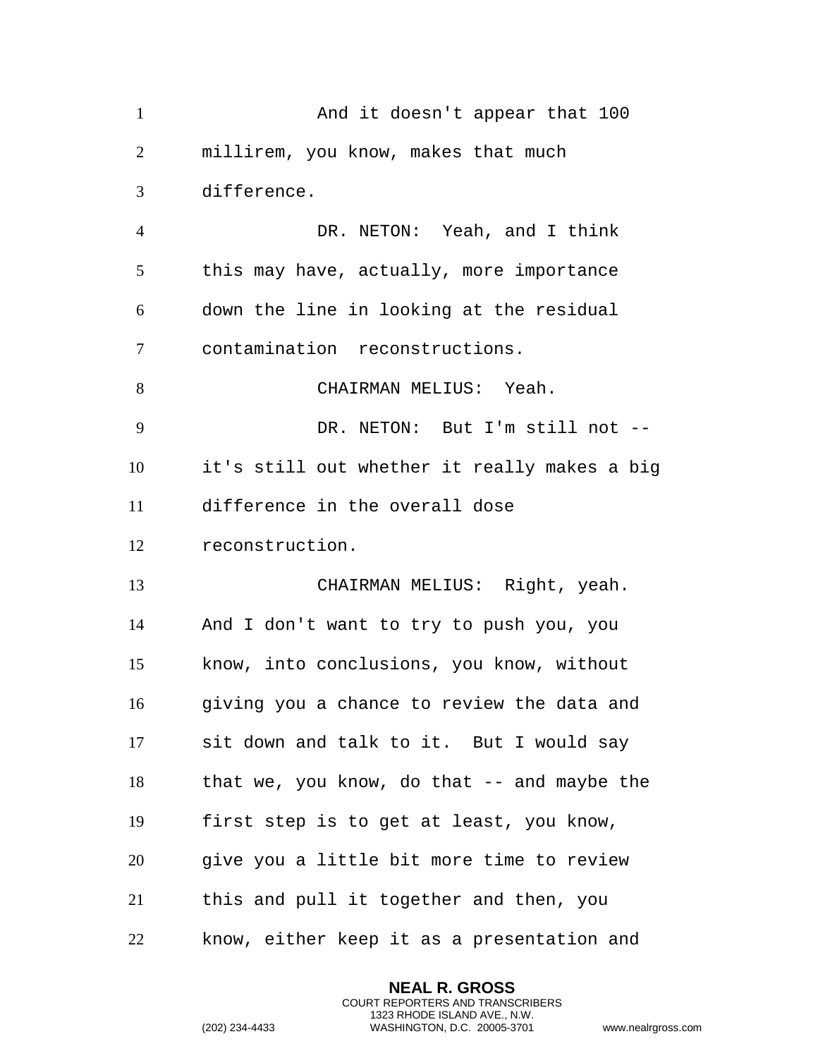And it doesn't appear that 100 millirem, you know, makes that much difference.

DR. NETON: Yeah, and I think this may have, actually, more importance down the line in looking at the residual contamination reconstructions.

CHAIRMAN MELIUS: Yeah.

DR. NETON: But I'm still not -- it's still out whether it really makes a big difference in the overall dose reconstruction.

CHAIRMAN MELIUS: Right, yeah. And I don't want to try to push you, you know, into conclusions, you know, without giving you a chance to review the data and sit down and talk to it. But I would say that we, you know, do that -- and maybe the first step is to get at least, you know, give you a little bit more time to review this and pull it together and then, you know, either keep it as a presentation and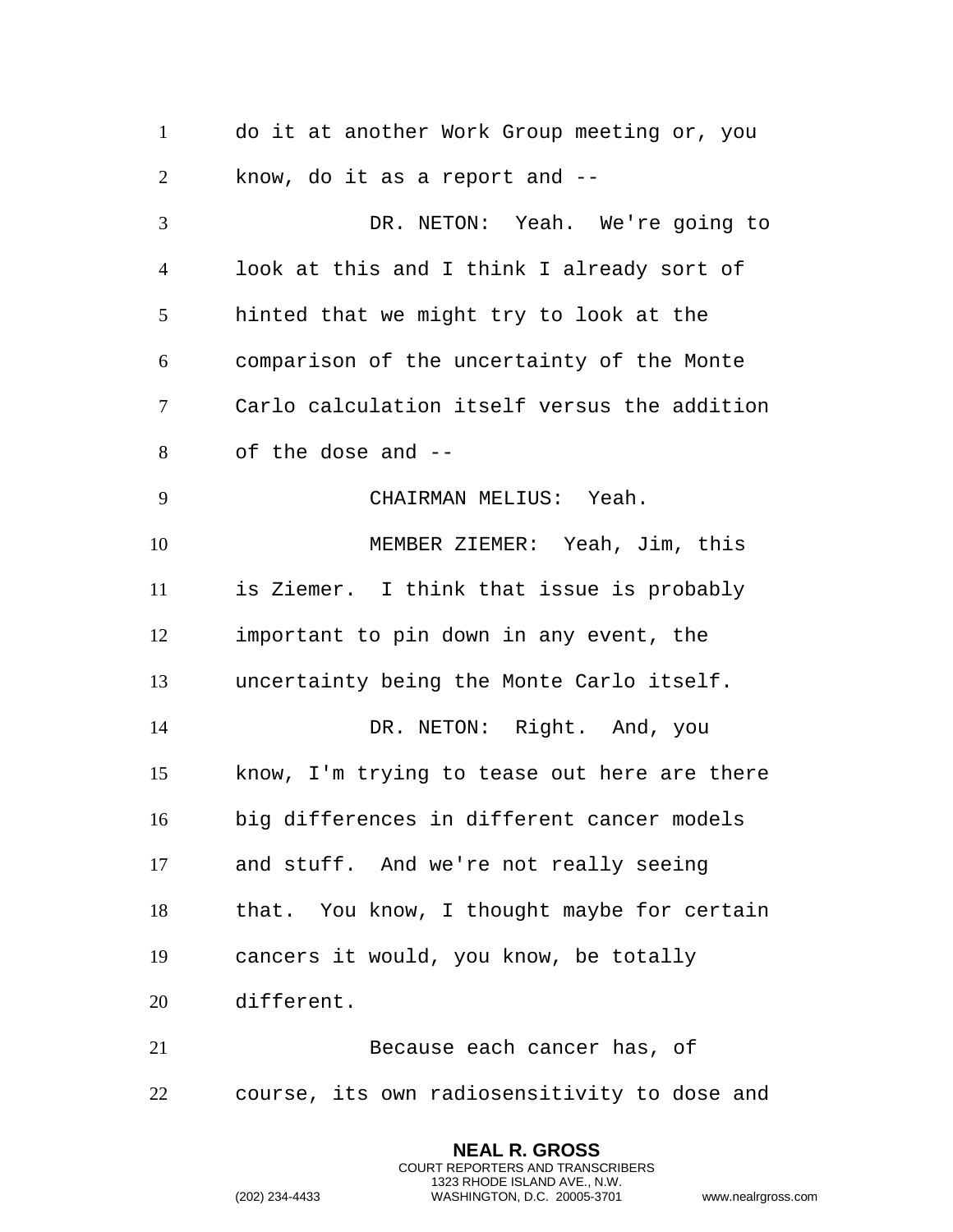do it at another Work Group meeting or, you know, do it as a report and --

DR. NETON: Yeah. We're going to look at this and I think I already sort of hinted that we might try to look at the comparison of the uncertainty of the Monte Carlo calculation itself versus the addition of the dose and --

CHAIRMAN MELIUS: Yeah.

MEMBER ZIEMER: Yeah, Jim, this is Ziemer. I think that issue is probably important to pin down in any event, the uncertainty being the Monte Carlo itself.

DR. NETON: Right. And, you know, I'm trying to tease out here are there big differences in different cancer models and stuff. And we're not really seeing that. You know, I thought maybe for certain cancers it would, you know, be totally different.

Because each cancer has, of course, its own radiosensitivity to dose and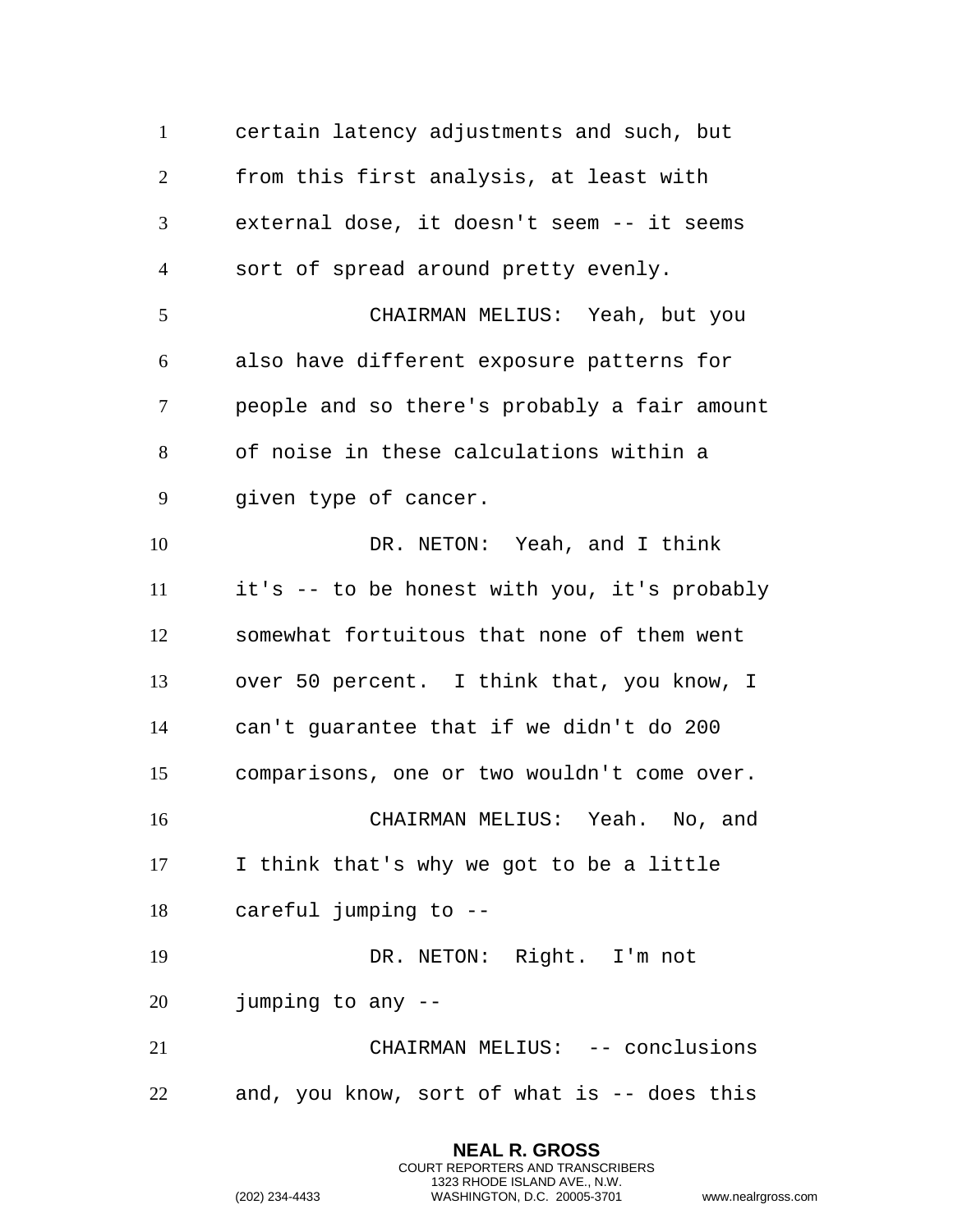certain latency adjustments and such, but from this first analysis, at least with external dose, it doesn't seem -- it seems sort of spread around pretty evenly.

CHAIRMAN MELIUS: Yeah, but you also have different exposure patterns for people and so there's probably a fair amount of noise in these calculations within a given type of cancer.

DR. NETON: Yeah, and I think it's -- to be honest with you, it's probably somewhat fortuitous that none of them went over 50 percent. I think that, you know, I can't guarantee that if we didn't do 200 comparisons, one or two wouldn't come over.

CHAIRMAN MELIUS: Yeah. No, and I think that's why we got to be a little careful jumping to --

DR. NETON: Right. I'm not jumping to any --

CHAIRMAN MELIUS: -- conclusions and, you know, sort of what is -- does this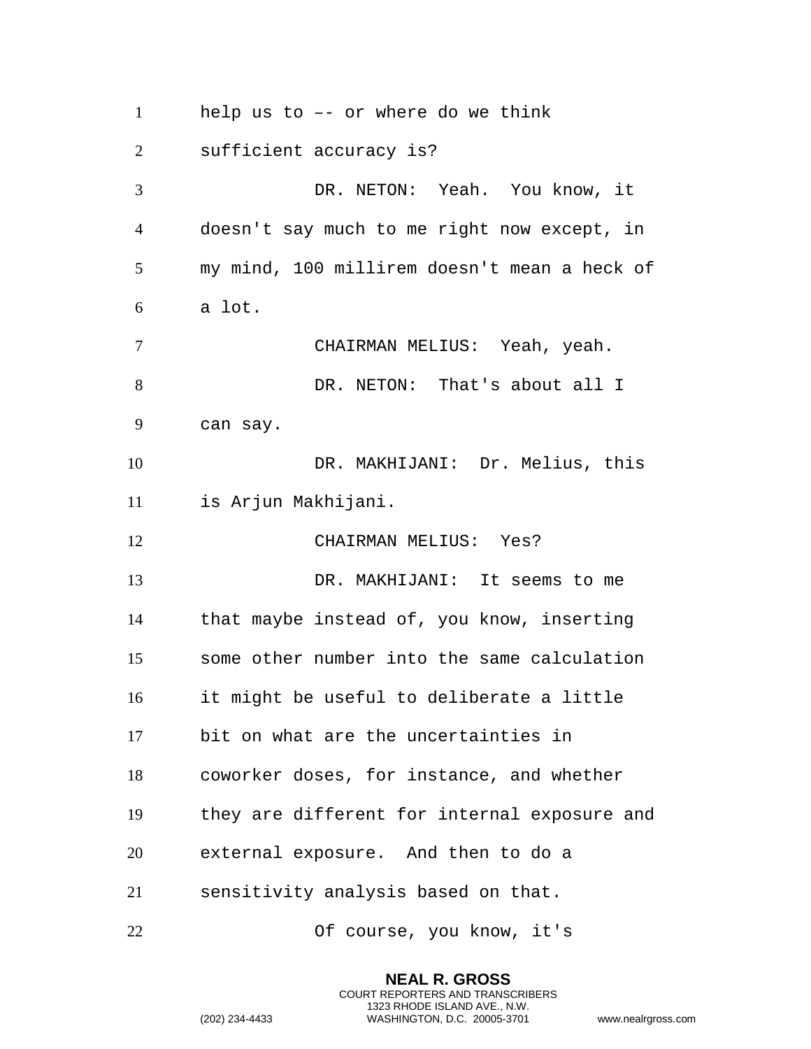help us to –- or where do we think sufficient accuracy is?

DR. NETON: Yeah. You know, it doesn't say much to me right now except, in my mind, 100 millirem doesn't mean a heck of a lot.

CHAIRMAN MELIUS: Yeah, yeah.

DR. NETON: That's about all I can say.

DR. MAKHIJANI: Dr. Melius, this is Arjun Makhijani.

CHAIRMAN MELIUS: Yes?

DR. MAKHIJANI: It seems to me that maybe instead of, you know, inserting some other number into the same calculation it might be useful to deliberate a little bit on what are the uncertainties in coworker doses, for instance, and whether they are different for internal exposure and external exposure. And then to do a sensitivity analysis based on that.

Of course, you know, it's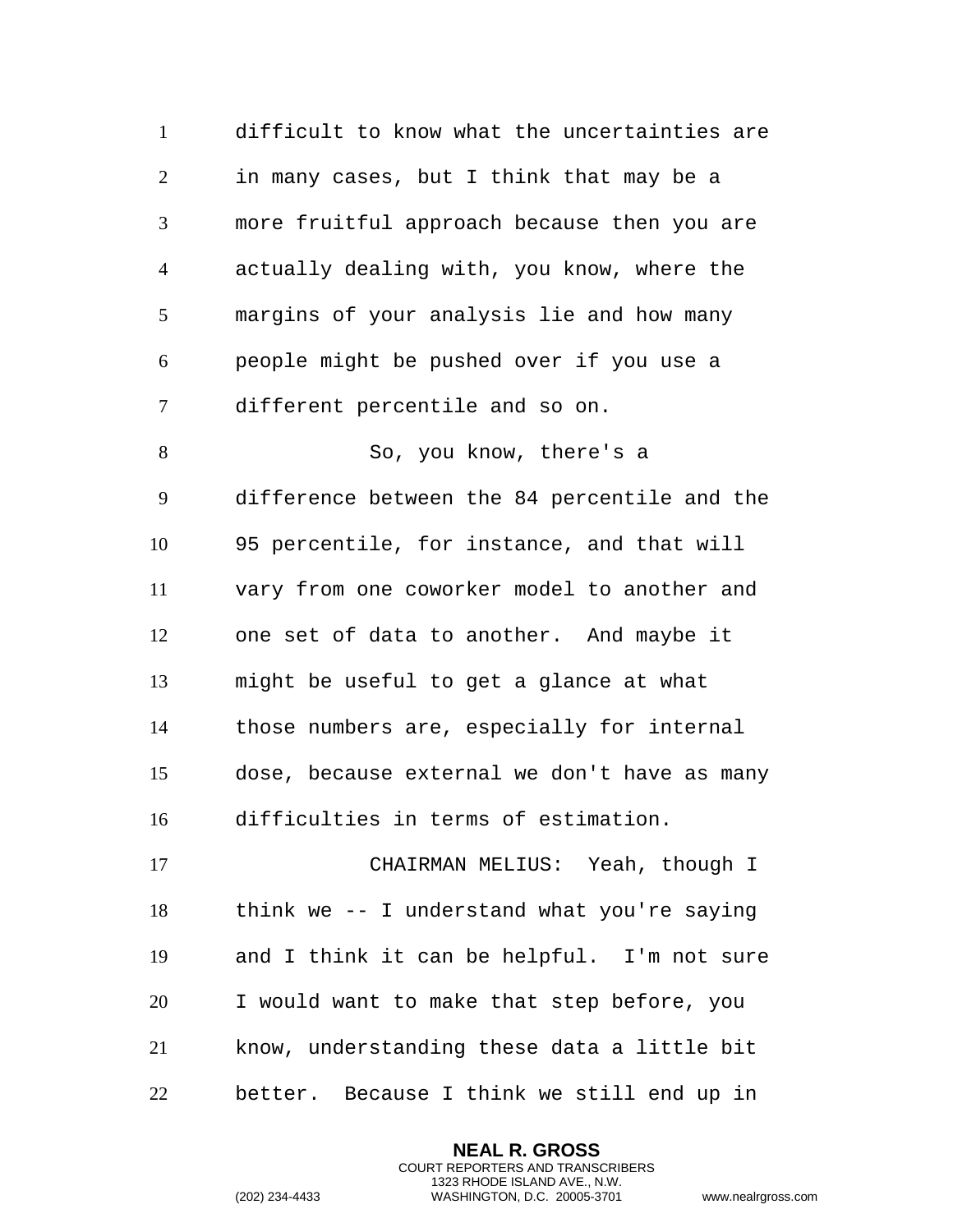difficult to know what the uncertainties are in many cases, but I think that may be a more fruitful approach because then you are actually dealing with, you know, where the margins of your analysis lie and how many people might be pushed over if you use a different percentile and so on.

So, you know, there's a difference between the 84 percentile and the 95 percentile, for instance, and that will vary from one coworker model to another and one set of data to another. And maybe it might be useful to get a glance at what those numbers are, especially for internal dose, because external we don't have as many difficulties in terms of estimation.

CHAIRMAN MELIUS: Yeah, though I think we -- I understand what you're saying and I think it can be helpful. I'm not sure I would want to make that step before, you know, understanding these data a little bit better. Because I think we still end up in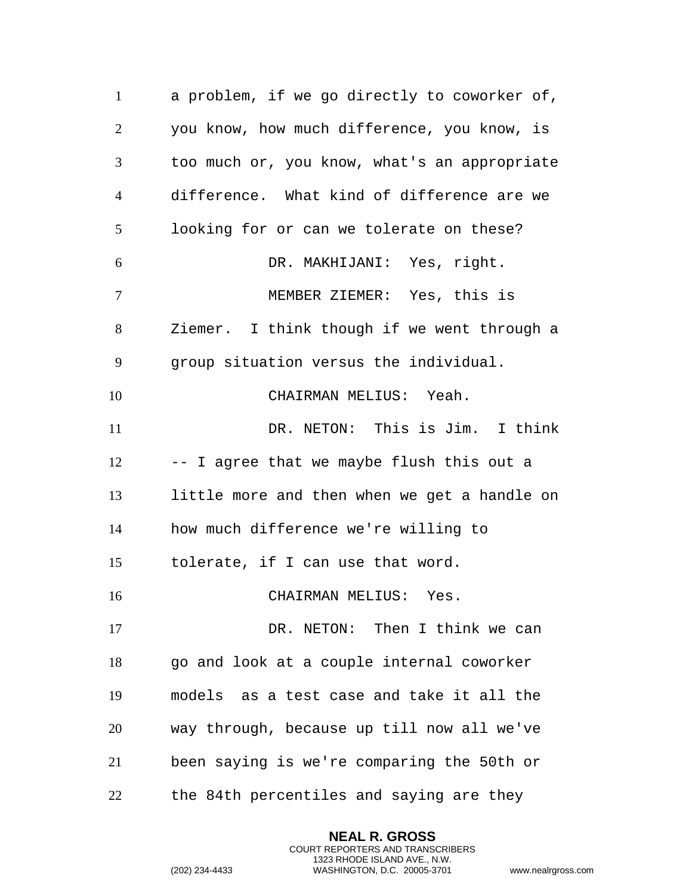a problem, if we go directly to coworker of, you know, how much difference, you know, is too much or, you know, what's an appropriate difference. What kind of difference are we looking for or can we tolerate on these?

DR. MAKHIJANI: Yes, right.

MEMBER ZIEMER: Yes, this is Ziemer. I think though if we went through a group situation versus the individual.

CHAIRMAN MELIUS: Yeah.

DR. NETON: This is Jim. I think -- I agree that we maybe flush this out a little more and then when we get a handle on how much difference we're willing to tolerate, if I can use that word.

CHAIRMAN MELIUS: Yes.

DR. NETON: Then I think we can go and look at a couple internal coworker models as a test case and take it all the way through, because up till now all we've been saying is we're comparing the 50th or the 84th percentiles and saying are they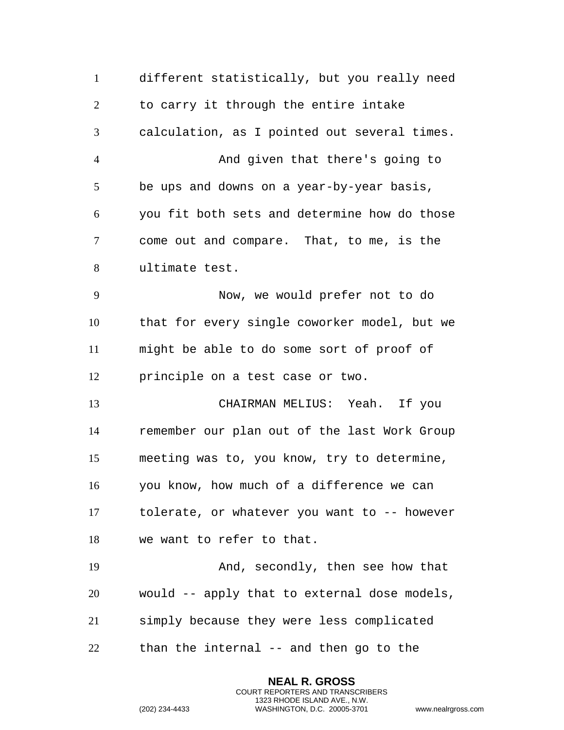different statistically, but you really need to carry it through the entire intake calculation, as I pointed out several times.

And given that there's going to be ups and downs on a year-by-year basis, you fit both sets and determine how do those come out and compare. That, to me, is the ultimate test.

Now, we would prefer not to do that for every single coworker model, but we might be able to do some sort of proof of principle on a test case or two.

CHAIRMAN MELIUS: Yeah. If you remember our plan out of the last Work Group meeting was to, you know, try to determine, you know, how much of a difference we can tolerate, or whatever you want to -- however we want to refer to that.

And, secondly, then see how that would -- apply that to external dose models, simply because they were less complicated than the internal -- and then go to the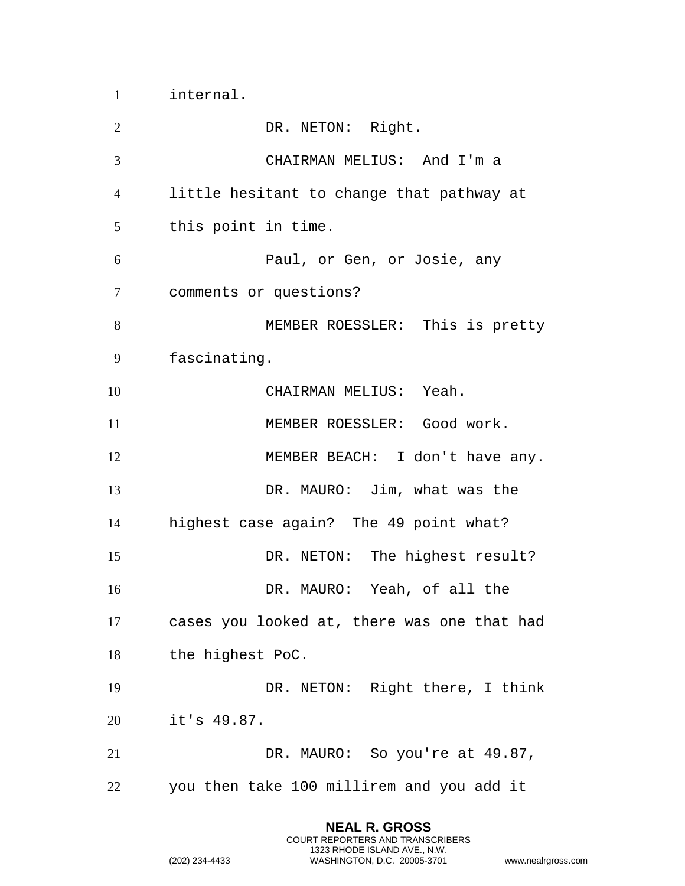internal.

DR. NETON: Right.

CHAIRMAN MELIUS: And I'm a little hesitant to change that pathway at this point in time.

Paul, or Gen, or Josie, any comments or questions?

MEMBER ROESSLER: This is pretty fascinating.

CHAIRMAN MELIUS: Yeah.

MEMBER ROESSLER: Good work.

MEMBER BEACH: I don't have any.

DR. MAURO: Jim, what was the highest case again? The 49 point what?

DR. NETON: The highest result?

DR. MAURO: Yeah, of all the cases you looked at, there was one that had the highest PoC.

DR. NETON: Right there, I think it's 49.87.

DR. MAURO: So you're at 49.87, you then take 100 millirem and you add it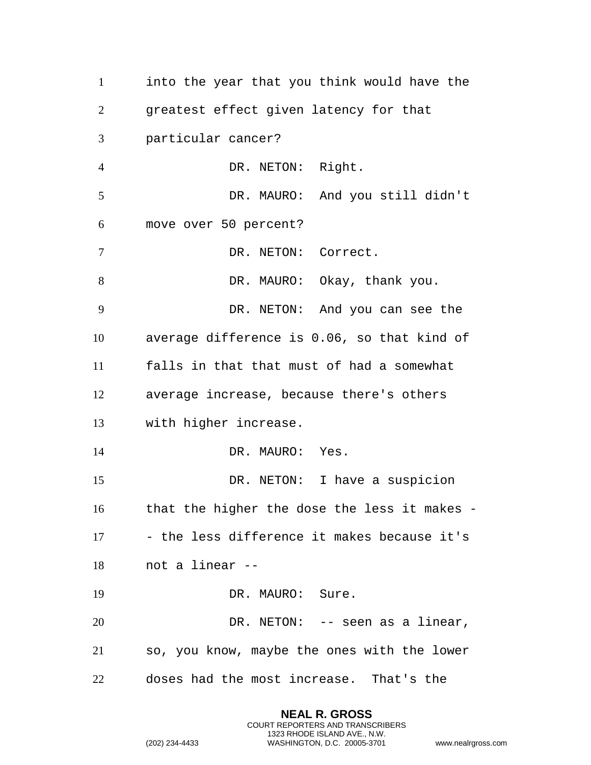into the year that you think would have the greatest effect given latency for that particular cancer?

DR. NETON: Right.

DR. MAURO: And you still didn't move over 50 percent?

DR. NETON: Correct.

DR. MAURO: Okay, thank you.

DR. NETON: And you can see the average difference is 0.06, so that kind of falls in that that must of had a somewhat average increase, because there's others with higher increase.

DR. MAURO: Yes.

DR. NETON: I have a suspicion that the higher the dose the less it makes -- the less difference it makes because it's not a linear --

DR. MAURO: Sure.

DR. NETON: -- seen as a linear, so, you know, maybe the ones with the lower doses had the most increase. That's the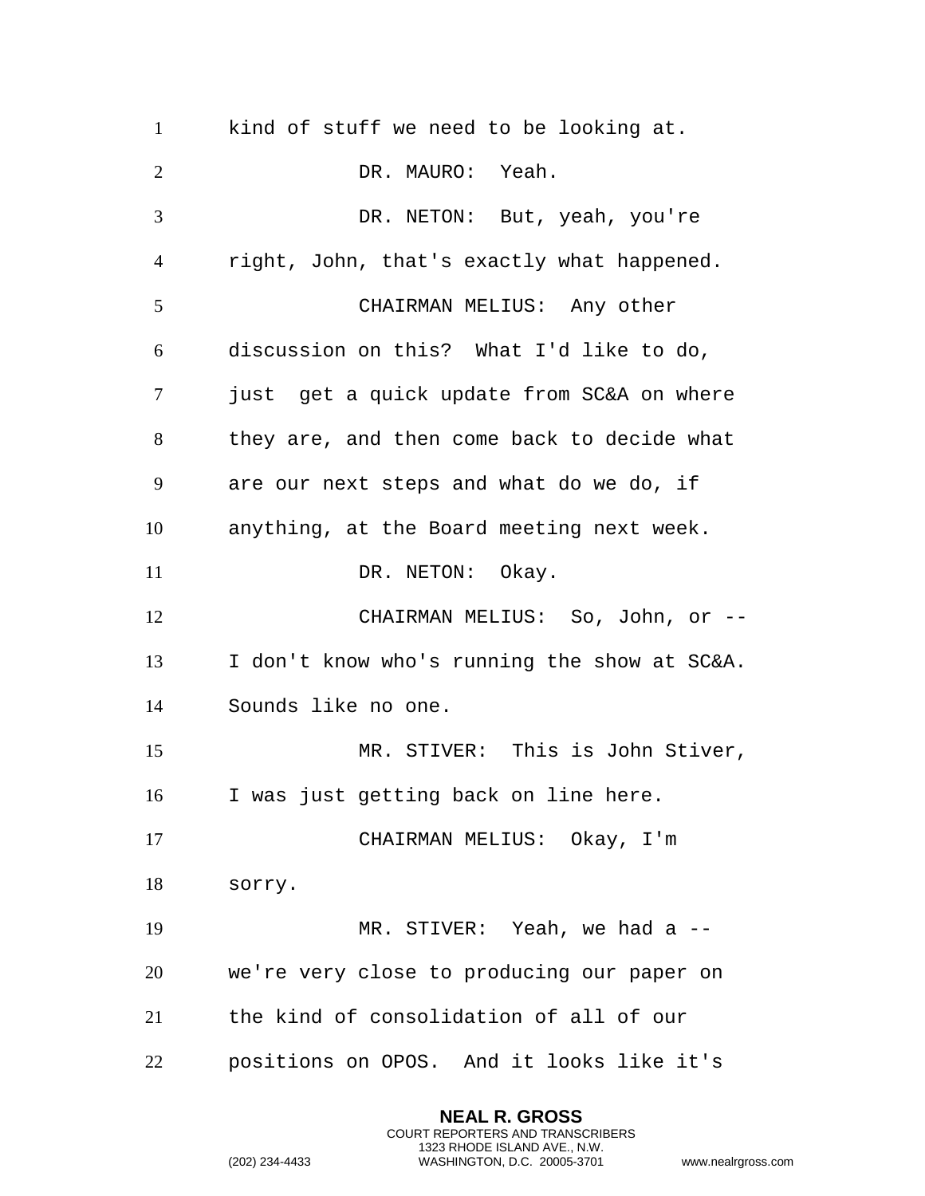kind of stuff we need to be looking at.

DR. MAURO: Yeah.

DR. NETON: But, yeah, you're right, John, that's exactly what happened.

CHAIRMAN MELIUS: Any other discussion on this? What I'd like to do, just get a quick update from SC&A on where they are, and then come back to decide what are our next steps and what do we do, if anything, at the Board meeting next week.

DR. NETON: Okay.

CHAIRMAN MELIUS: So, John, or -- I don't know who's running the show at SC&A. Sounds like no one.

MR. STIVER: This is John Stiver, I was just getting back on line here.

CHAIRMAN MELIUS: Okay, I'm sorry.

MR. STIVER: Yeah, we had a -- we're very close to producing our paper on the kind of consolidation of all of our positions on OPOS. And it looks like it's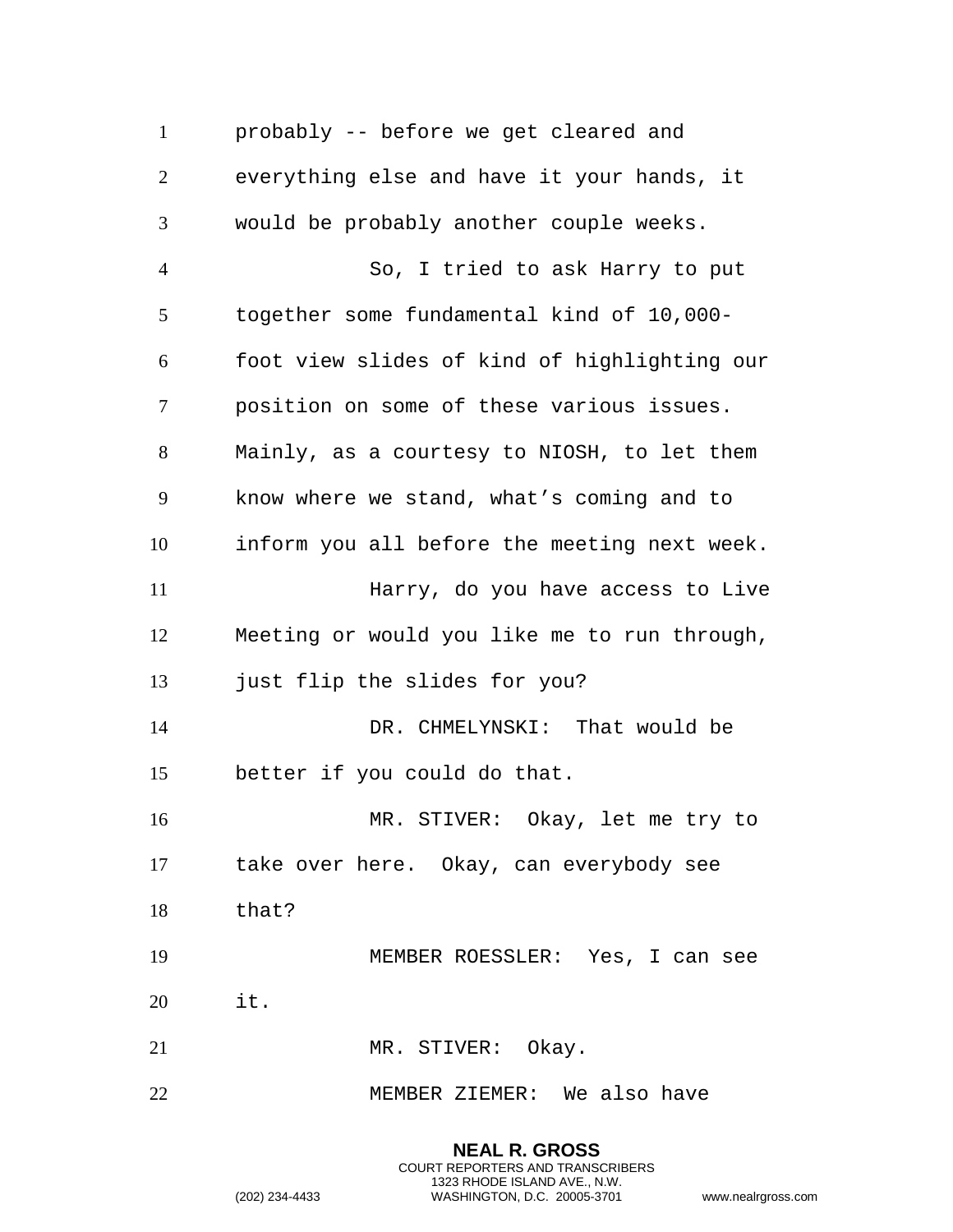probably -- before we get cleared and everything else and have it your hands, it would be probably another couple weeks.

So, I tried to ask Harry to put together some fundamental kind of 10,000-foot view slides of kind of highlighting our position on some of these various issues. Mainly, as a courtesy to NIOSH, to let them know where we stand, what's coming and to inform you all before the meeting next week.

Harry, do you have access to Live Meeting or would you like me to run through, just flip the slides for you?

DR. CHMELYNSKI: That would be better if you could do that.

MR. STIVER: Okay, let me try to take over here. Okay, can everybody see that?

MEMBER ROESSLER: Yes, I can see it.

MR. STIVER: Okay.

MEMBER ZIEMER: We also have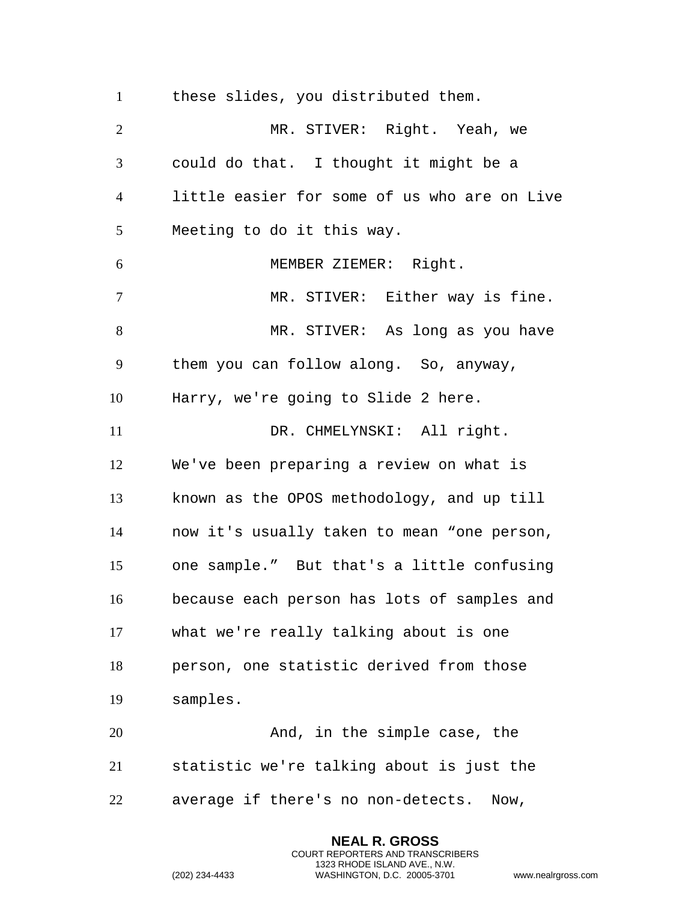these slides, you distributed them.

MR. STIVER: Right. Yeah, we could do that. I thought it might be a little easier for some of us who are on Live Meeting to do it this way.

MEMBER ZIEMER: Right.

MR. STIVER: Either way is fine.

MR. STIVER: As long as you have them you can follow along. So, anyway, Harry, we're going to Slide 2 here.

DR. CHMELYNSKI: All right. We've been preparing a review on what is known as the OPOS methodology, and up till now it's usually taken to mean "one person, one sample." But that's a little confusing because each person has lots of samples and what we're really talking about is one person, one statistic derived from those samples.

And, in the simple case, the statistic we're talking about is just the average if there's no non-detects. Now,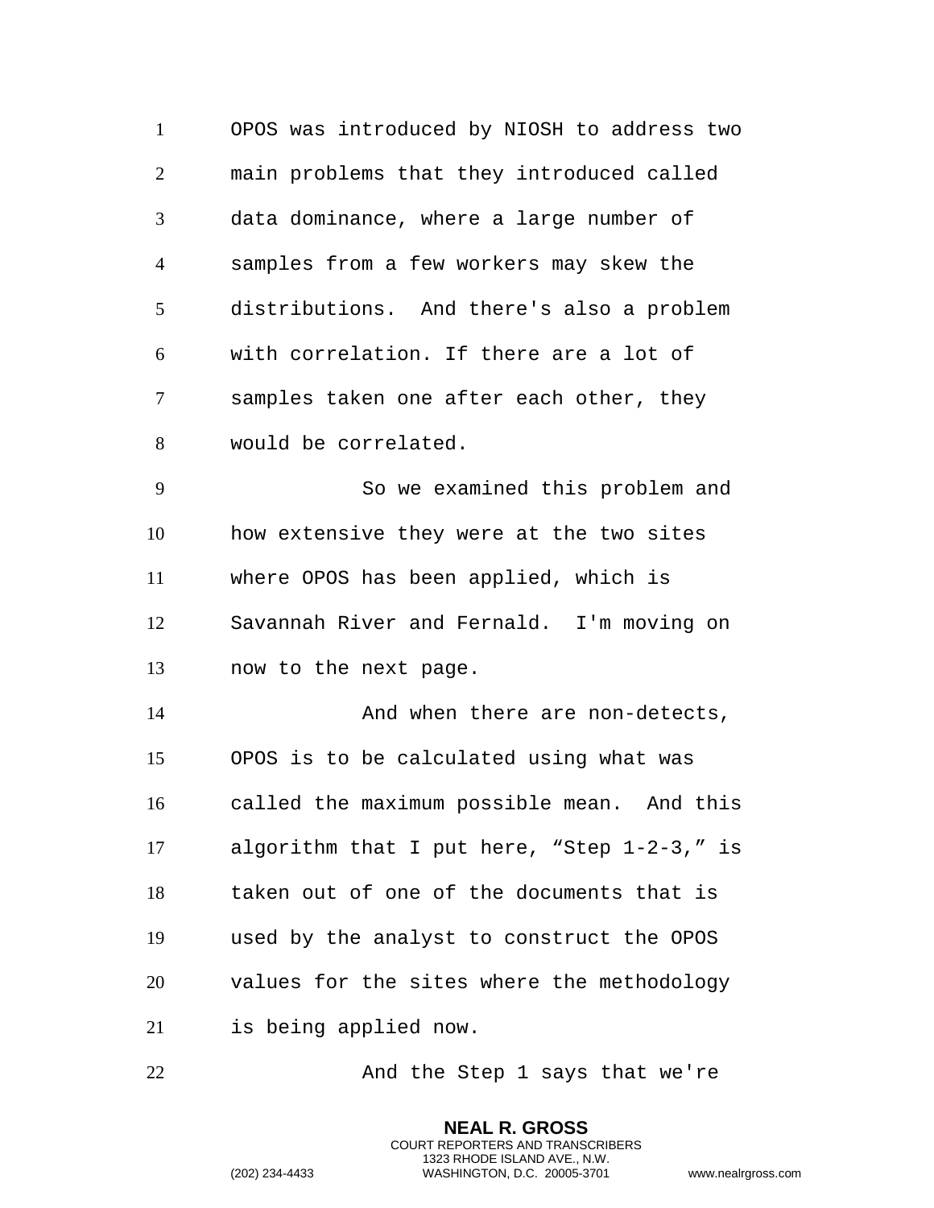OPOS was introduced by NIOSH to address two main problems that they introduced called data dominance, where a large number of samples from a few workers may skew the distributions. And there's also a problem with correlation. If there are a lot of samples taken one after each other, they would be correlated.

So we examined this problem and how extensive they were at the two sites where OPOS has been applied, which is Savannah River and Fernald. I'm moving on now to the next page.

And when there are non-detects, OPOS is to be calculated using what was called the maximum possible mean. And this algorithm that I put here, "Step 1-2-3," is taken out of one of the documents that is used by the analyst to construct the OPOS values for the sites where the methodology is being applied now.

And the Step 1 says that we're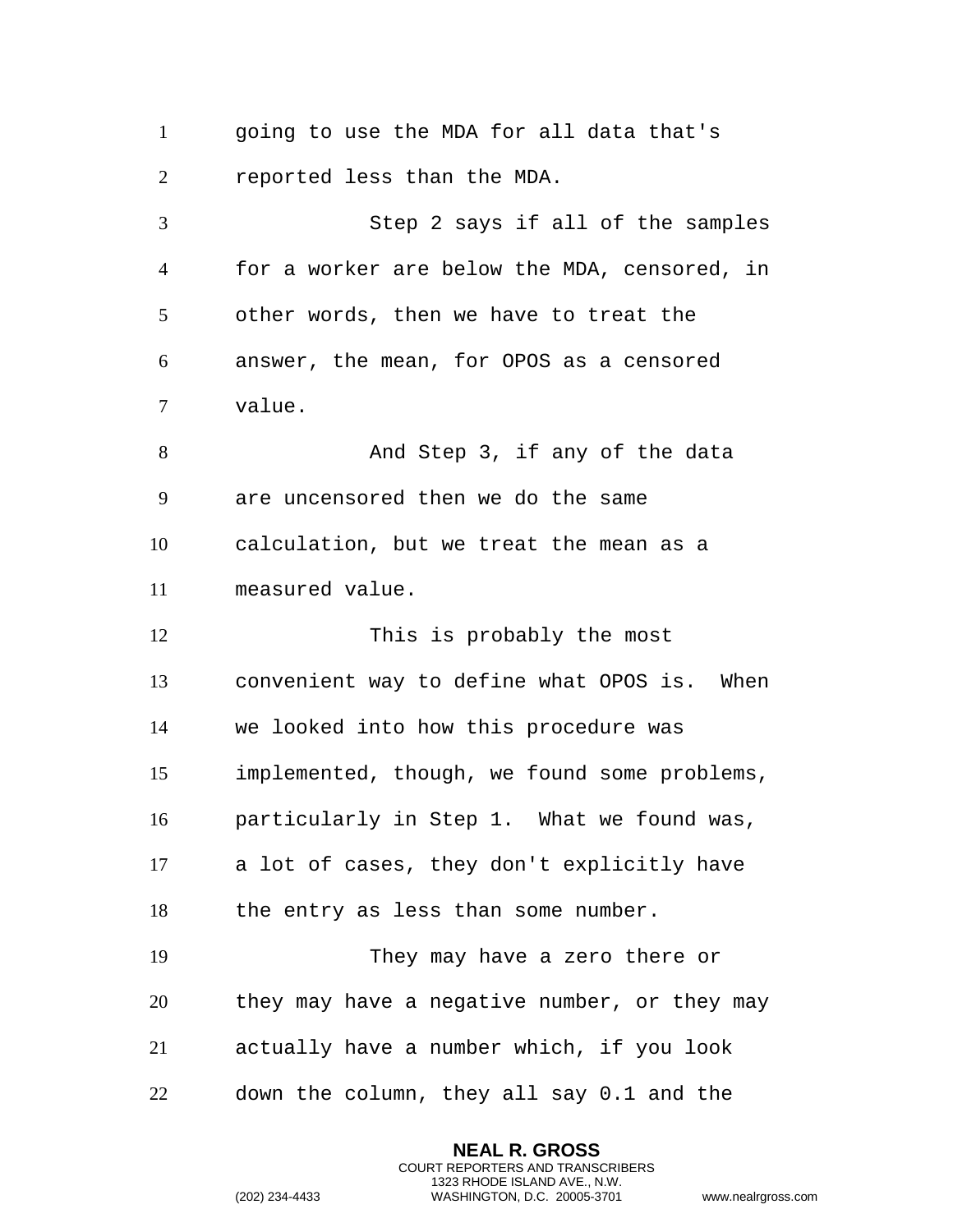going to use the MDA for all data that's reported less than the MDA.

Step 2 says if all of the samples for a worker are below the MDA, censored, in other words, then we have to treat the answer, the mean, for OPOS as a censored value.

And Step 3, if any of the data are uncensored then we do the same calculation, but we treat the mean as a measured value.

This is probably the most convenient way to define what OPOS is. When we looked into how this procedure was implemented, though, we found some problems, particularly in Step 1. What we found was, a lot of cases, they don't explicitly have the entry as less than some number.

They may have a zero there or they may have a negative number, or they may actually have a number which, if you look down the column, they all say 0.1 and the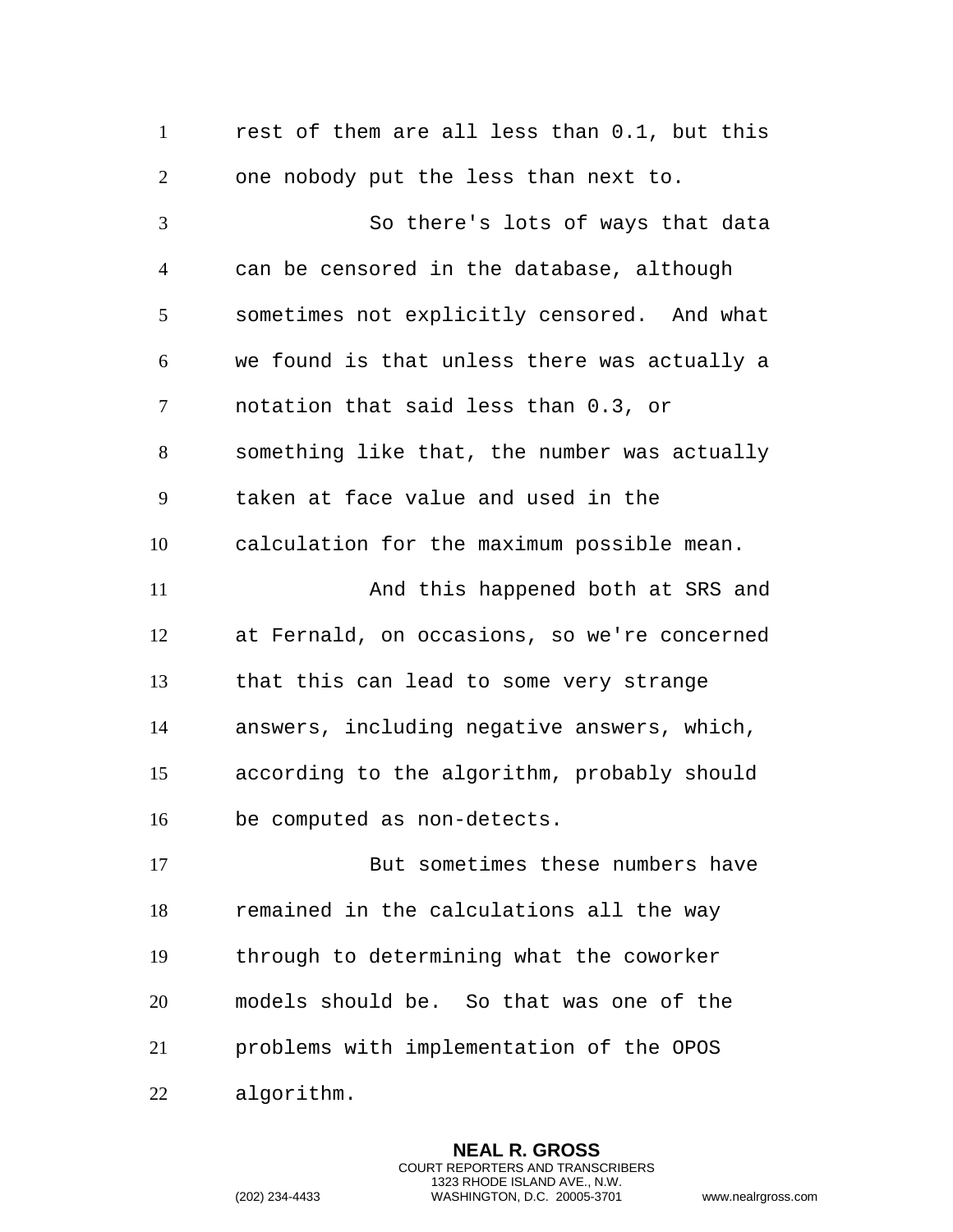rest of them are all less than 0.1, but this one nobody put the less than next to.

So there's lots of ways that data can be censored in the database, although sometimes not explicitly censored. And what we found is that unless there was actually a notation that said less than 0.3, or something like that, the number was actually taken at face value and used in the calculation for the maximum possible mean.

And this happened both at SRS and at Fernald, on occasions, so we're concerned that this can lead to some very strange answers, including negative answers, which, according to the algorithm, probably should be computed as non-detects.

But sometimes these numbers have remained in the calculations all the way through to determining what the coworker models should be. So that was one of the problems with implementation of the OPOS algorithm.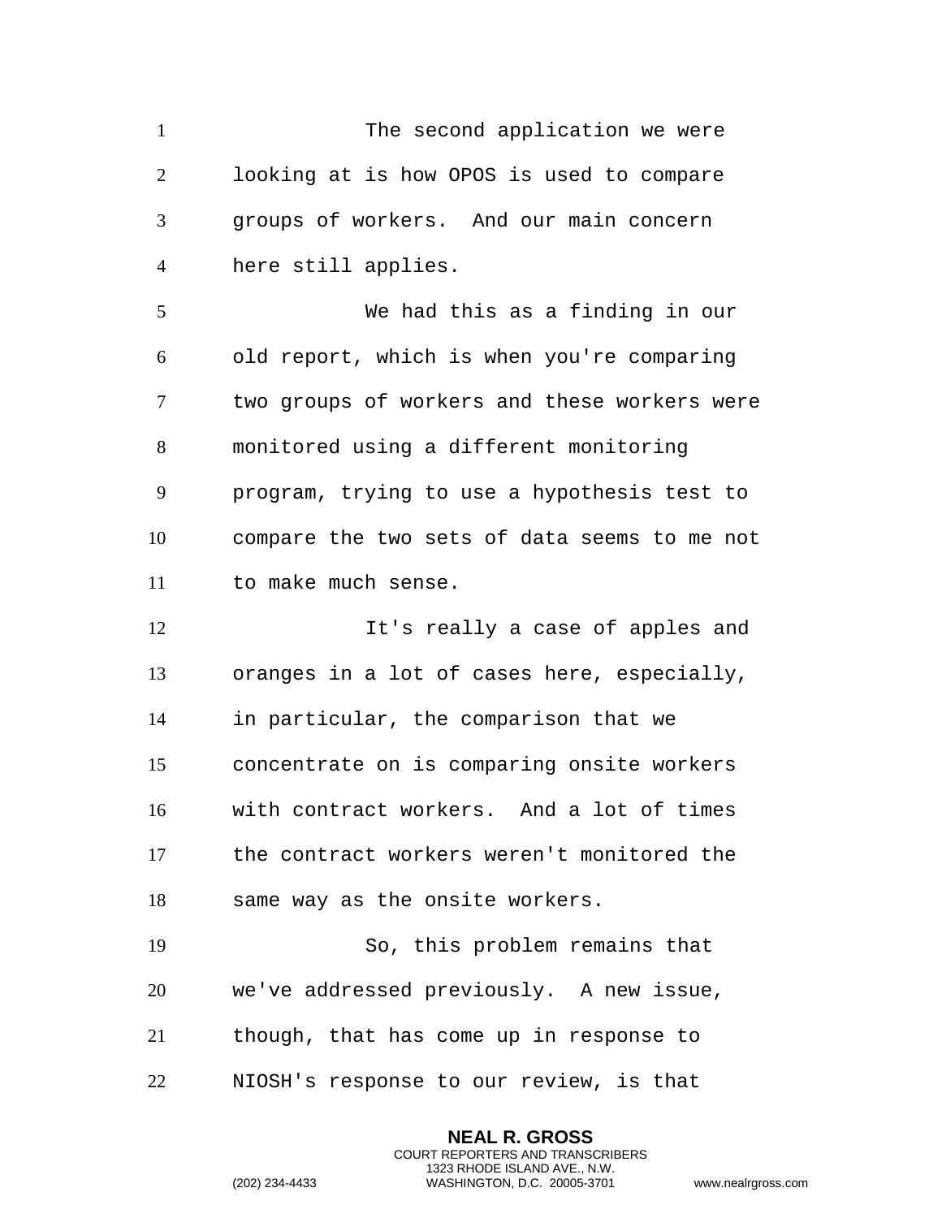The second application we were looking at is how OPOS is used to compare groups of workers. And our main concern here still applies.

We had this as a finding in our old report, which is when you're comparing two groups of workers and these workers were monitored using a different monitoring program, trying to use a hypothesis test to compare the two sets of data seems to me not to make much sense.

It's really a case of apples and oranges in a lot of cases here, especially, in particular, the comparison that we concentrate on is comparing onsite workers with contract workers. And a lot of times the contract workers weren't monitored the same way as the onsite workers.

So, this problem remains that we've addressed previously. A new issue, though, that has come up in response to NIOSH's response to our review, is that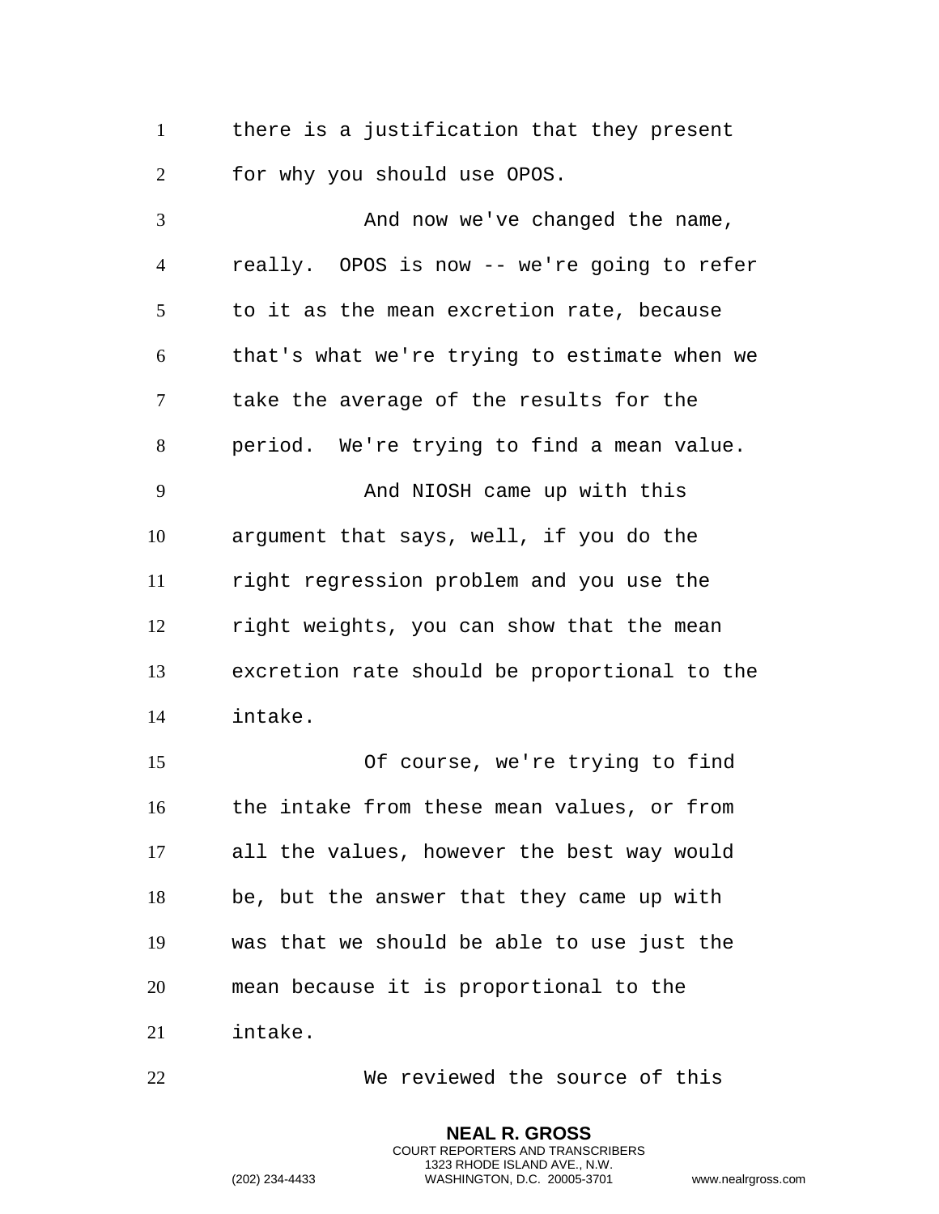there is a justification that they present for why you should use OPOS.

And now we've changed the name, really. OPOS is now -- we're going to refer to it as the mean excretion rate, because that's what we're trying to estimate when we take the average of the results for the period. We're trying to find a mean value.

And NIOSH came up with this argument that says, well, if you do the right regression problem and you use the right weights, you can show that the mean excretion rate should be proportional to the intake.

Of course, we're trying to find the intake from these mean values, or from all the values, however the best way would be, but the answer that they came up with was that we should be able to use just the mean because it is proportional to the intake.

We reviewed the source of this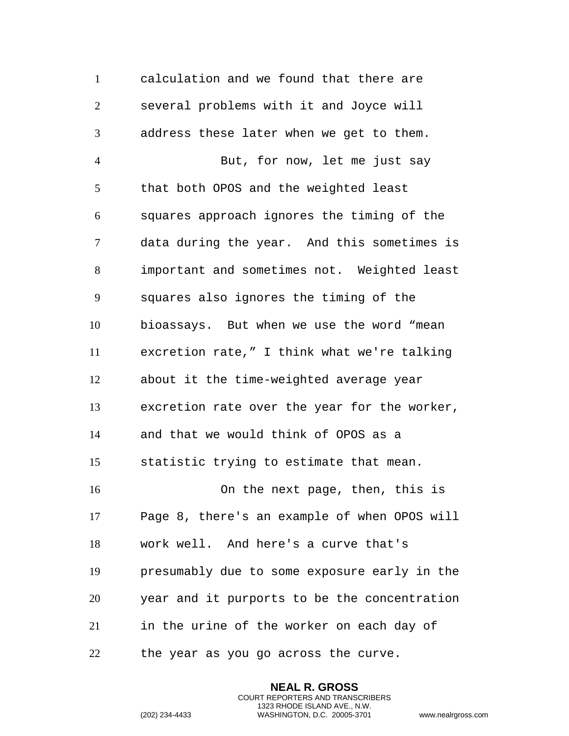calculation and we found that there are several problems with it and Joyce will address these later when we get to them.

But, for now, let me just say that both OPOS and the weighted least squares approach ignores the timing of the data during the year. And this sometimes is important and sometimes not. Weighted least squares also ignores the timing of the bioassays. But when we use the word "mean excretion rate," I think what we're talking about it the time-weighted average year excretion rate over the year for the worker, and that we would think of OPOS as a statistic trying to estimate that mean.

On the next page, then, this is Page 8, there's an example of when OPOS will work well. And here's a curve that's presumably due to some exposure early in the year and it purports to be the concentration in the urine of the worker on each day of the year as you go across the curve.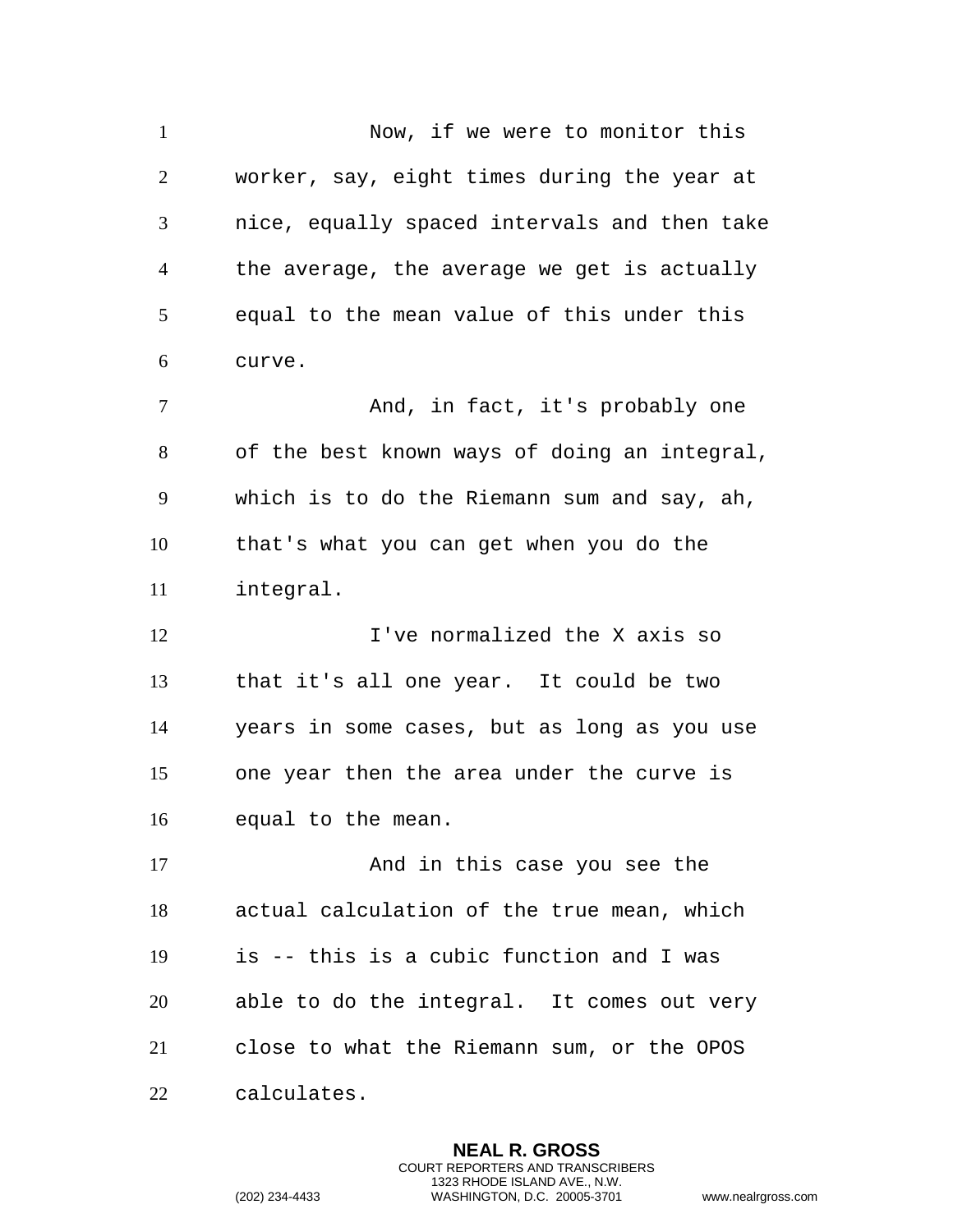Now, if we were to monitor this worker, say, eight times during the year at nice, equally spaced intervals and then take the average, the average we get is actually equal to the mean value of this under this curve.

And, in fact, it's probably one of the best known ways of doing an integral, which is to do the Riemann sum and say, ah, that's what you can get when you do the integral.

I've normalized the X axis so that it's all one year. It could be two years in some cases, but as long as you use one year then the area under the curve is equal to the mean.

And in this case you see the actual calculation of the true mean, which is -- this is a cubic function and I was able to do the integral. It comes out very close to what the Riemann sum, or the OPOS calculates.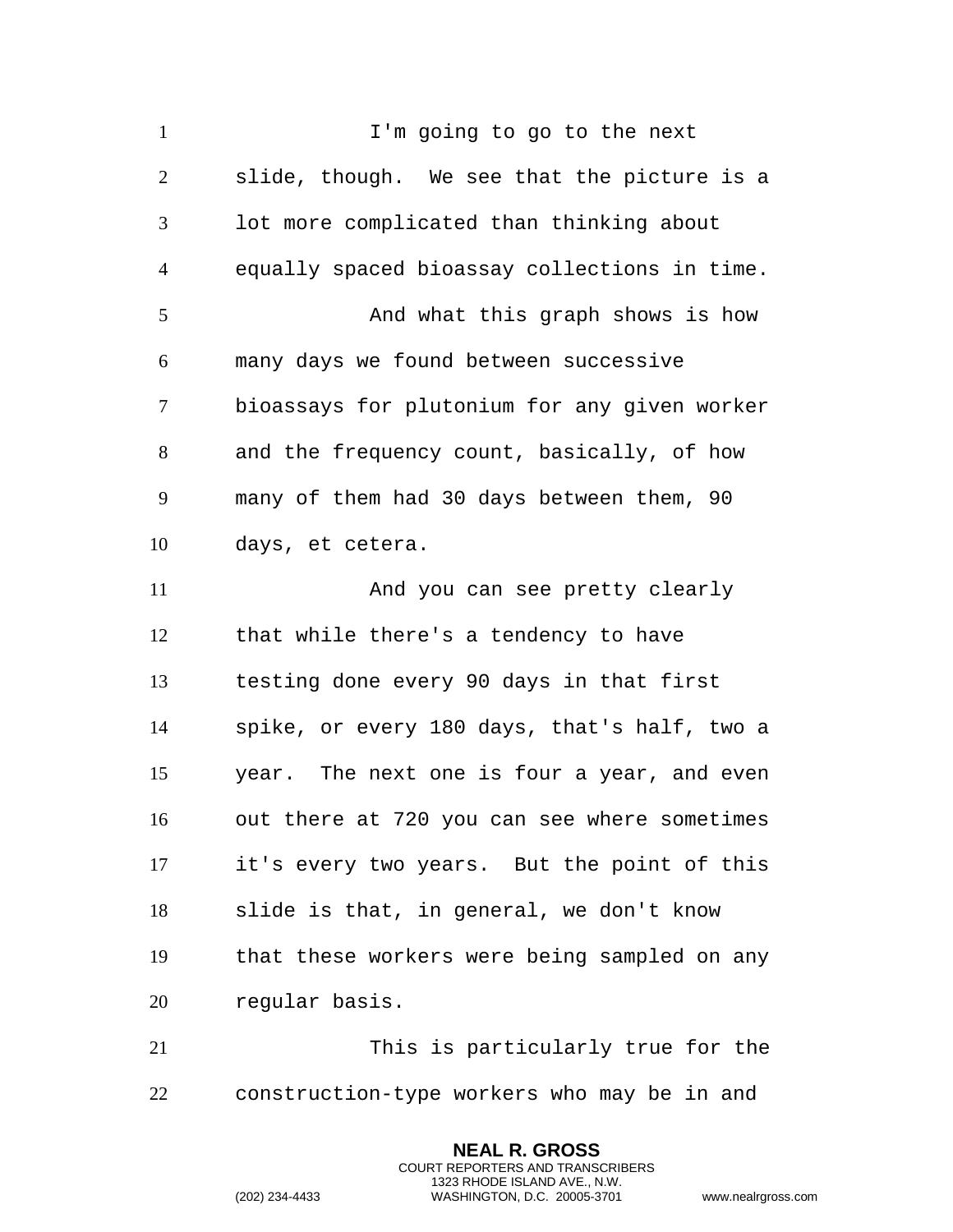I'm going to go to the next slide, though. We see that the picture is a lot more complicated than thinking about equally spaced bioassay collections in time.

And what this graph shows is how many days we found between successive bioassays for plutonium for any given worker and the frequency count, basically, of how many of them had 30 days between them, 90 days, et cetera.

And you can see pretty clearly that while there's a tendency to have testing done every 90 days in that first spike, or every 180 days, that's half, two a year. The next one is four a year, and even out there at 720 you can see where sometimes it's every two years. But the point of this slide is that, in general, we don't know that these workers were being sampled on any regular basis.

This is particularly true for the construction-type workers who may be in and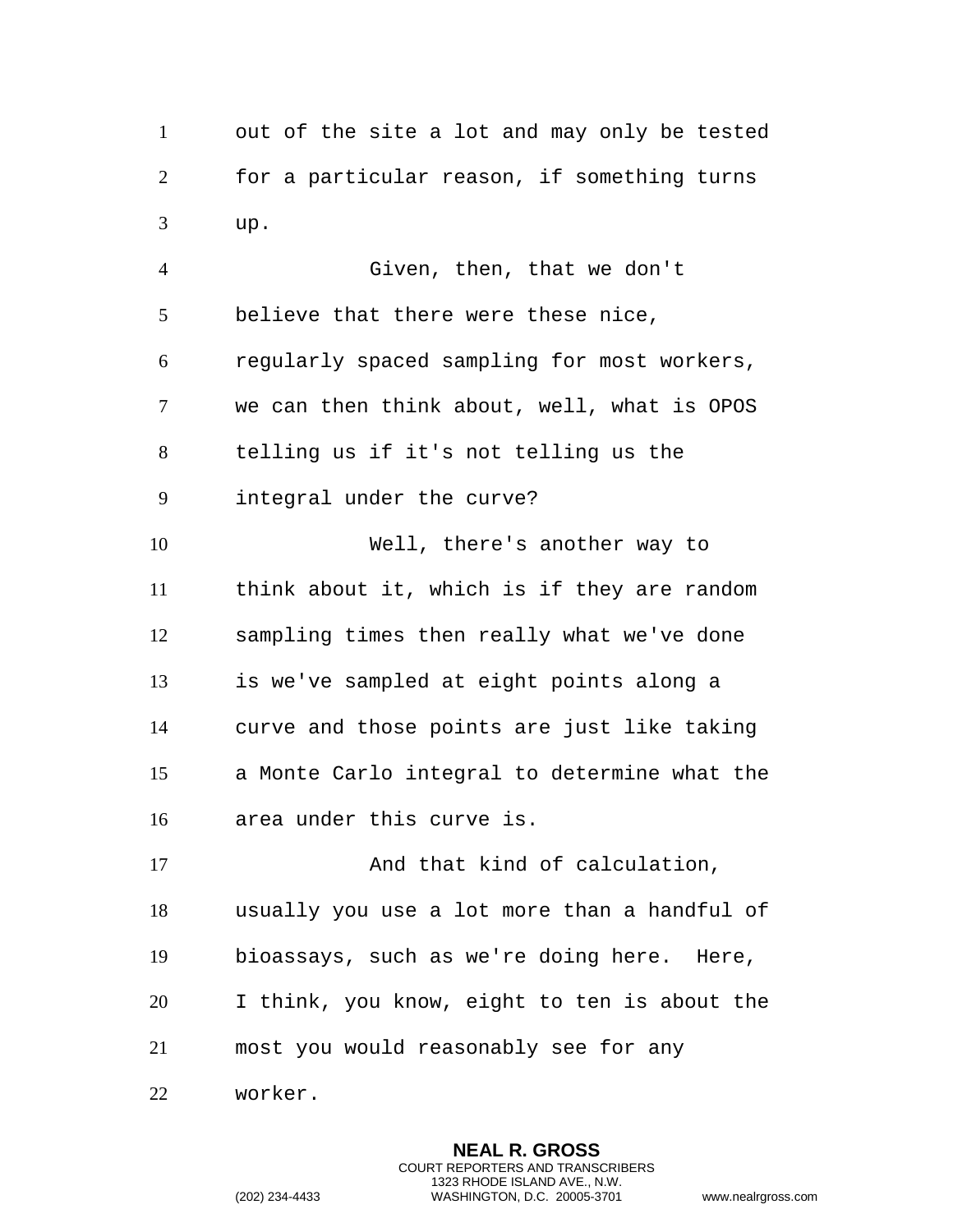out of the site a lot and may only be tested for a particular reason, if something turns up.

Given, then, that we don't believe that there were these nice, regularly spaced sampling for most workers, we can then think about, well, what is OPOS telling us if it's not telling us the integral under the curve?

Well, there's another way to think about it, which is if they are random sampling times then really what we've done is we've sampled at eight points along a curve and those points are just like taking a Monte Carlo integral to determine what the area under this curve is.

And that kind of calculation, usually you use a lot more than a handful of bioassays, such as we're doing here. Here, I think, you know, eight to ten is about the most you would reasonably see for any worker.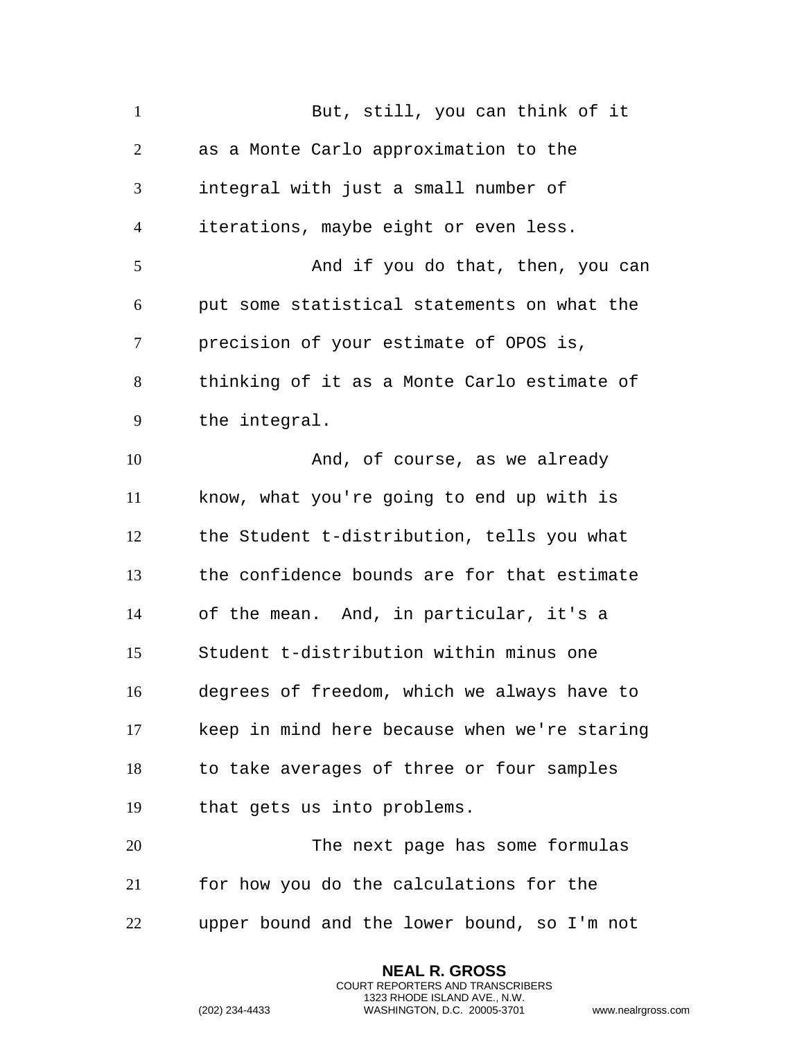But, still, you can think of it as a Monte Carlo approximation to the integral with just a small number of iterations, maybe eight or even less.

And if you do that, then, you can put some statistical statements on what the precision of your estimate of OPOS is, thinking of it as a Monte Carlo estimate of the integral.

And, of course, as we already know, what you're going to end up with is the Student t-distribution, tells you what the confidence bounds are for that estimate of the mean. And, in particular, it's a Student t-distribution within minus one degrees of freedom, which we always have to keep in mind here because when we're staring to take averages of three or four samples that gets us into problems.

The next page has some formulas for how you do the calculations for the upper bound and the lower bound, so I'm not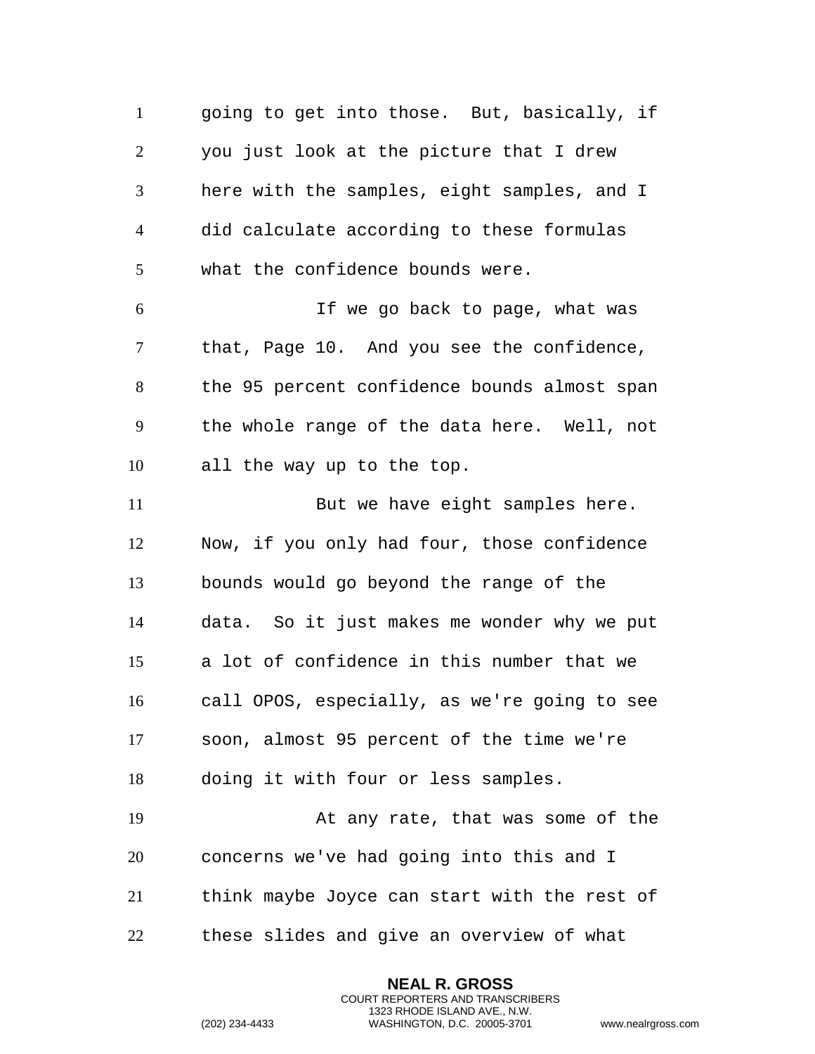going to get into those. But, basically, if you just look at the picture that I drew here with the samples, eight samples, and I did calculate according to these formulas what the confidence bounds were.

If we go back to page, what was that, Page 10. And you see the confidence, the 95 percent confidence bounds almost span the whole range of the data here. Well, not all the way up to the top.

But we have eight samples here. Now, if you only had four, those confidence bounds would go beyond the range of the data. So it just makes me wonder why we put a lot of confidence in this number that we call OPOS, especially, as we're going to see soon, almost 95 percent of the time we're doing it with four or less samples.

At any rate, that was some of the concerns we've had going into this and I think maybe Joyce can start with the rest of these slides and give an overview of what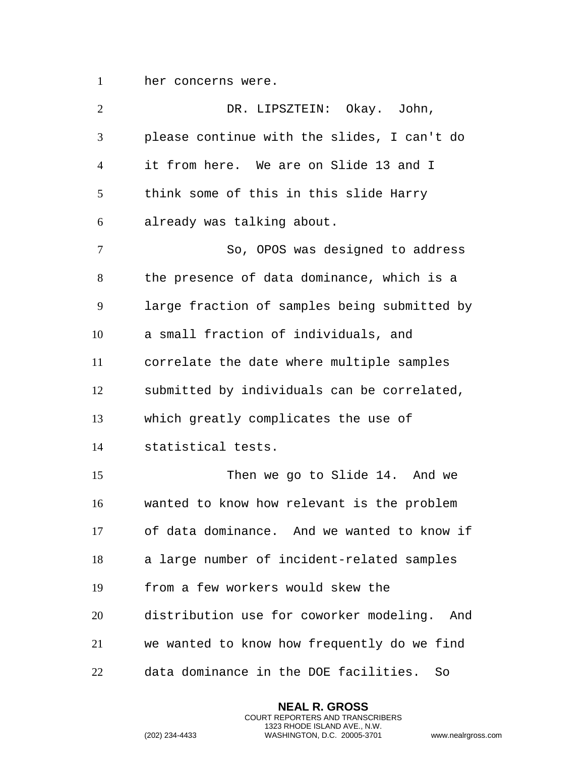her concerns were.

DR. LIPSZTEIN: Okay. John, please continue with the slides, I can't do it from here. We are on Slide 13 and I think some of this in this slide Harry already was talking about.

So, OPOS was designed to address the presence of data dominance, which is a large fraction of samples being submitted by a small fraction of individuals, and correlate the date where multiple samples submitted by individuals can be correlated, which greatly complicates the use of statistical tests.

Then we go to Slide 14. And we wanted to know how relevant is the problem of data dominance. And we wanted to know if a large number of incident-related samples from a few workers would skew the distribution use for coworker modeling. And we wanted to know how frequently do we find data dominance in the DOE facilities. So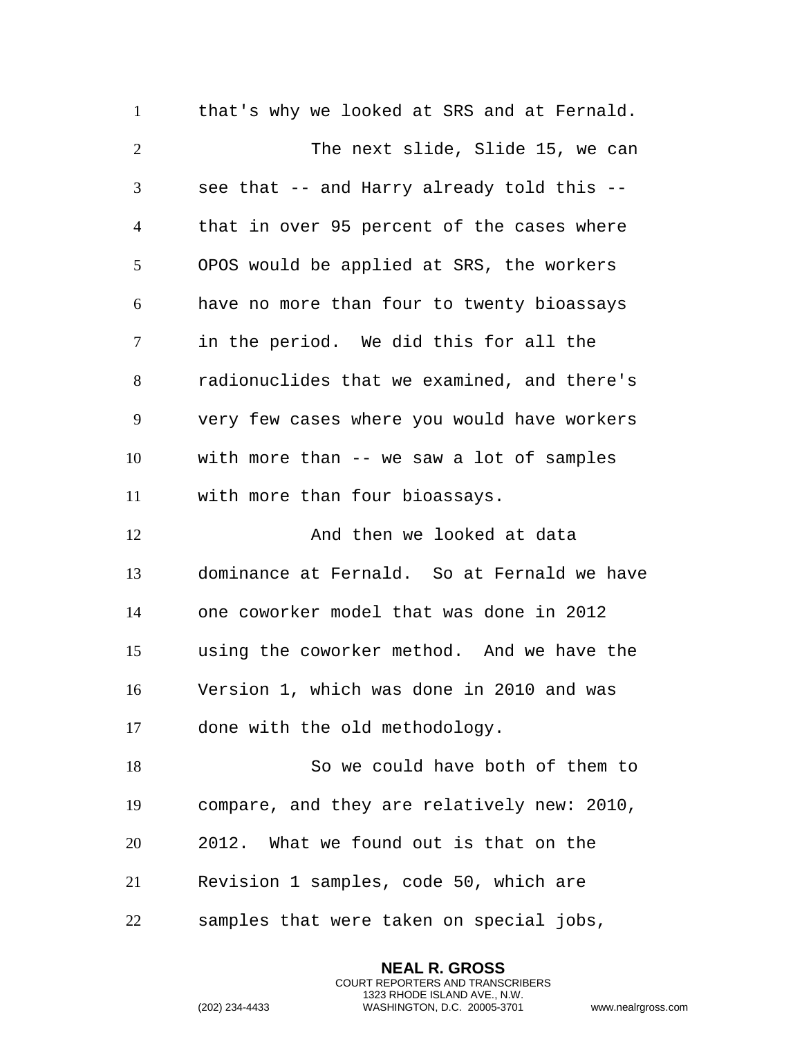that's why we looked at SRS and at Fernald.

The next slide, Slide 15, we can see that -- and Harry already told this -- that in over 95 percent of the cases where OPOS would be applied at SRS, the workers have no more than four to twenty bioassays in the period. We did this for all the radionuclides that we examined, and there's very few cases where you would have workers with more than -- we saw a lot of samples with more than four bioassays.

And then we looked at data dominance at Fernald. So at Fernald we have one coworker model that was done in 2012 using the coworker method. And we have the Version 1, which was done in 2010 and was done with the old methodology.

So we could have both of them to compare, and they are relatively new: 2010, 2012. What we found out is that on the Revision 1 samples, code 50, which are samples that were taken on special jobs,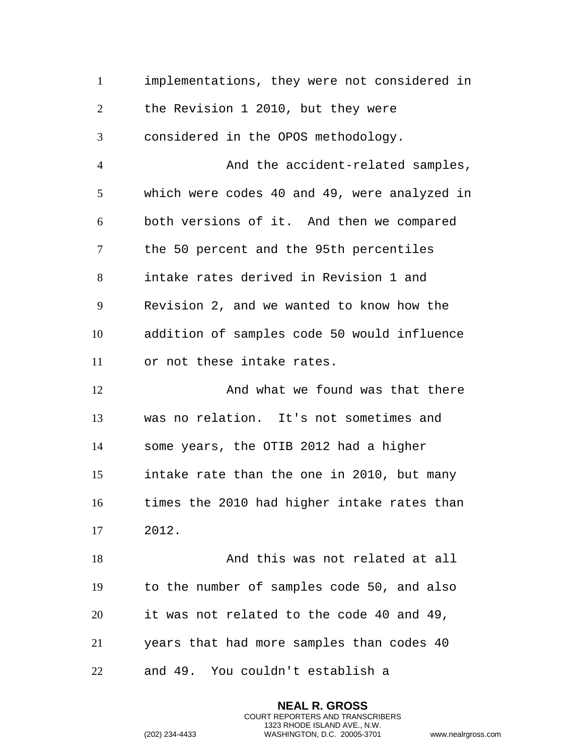implementations, they were not considered in the Revision 1 2010, but they were considered in the OPOS methodology.

And the accident-related samples, which were codes 40 and 49, were analyzed in both versions of it. And then we compared the 50 percent and the 95th percentiles intake rates derived in Revision 1 and Revision 2, and we wanted to know how the addition of samples code 50 would influence or not these intake rates.

And what we found was that there was no relation. It's not sometimes and some years, the OTIB 2012 had a higher intake rate than the one in 2010, but many times the 2010 had higher intake rates than 2012.

And this was not related at all to the number of samples code 50, and also it was not related to the code 40 and 49, years that had more samples than codes 40 and 49. You couldn't establish a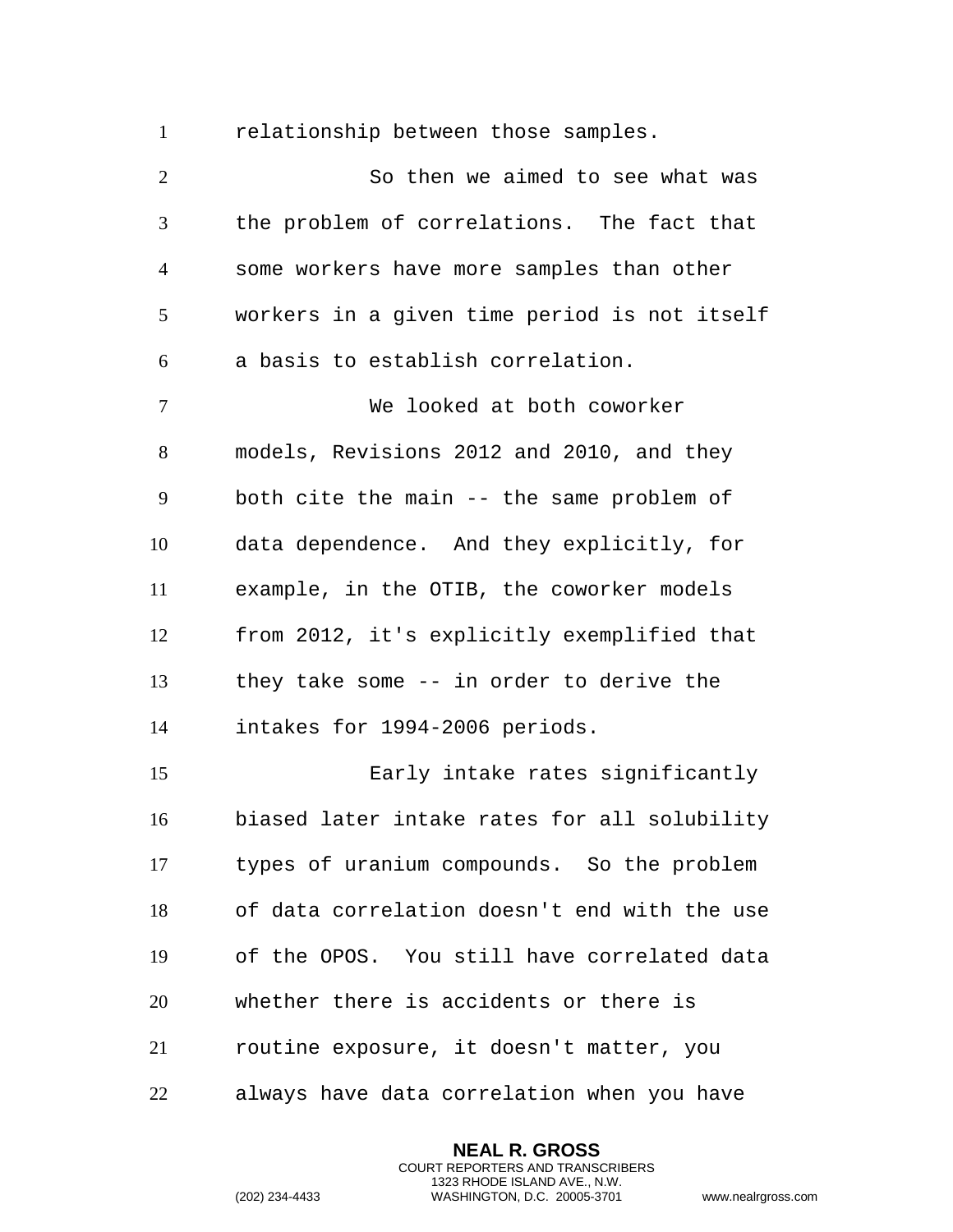relationship between those samples.

So then we aimed to see what was the problem of correlations. The fact that some workers have more samples than other workers in a given time period is not itself a basis to establish correlation.

We looked at both coworker models, Revisions 2012 and 2010, and they both cite the main -- the same problem of data dependence. And they explicitly, for example, in the OTIB, the coworker models from 2012, it's explicitly exemplified that they take some -- in order to derive the intakes for 1994-2006 periods.

Early intake rates significantly biased later intake rates for all solubility types of uranium compounds. So the problem of data correlation doesn't end with the use of the OPOS. You still have correlated data whether there is accidents or there is routine exposure, it doesn't matter, you always have data correlation when you have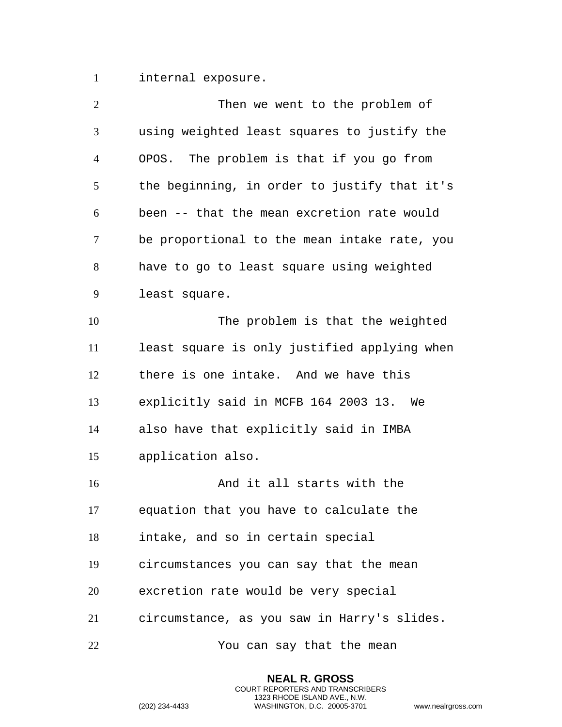internal exposure.

Then we went to the problem of using weighted least squares to justify the OPOS. The problem is that if you go from the beginning, in order to justify that it's been -- that the mean excretion rate would be proportional to the mean intake rate, you have to go to least square using weighted least square.

The problem is that the weighted least square is only justified applying when there is one intake. And we have this explicitly said in MCFB 164 2003 13. We also have that explicitly said in IMBA application also.

And it all starts with the equation that you have to calculate the intake, and so in certain special circumstances you can say that the mean excretion rate would be very special circumstance, as you saw in Harry's slides.

You can say that the mean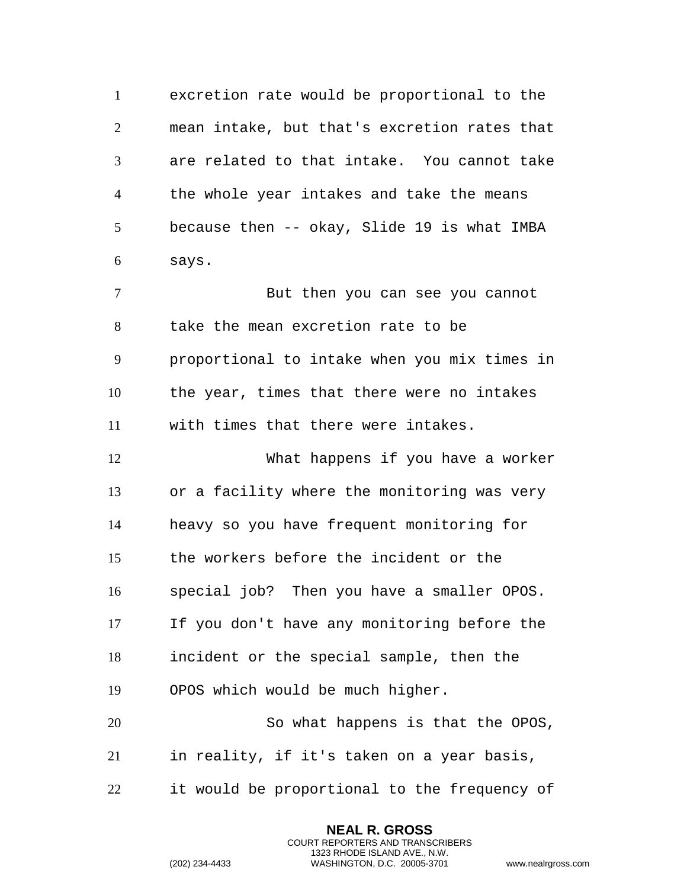excretion rate would be proportional to the mean intake, but that's excretion rates that are related to that intake. You cannot take the whole year intakes and take the means because then -- okay, Slide 19 is what IMBA says.

But then you can see you cannot take the mean excretion rate to be proportional to intake when you mix times in the year, times that there were no intakes with times that there were intakes.

What happens if you have a worker or a facility where the monitoring was very heavy so you have frequent monitoring for the workers before the incident or the special job? Then you have a smaller OPOS. If you don't have any monitoring before the incident or the special sample, then the OPOS which would be much higher.

So what happens is that the OPOS, in reality, if it's taken on a year basis, it would be proportional to the frequency of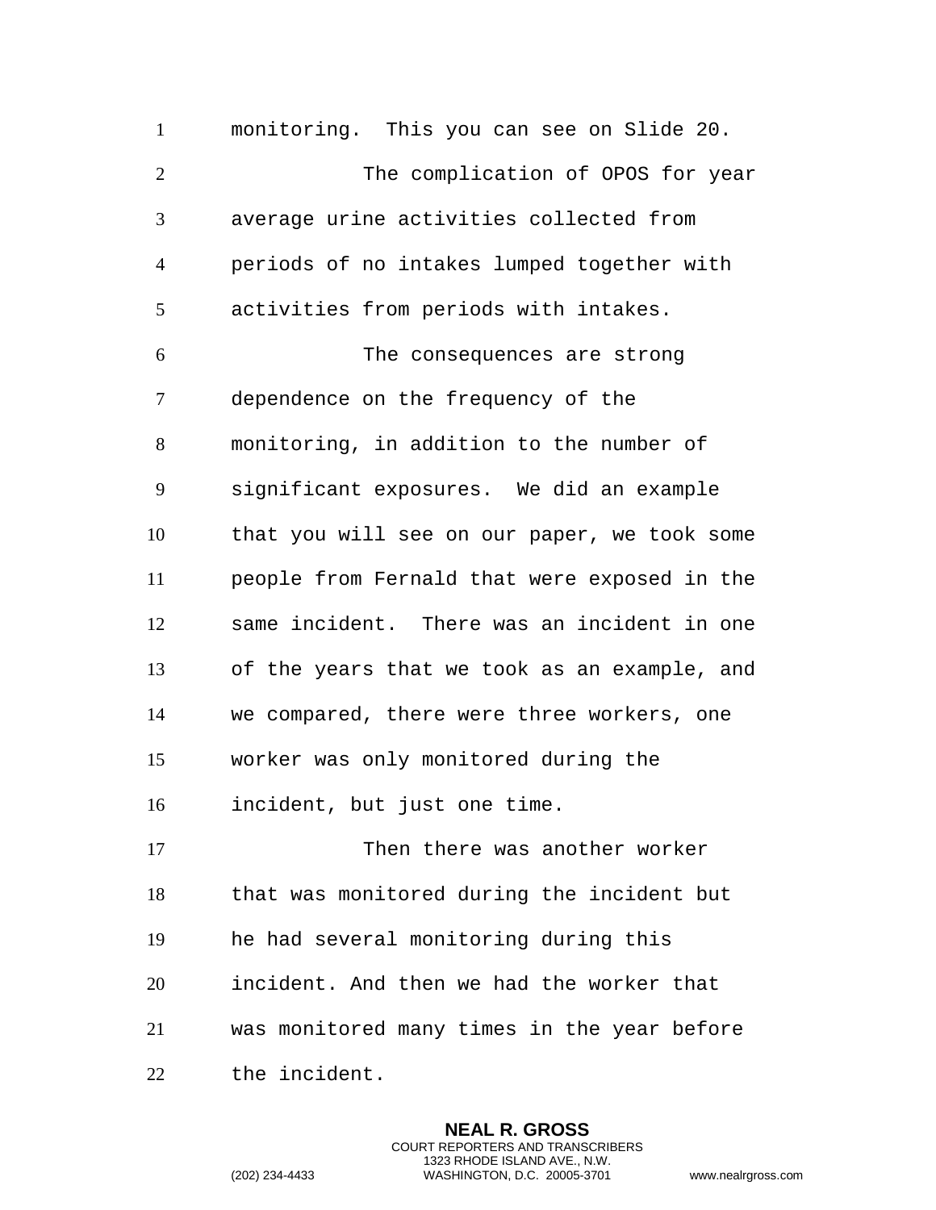monitoring.  This you can see on Slide 20.

The complication of OPOS for year average urine activities collected from periods of no intakes lumped together with activities from periods with intakes.

The consequences are strong dependence on the frequency of the monitoring, in addition to the number of significant exposures.  We did an example that you will see on our paper, we took some people from Fernald that were exposed in the same incident.  There was an incident in one of the years that we took as an example, and we compared, there were three workers, one worker was only monitored during the incident, but just one time.

Then there was another worker that was monitored during the incident but he had several monitoring during this incident. And then we had the worker that was monitored many times in the year before the incident.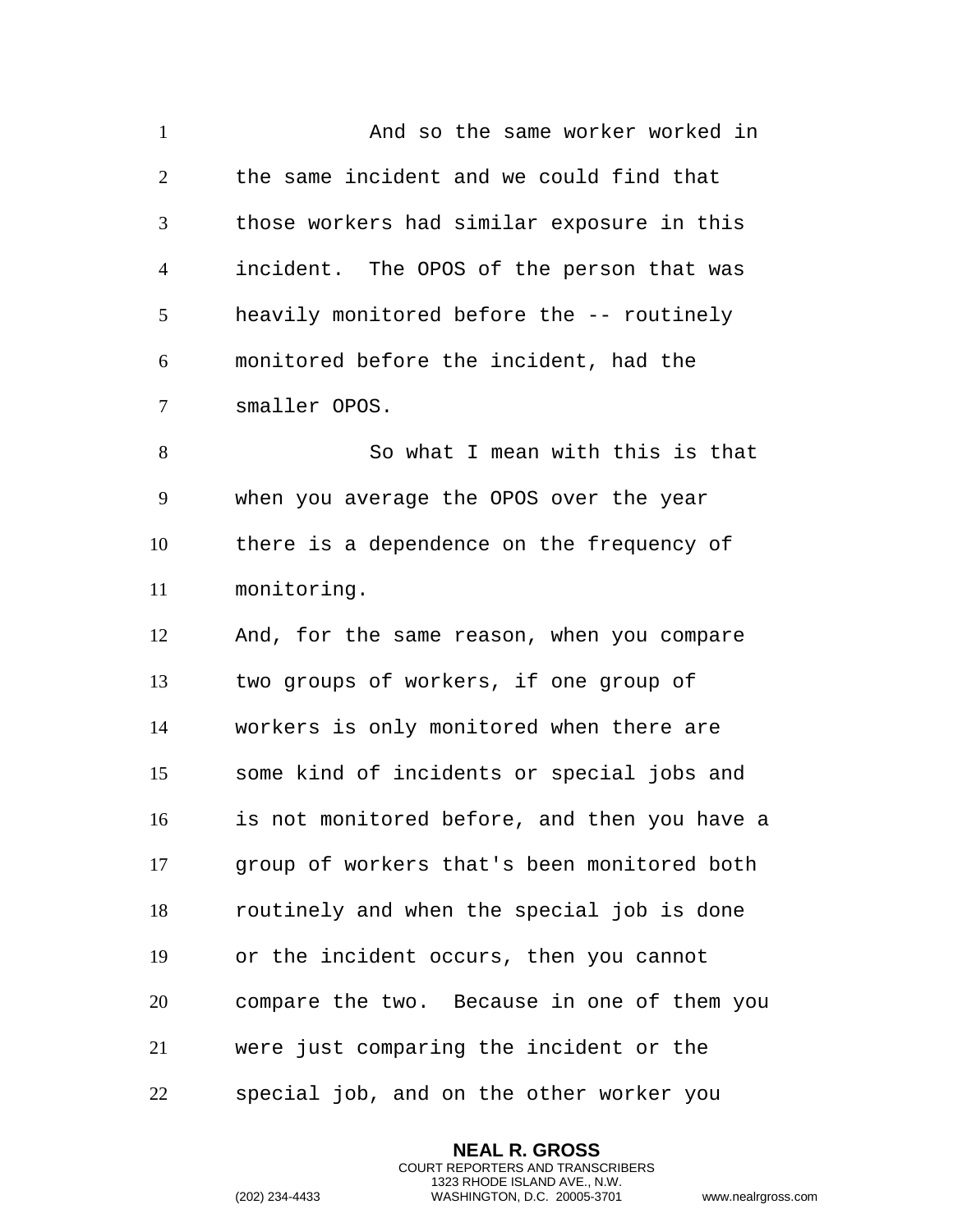And so the same worker worked in the same incident and we could find that those workers had similar exposure in this incident. The OPOS of the person that was heavily monitored before the -- routinely monitored before the incident, had the smaller OPOS.

So what I mean with this is that when you average the OPOS over the year there is a dependence on the frequency of monitoring.

And, for the same reason, when you compare two groups of workers, if one group of workers is only monitored when there are some kind of incidents or special jobs and is not monitored before, and then you have a group of workers that's been monitored both routinely and when the special job is done or the incident occurs, then you cannot compare the two. Because in one of them you were just comparing the incident or the special job, and on the other worker you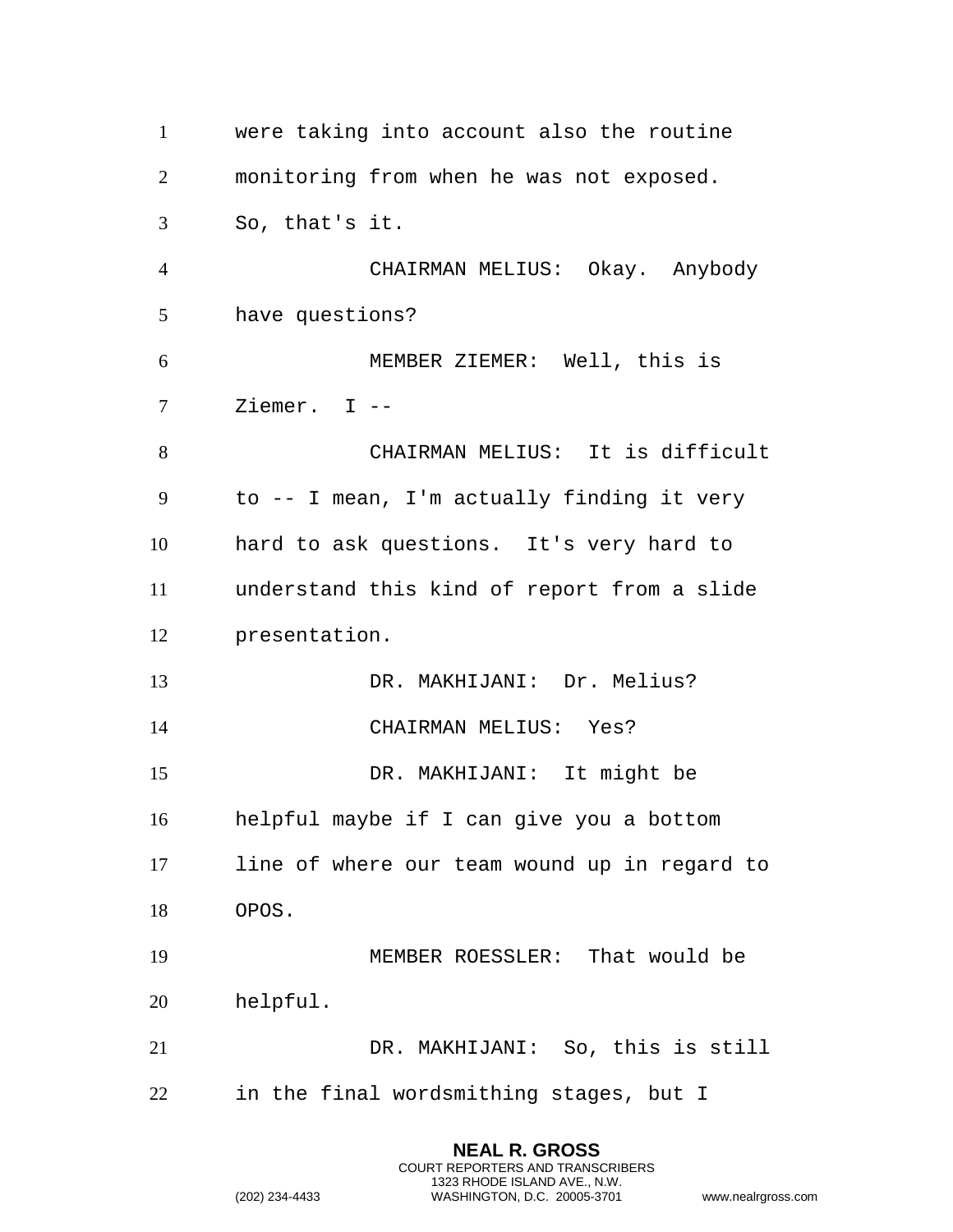were taking into account also the routine monitoring from when he was not exposed. So, that's it.

CHAIRMAN MELIUS: Okay. Anybody have questions?

MEMBER ZIEMER: Well, this is Ziemer. I --

CHAIRMAN MELIUS: It is difficult to -- I mean, I'm actually finding it very hard to ask questions. It's very hard to understand this kind of report from a slide presentation.

DR. MAKHIJANI: Dr. Melius?

CHAIRMAN MELIUS: Yes?

DR. MAKHIJANI: It might be helpful maybe if I can give you a bottom line of where our team wound up in regard to OPOS.

MEMBER ROESSLER: That would be helpful.

DR. MAKHIJANI: So, this is still in the final wordsmithing stages, but I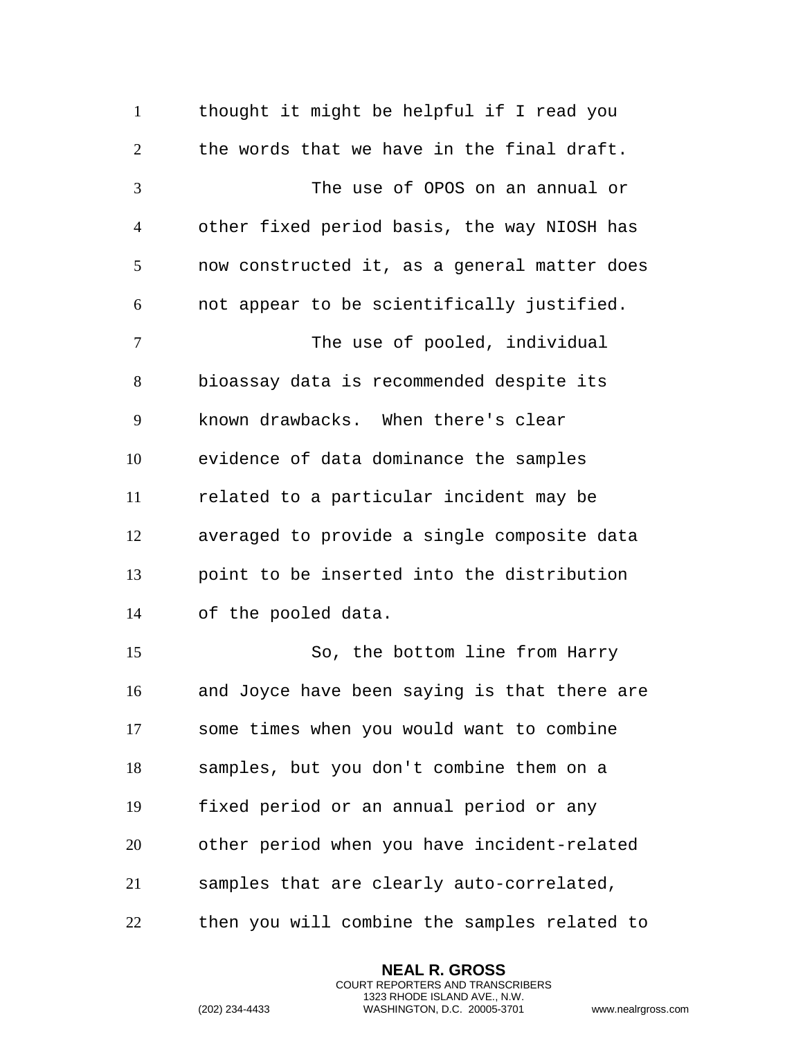thought it might be helpful if I read you the words that we have in the final draft.

The use of OPOS on an annual or other fixed period basis, the way NIOSH has now constructed it, as a general matter does not appear to be scientifically justified.

The use of pooled, individual bioassay data is recommended despite its known drawbacks.  When there's clear evidence of data dominance the samples related to a particular incident may be averaged to provide a single composite data point to be inserted into the distribution of the pooled data.

So, the bottom line from Harry and Joyce have been saying is that there are some times when you would want to combine samples, but you don't combine them on a fixed period or an annual period or any other period when you have incident-related samples that are clearly auto-correlated, then you will combine the samples related to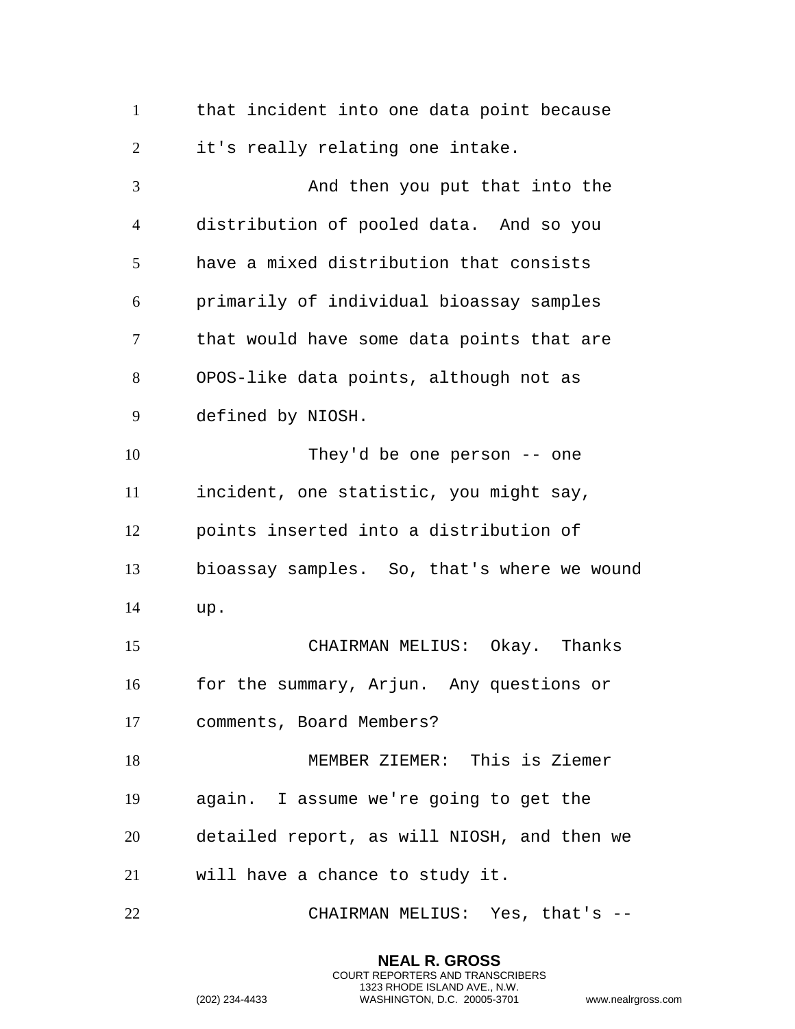that incident into one data point because it's really relating one intake.

And then you put that into the distribution of pooled data. And so you have a mixed distribution that consists primarily of individual bioassay samples that would have some data points that are OPOS-like data points, although not as defined by NIOSH.

They'd be one person -- one incident, one statistic, you might say, points inserted into a distribution of bioassay samples. So, that's where we wound up.

CHAIRMAN MELIUS: Okay. Thanks for the summary, Arjun. Any questions or comments, Board Members?

MEMBER ZIEMER: This is Ziemer again. I assume we're going to get the detailed report, as will NIOSH, and then we will have a chance to study it.

CHAIRMAN MELIUS: Yes, that's --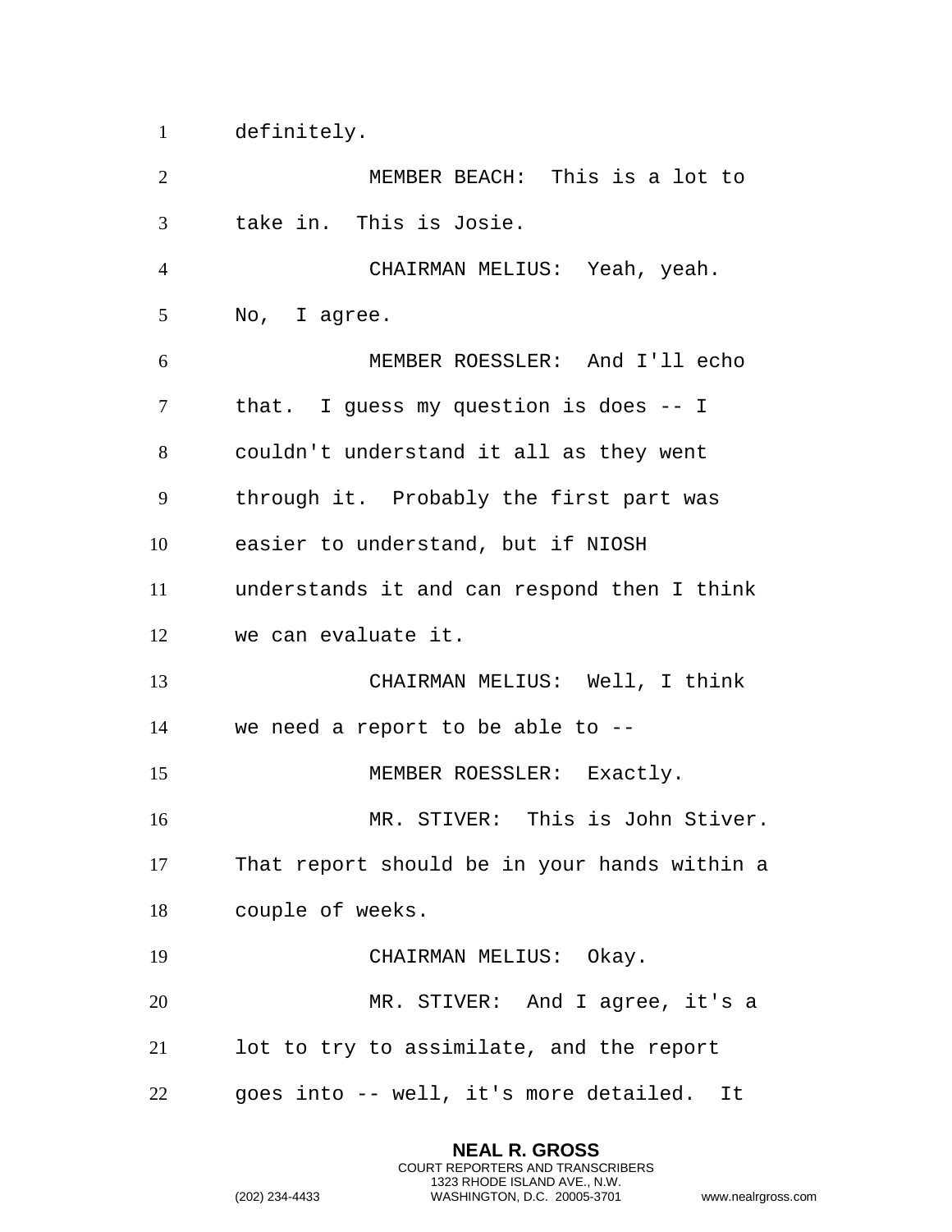definitely.

MEMBER BEACH: This is a lot to take in. This is Josie.

CHAIRMAN MELIUS: Yeah, yeah. No, I agree.

MEMBER ROESSLER: And I'll echo that. I guess my question is does -- I couldn't understand it all as they went through it. Probably the first part was easier to understand, but if NIOSH understands it and can respond then I think we can evaluate it.

CHAIRMAN MELIUS: Well, I think we need a report to be able to --

MEMBER ROESSLER: Exactly.

MR. STIVER: This is John Stiver. That report should be in your hands within a couple of weeks.

CHAIRMAN MELIUS: Okay.

MR. STIVER: And I agree, it's a lot to try to assimilate, and the report goes into -- well, it's more detailed. It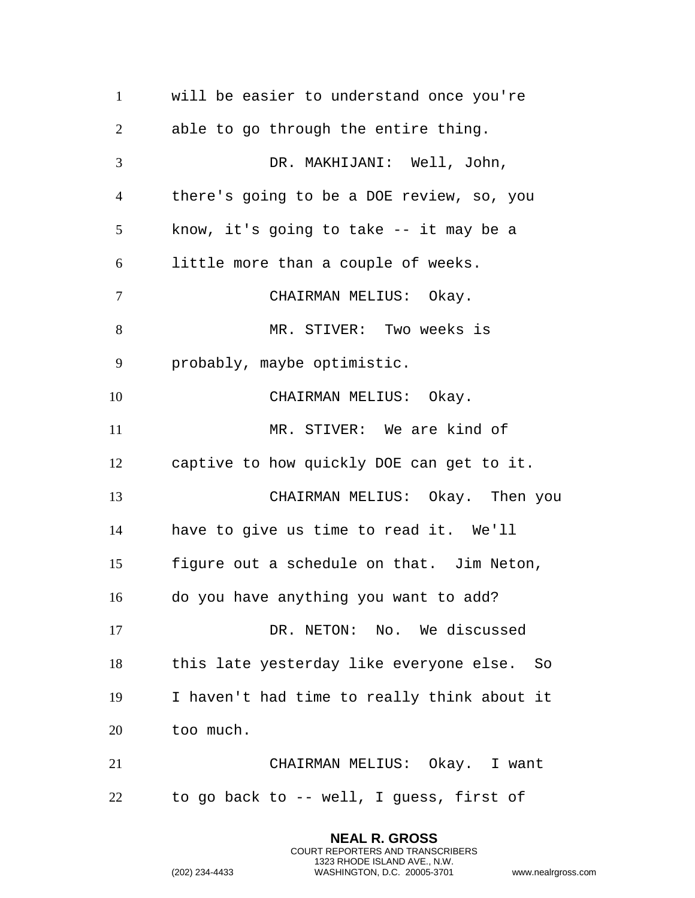will be easier to understand once you're able to go through the entire thing.

DR. MAKHIJANI: Well, John, there's going to be a DOE review, so, you know, it's going to take -- it may be a little more than a couple of weeks.

CHAIRMAN MELIUS: Okay.

MR. STIVER: Two weeks is probably, maybe optimistic.

CHAIRMAN MELIUS: Okay.

MR. STIVER: We are kind of captive to how quickly DOE can get to it.

CHAIRMAN MELIUS: Okay. Then you have to give us time to read it. We'll figure out a schedule on that. Jim Neton, do you have anything you want to add?

DR. NETON: No. We discussed this late yesterday like everyone else. So I haven't had time to really think about it too much.

CHAIRMAN MELIUS: Okay. I want to go back to -- well, I guess, first of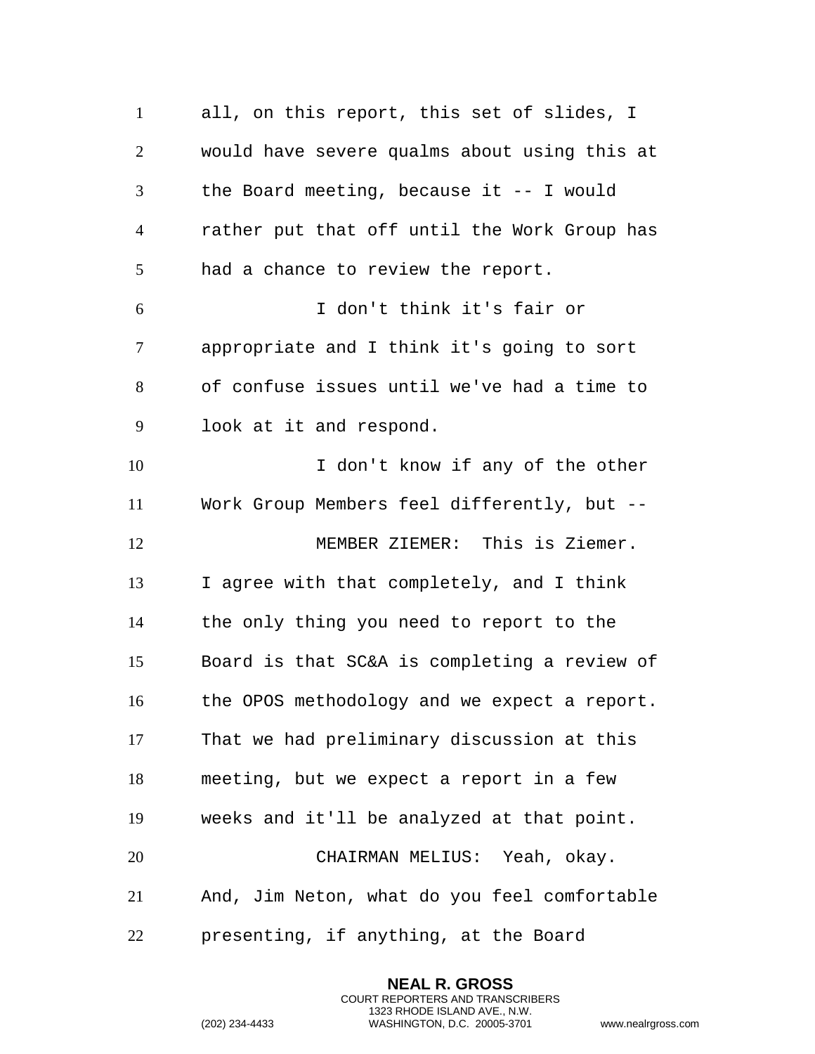all, on this report, this set of slides, I would have severe qualms about using this at the Board meeting, because it -- I would rather put that off until the Work Group has had a chance to review the report.

I don't think it's fair or appropriate and I think it's going to sort of confuse issues until we've had a time to look at it and respond.

I don't know if any of the other Work Group Members feel differently, but --

MEMBER ZIEMER: This is Ziemer. I agree with that completely, and I think the only thing you need to report to the Board is that SC&A is completing a review of the OPOS methodology and we expect a report. That we had preliminary discussion at this meeting, but we expect a report in a few weeks and it'll be analyzed at that point.

CHAIRMAN MELIUS: Yeah, okay. And, Jim Neton, what do you feel comfortable presenting, if anything, at the Board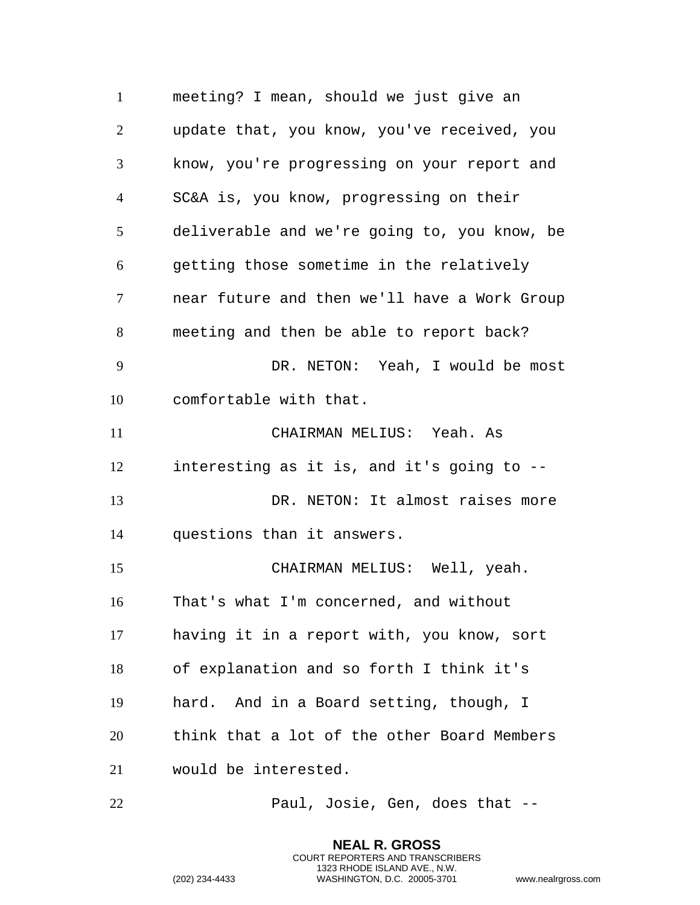meeting? I mean, should we just give an update that, you know, you've received, you know, you're progressing on your report and SC&A is, you know, progressing on their deliverable and we're going to, you know, be getting those sometime in the relatively near future and then we'll have a Work Group meeting and then be able to report back?

DR. NETON: Yeah, I would be most comfortable with that.

CHAIRMAN MELIUS: Yeah. As interesting as it is, and it's going to --

DR. NETON: It almost raises more questions than it answers.

CHAIRMAN MELIUS: Well, yeah. That's what I'm concerned, and without having it in a report with, you know, sort of explanation and so forth I think it's hard. And in a Board setting, though, I think that a lot of the other Board Members would be interested.

Paul, Josie, Gen, does that --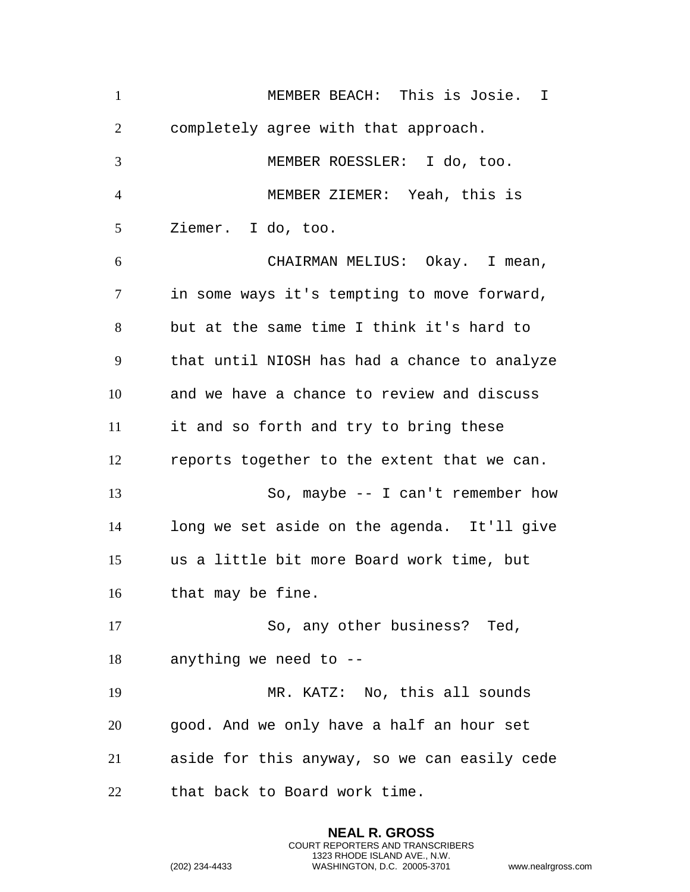MEMBER BEACH: This is Josie. I completely agree with that approach.

MEMBER ROESSLER: I do, too.

MEMBER ZIEMER: Yeah, this is Ziemer. I do, too.

CHAIRMAN MELIUS: Okay. I mean, in some ways it's tempting to move forward, but at the same time I think it's hard to that until NIOSH has had a chance to analyze and we have a chance to review and discuss it and so forth and try to bring these reports together to the extent that we can.

So, maybe -- I can't remember how long we set aside on the agenda. It'll give us a little bit more Board work time, but that may be fine.

So, any other business? Ted, anything we need to --

MR. KATZ: No, this all sounds good. And we only have a half an hour set aside for this anyway, so we can easily cede that back to Board work time.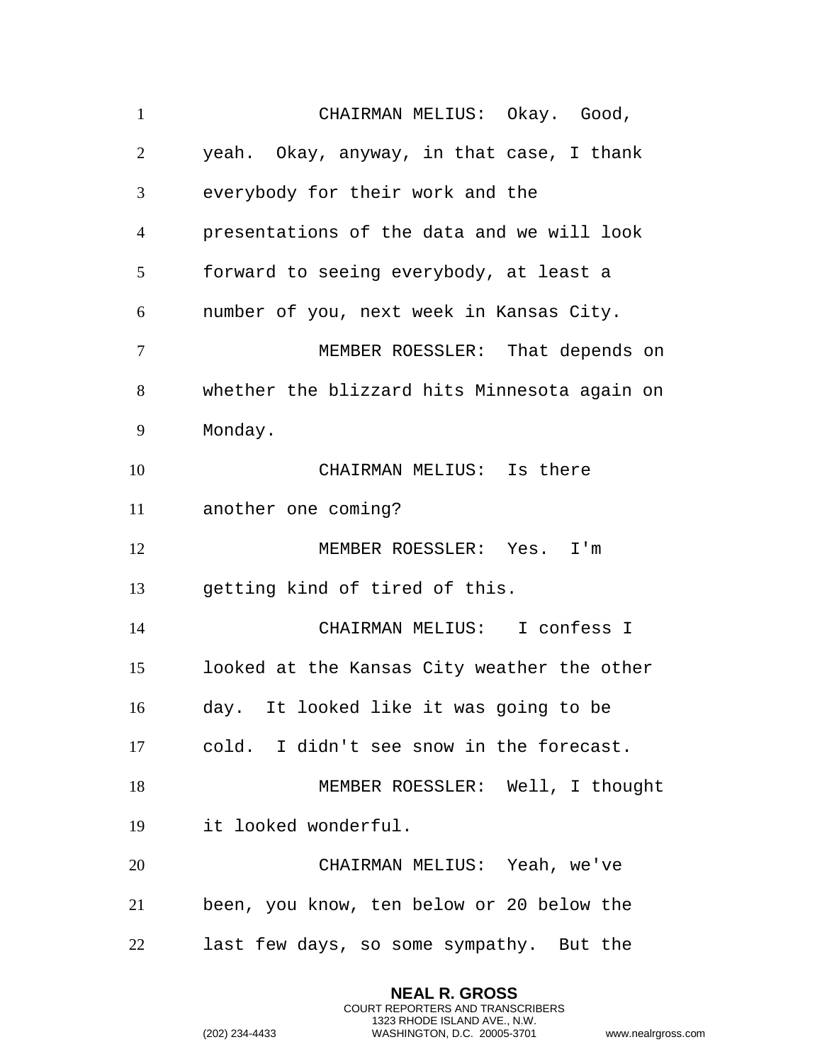CHAIRMAN MELIUS: Okay. Good, yeah. Okay, anyway, in that case, I thank everybody for their work and the presentations of the data and we will look forward to seeing everybody, at least a number of you, next week in Kansas City.

MEMBER ROESSLER: That depends on whether the blizzard hits Minnesota again on Monday.

CHAIRMAN MELIUS: Is there another one coming?

MEMBER ROESSLER: Yes. I'm getting kind of tired of this.

CHAIRMAN MELIUS: I confess I looked at the Kansas City weather the other day. It looked like it was going to be cold. I didn't see snow in the forecast.

MEMBER ROESSLER: Well, I thought it looked wonderful.

CHAIRMAN MELIUS: Yeah, we've been, you know, ten below or 20 below the last few days, so some sympathy. But the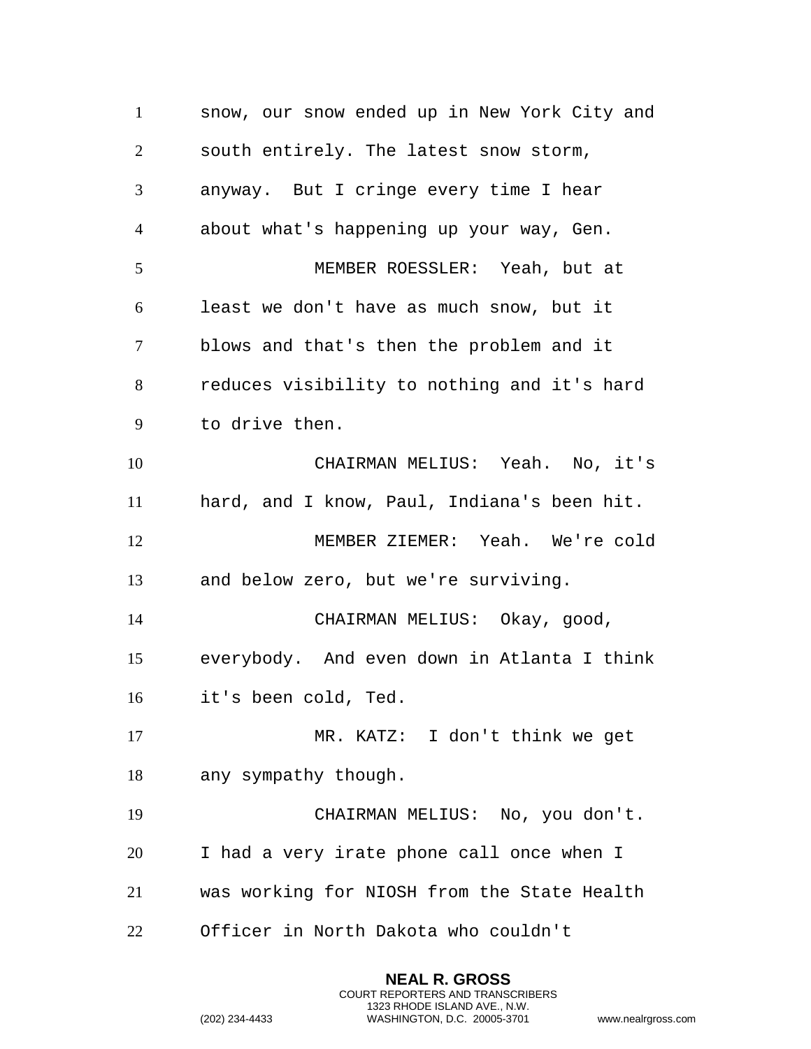snow, our snow ended up in New York City and south entirely. The latest snow storm, anyway. But I cringe every time I hear about what's happening up your way, Gen.

MEMBER ROESSLER: Yeah, but at least we don't have as much snow, but it blows and that's then the problem and it reduces visibility to nothing and it's hard to drive then.

CHAIRMAN MELIUS: Yeah. No, it's hard, and I know, Paul, Indiana's been hit.

MEMBER ZIEMER: Yeah. We're cold and below zero, but we're surviving.

CHAIRMAN MELIUS: Okay, good, everybody. And even down in Atlanta I think it's been cold, Ted.

MR. KATZ: I don't think we get any sympathy though.

CHAIRMAN MELIUS: No, you don't. I had a very irate phone call once when I was working for NIOSH from the State Health Officer in North Dakota who couldn't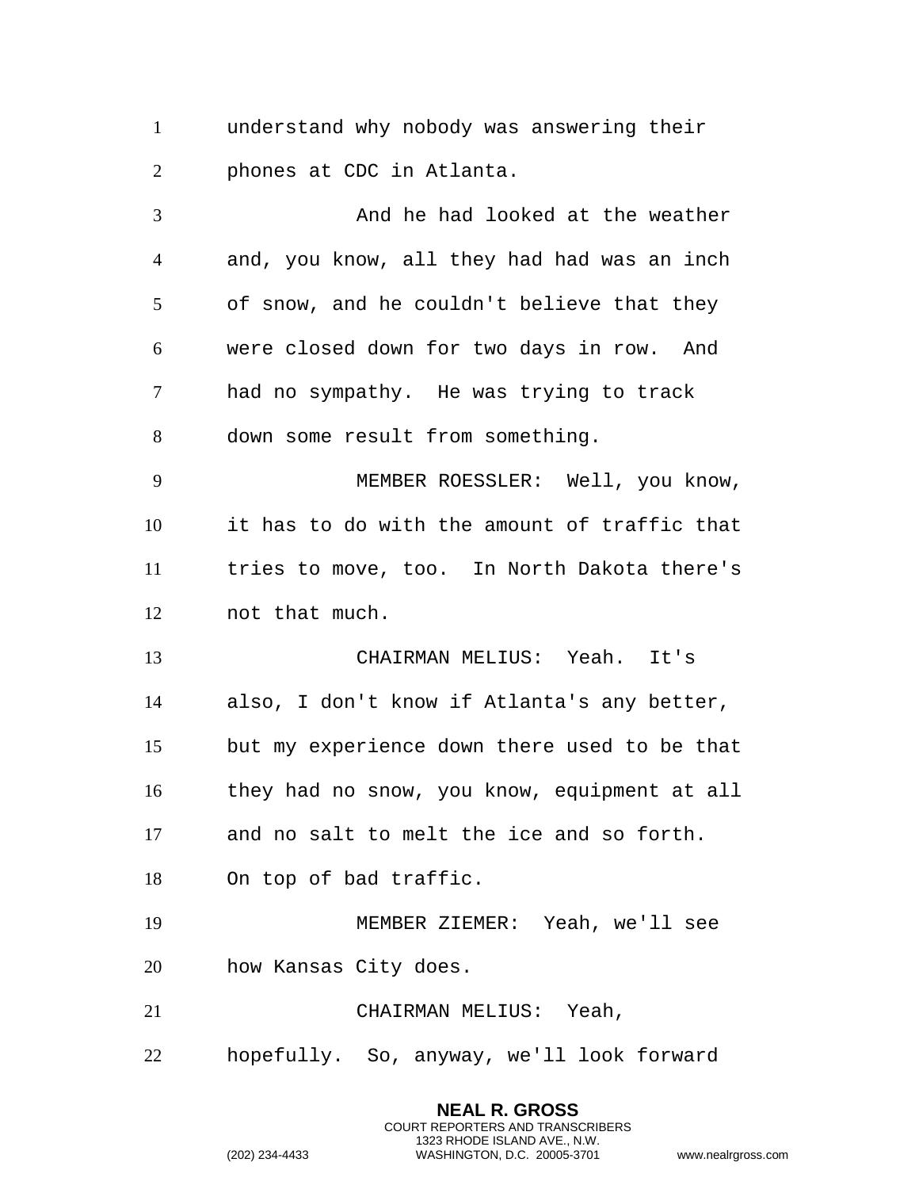understand why nobody was answering their phones at CDC in Atlanta.

And he had looked at the weather and, you know, all they had had was an inch of snow, and he couldn't believe that they were closed down for two days in row. And had no sympathy. He was trying to track down some result from something.

MEMBER ROESSLER: Well, you know, it has to do with the amount of traffic that tries to move, too. In North Dakota there's not that much.

CHAIRMAN MELIUS: Yeah. It's also, I don't know if Atlanta's any better, but my experience down there used to be that they had no snow, you know, equipment at all and no salt to melt the ice and so forth. On top of bad traffic.

MEMBER ZIEMER: Yeah, we'll see how Kansas City does.

CHAIRMAN MELIUS: Yeah, hopefully. So, anyway, we'll look forward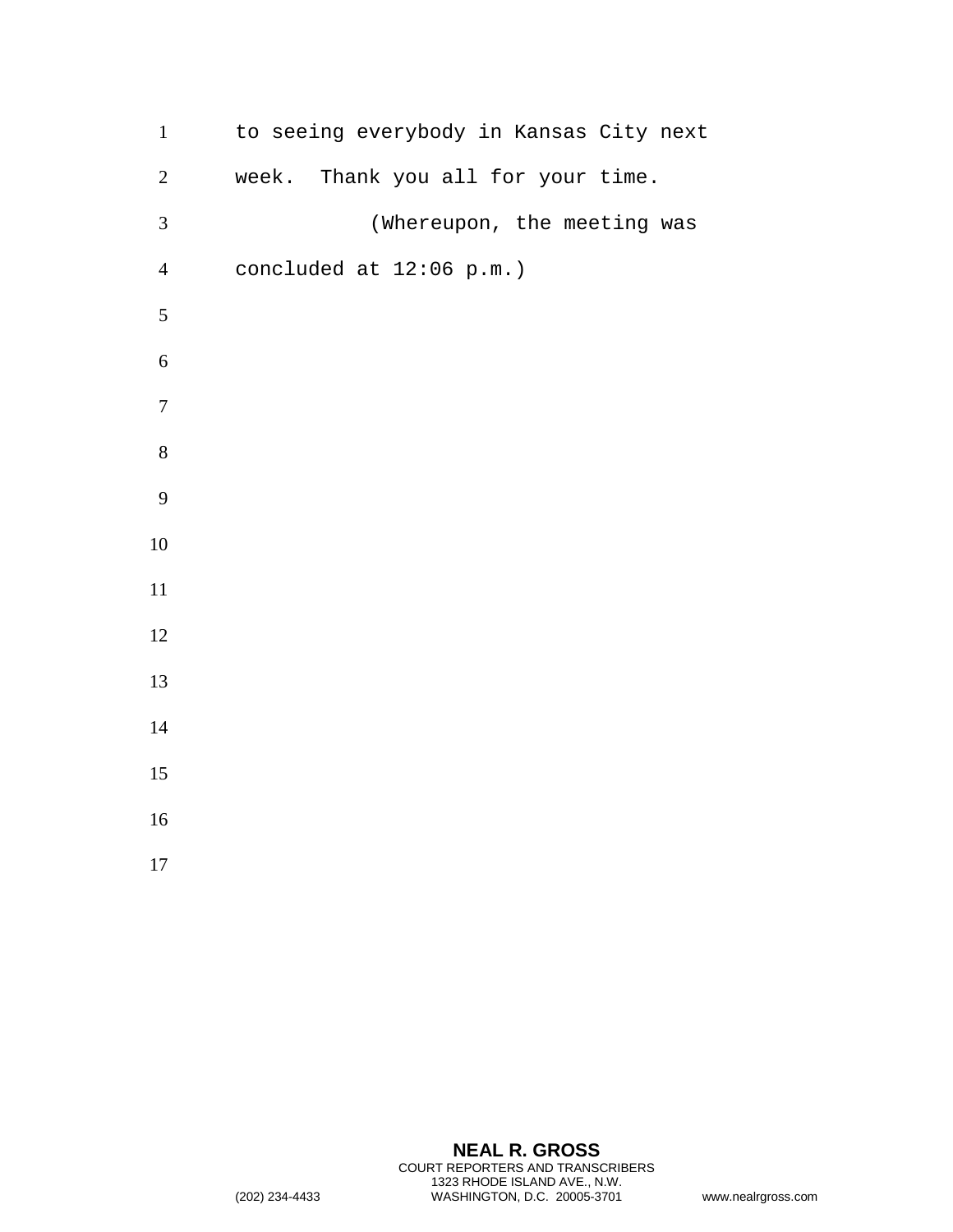to seeing everybody in Kansas City next week. Thank you all for your time.

(Whereupon, the meeting was concluded at 12:06 p.m.)